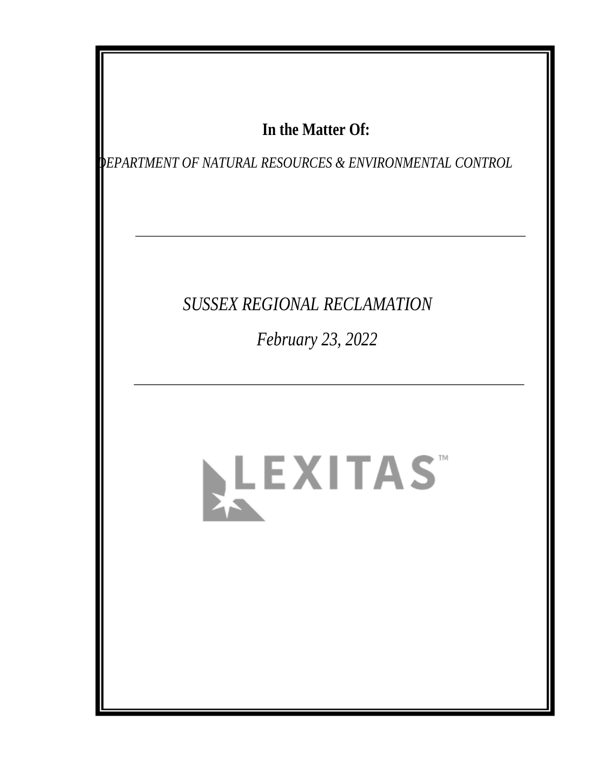**In the Matter Of:**

*DEPARTMENT OF NATURAL RESOURCES & ENVIRONMENTAL CONTROL*

---

*SUSSEX REGIONAL RECLAMATION*

*February 23, 2022*

---

LEXITAS™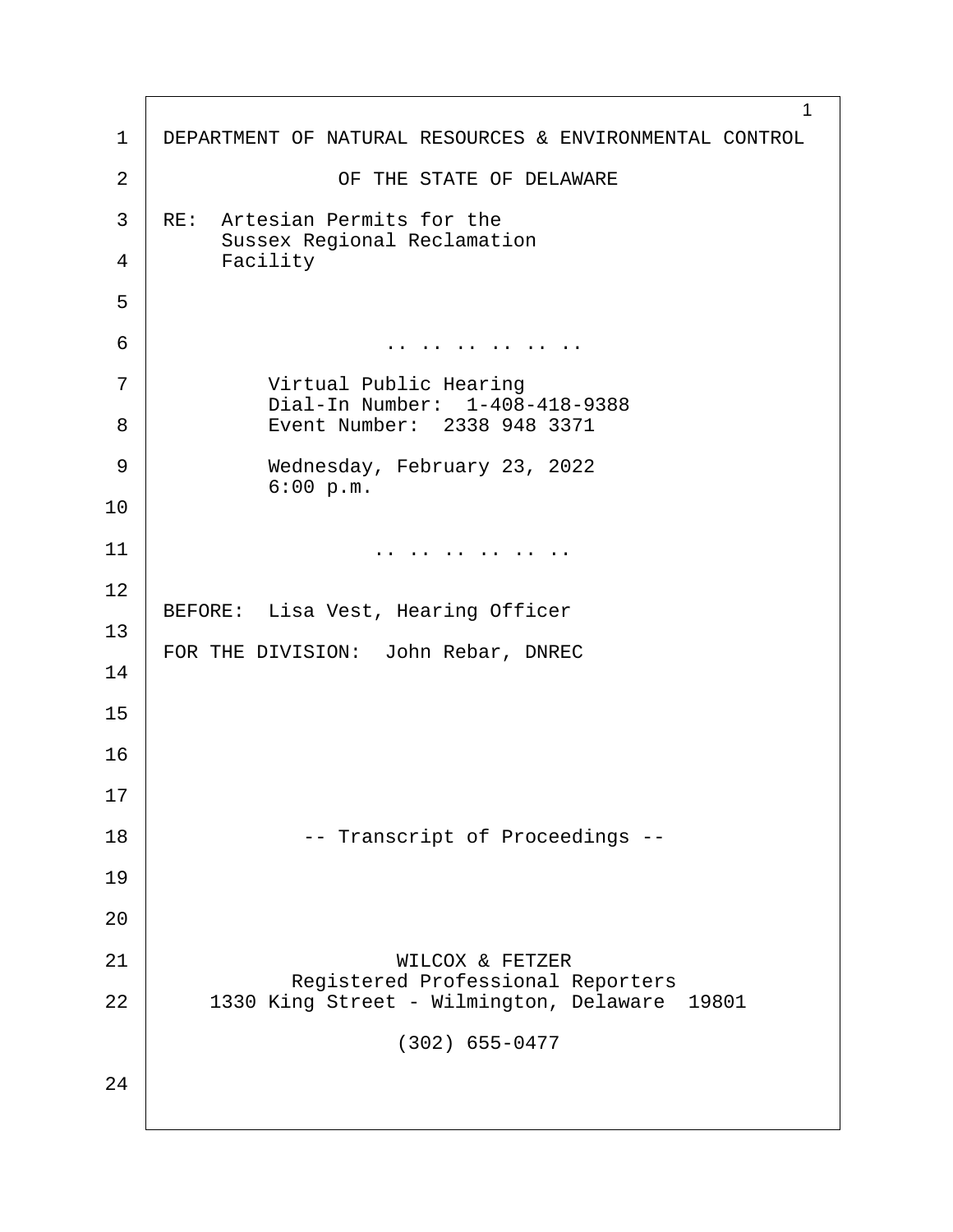DEPARTMENT OF NATURAL RESOURCES & ENVIRONMENTAL CONTROL

OF THE STATE OF DELAWARE

RE: Artesian Permits for the
Sussex Regional Reclamation
Facility

.. .. .. .. .. ..

Virtual Public Hearing
Dial-In Number: 1-408-418-9388
Event Number: 2338 948 3371

Wednesday, February 23, 2022
6:00 p.m.

.. .. .. .. .. ..

BEFORE: Lisa Vest, Hearing Officer

FOR THE DIVISION: John Rebar, DNREC

-- Transcript of Proceedings --

WILCOX & FETZER
Registered Professional Reporters
1330 King Street - Wilmington, Delaware 19801

(302) 655-0477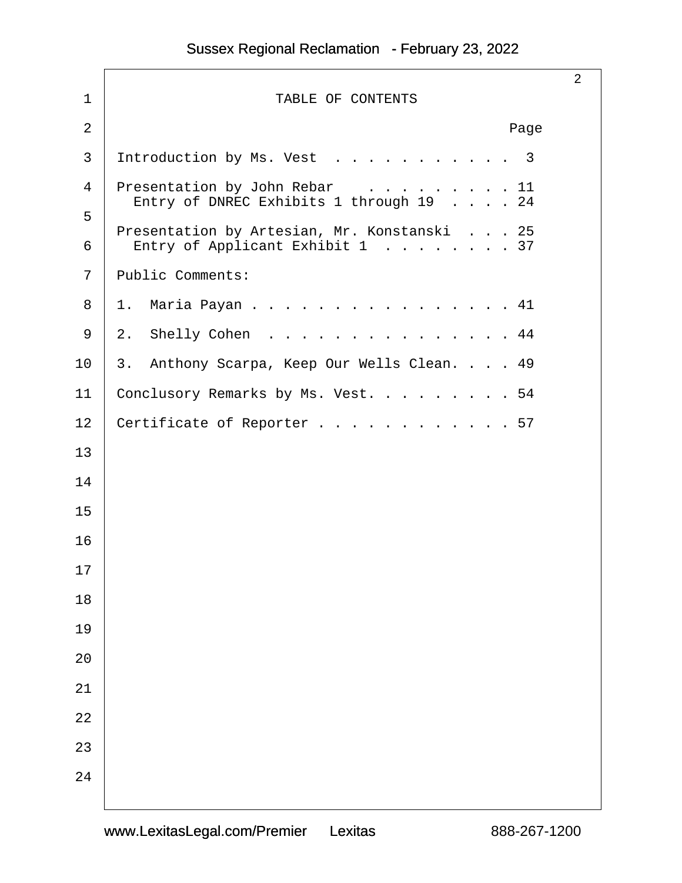# TABLE OF CONTENTS

| | Page |
|---|---|
| Introduction by Ms. Vest . . . . . . . . . . . . | 3 |
| Presentation by John Rebar . . . . . . . . . | 11 |
| Entry of DNREC Exhibits 1 through 19 . . . . | 24 |
| Presentation by Artesian, Mr. Konstanski . . . | 25 |
| Entry of Applicant Exhibit 1 . . . . . . . . | 37 |
| Public Comments: | |
| 1. Maria Payan . . . . . . . . . . . . . . . . | 41 |
| 2. Shelly Cohen . . . . . . . . . . . . . . . | 44 |
| 3. Anthony Scarpa, Keep Our Wells Clean. . . . | 49 |
| Conclusory Remarks by Ms. Vest. . . . . . . . . | 54 |
| Certificate of Reporter . . . . . . . . . . . . | 57 |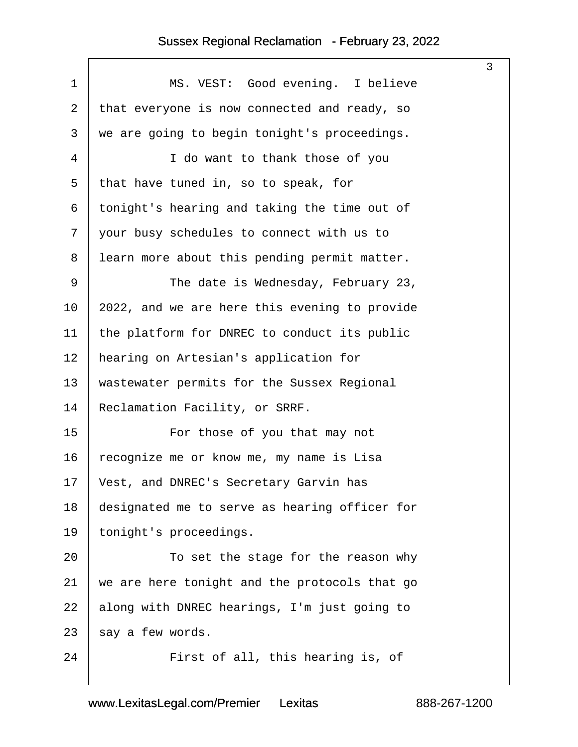MS. VEST: Good evening. I believe that everyone is now connected and ready, so we are going to begin tonight's proceedings.

I do want to thank those of you that have tuned in, so to speak, for tonight's hearing and taking the time out of your busy schedules to connect with us to learn more about this pending permit matter.

The date is Wednesday, February 23, 2022, and we are here this evening to provide the platform for DNREC to conduct its public hearing on Artesian's application for wastewater permits for the Sussex Regional Reclamation Facility, or SRRF.

For those of you that may not recognize me or know me, my name is Lisa Vest, and DNREC's Secretary Garvin has designated me to serve as hearing officer for tonight's proceedings.

To set the stage for the reason why we are here tonight and the protocols that go along with DNREC hearings, I'm just going to say a few words.

First of all, this hearing is, of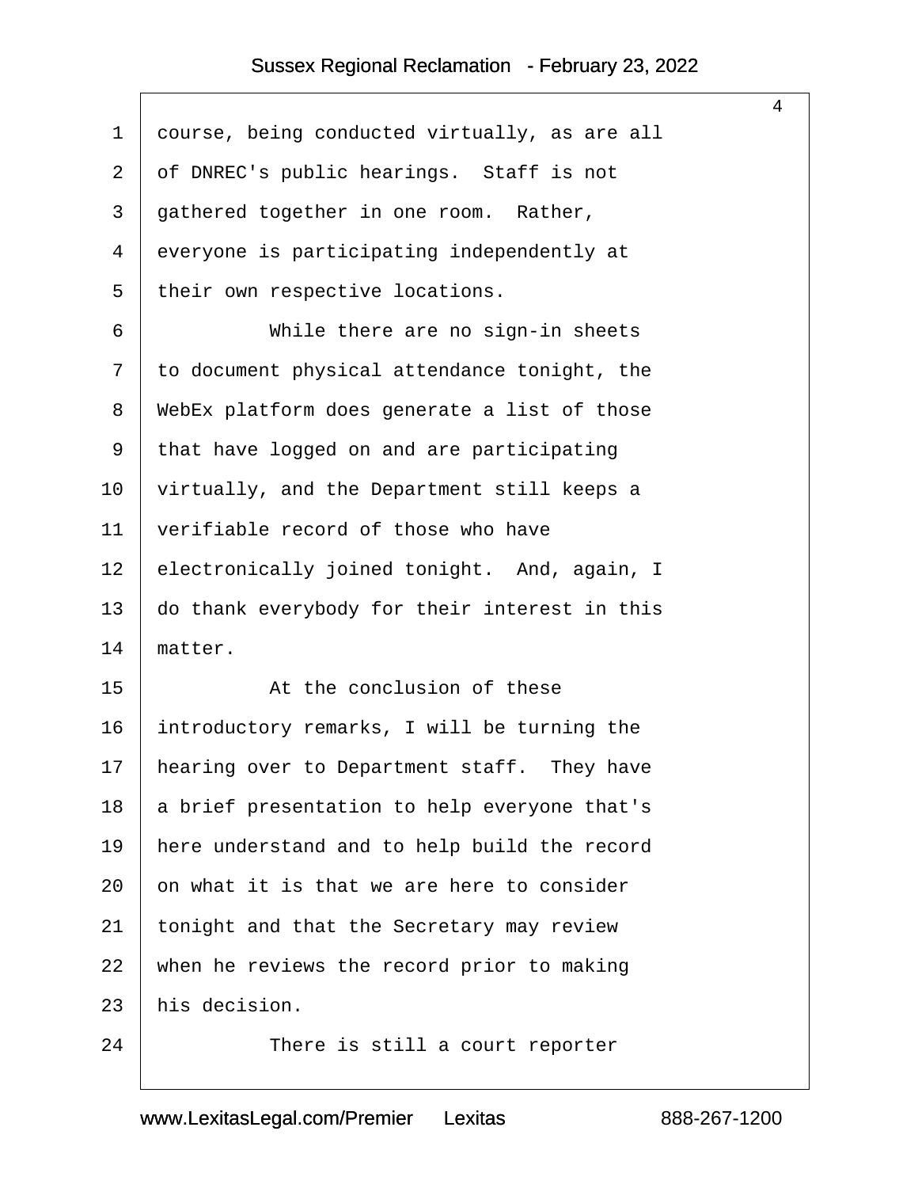course, being conducted virtually, as are all of DNREC's public hearings. Staff is not gathered together in one room. Rather, everyone is participating independently at their own respective locations.

While there are no sign-in sheets to document physical attendance tonight, the WebEx platform does generate a list of those that have logged on and are participating virtually, and the Department still keeps a verifiable record of those who have electronically joined tonight. And, again, I do thank everybody for their interest in this matter.

At the conclusion of these introductory remarks, I will be turning the hearing over to Department staff. They have a brief presentation to help everyone that's here understand and to help build the record on what it is that we are here to consider tonight and that the Secretary may review when he reviews the record prior to making his decision.

There is still a court reporter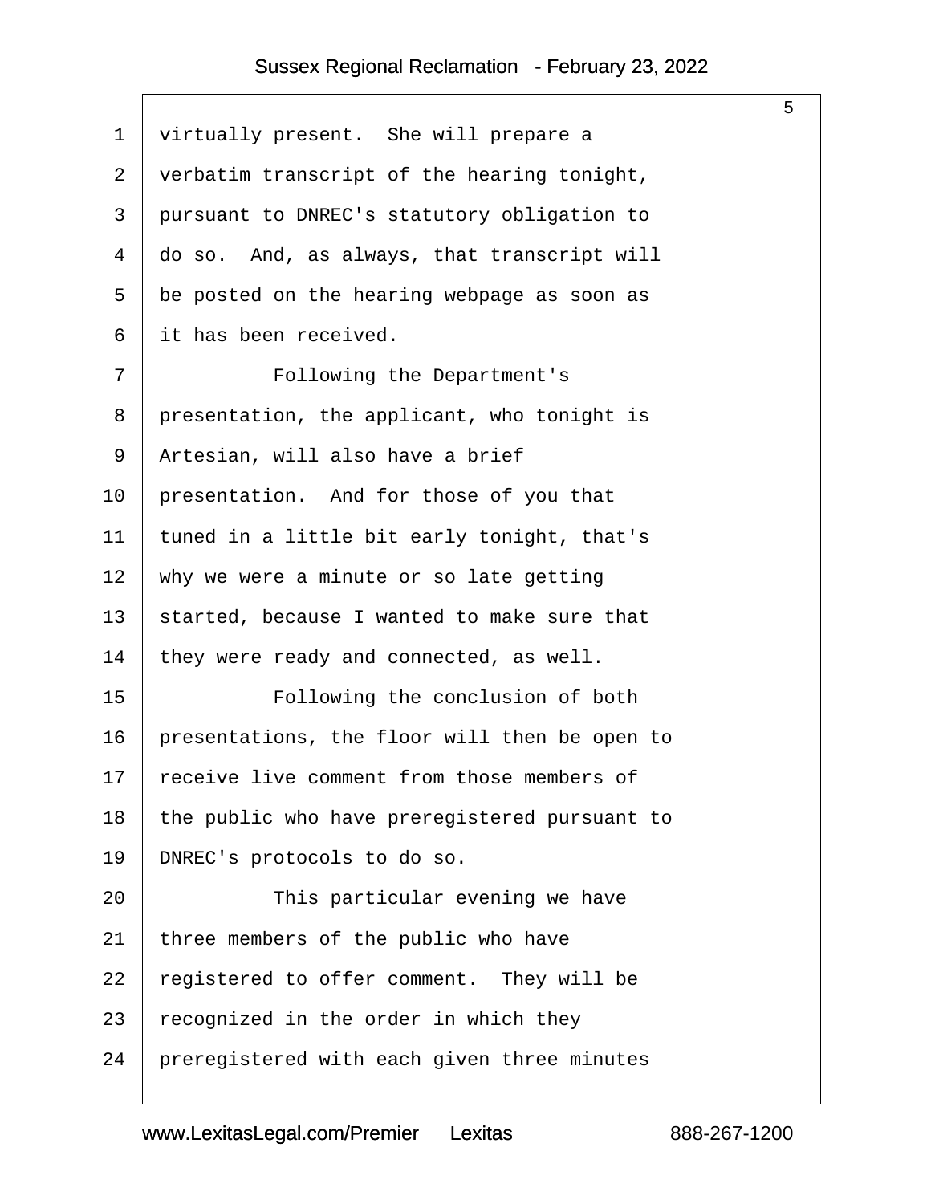virtually present. She will prepare a verbatim transcript of the hearing tonight, pursuant to DNREC's statutory obligation to do so. And, as always, that transcript will be posted on the hearing webpage as soon as it has been received.

Following the Department's presentation, the applicant, who tonight is Artesian, will also have a brief presentation. And for those of you that tuned in a little bit early tonight, that's why we were a minute or so late getting started, because I wanted to make sure that they were ready and connected, as well.

Following the conclusion of both presentations, the floor will then be open to receive live comment from those members of the public who have preregistered pursuant to DNREC's protocols to do so.

This particular evening we have three members of the public who have registered to offer comment. They will be recognized in the order in which they preregistered with each given three minutes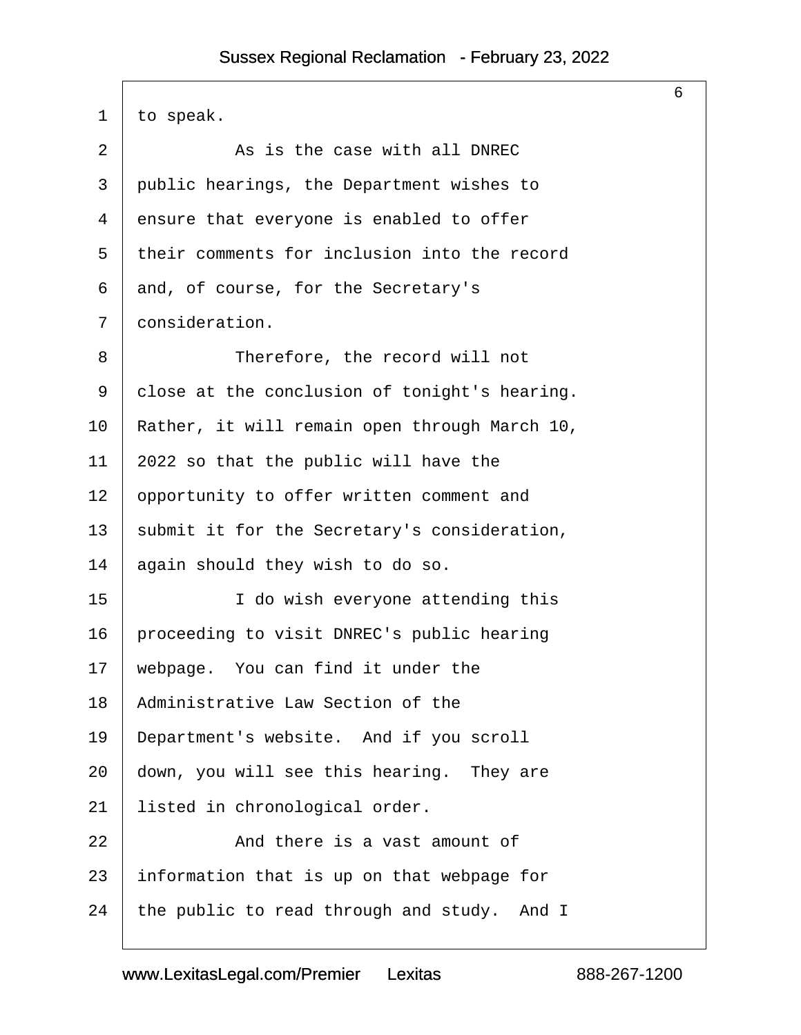to speak.

As is the case with all DNREC public hearings, the Department wishes to ensure that everyone is enabled to offer their comments for inclusion into the record and, of course, for the Secretary's consideration.

Therefore, the record will not close at the conclusion of tonight's hearing. Rather, it will remain open through March 10, 2022 so that the public will have the opportunity to offer written comment and submit it for the Secretary's consideration, again should they wish to do so.

I do wish everyone attending this proceeding to visit DNREC's public hearing webpage. You can find it under the Administrative Law Section of the Department's website. And if you scroll down, you will see this hearing. They are listed in chronological order.

And there is a vast amount of information that is up on that webpage for the public to read through and study. And I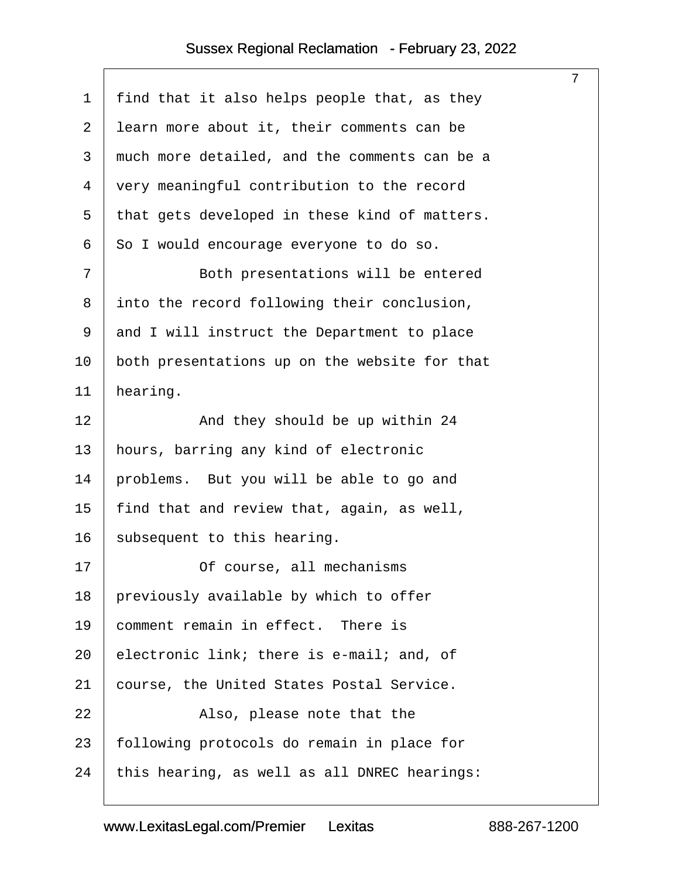find that it also helps people that, as they learn more about it, their comments can be much more detailed, and the comments can be a very meaningful contribution to the record that gets developed in these kind of matters. So I would encourage everyone to do so.

Both presentations will be entered into the record following their conclusion, and I will instruct the Department to place both presentations up on the website for that hearing.

And they should be up within 24 hours, barring any kind of electronic problems. But you will be able to go and find that and review that, again, as well, subsequent to this hearing.

Of course, all mechanisms previously available by which to offer comment remain in effect. There is electronic link; there is e-mail; and, of course, the United States Postal Service.

Also, please note that the following protocols do remain in place for this hearing, as well as all DNREC hearings: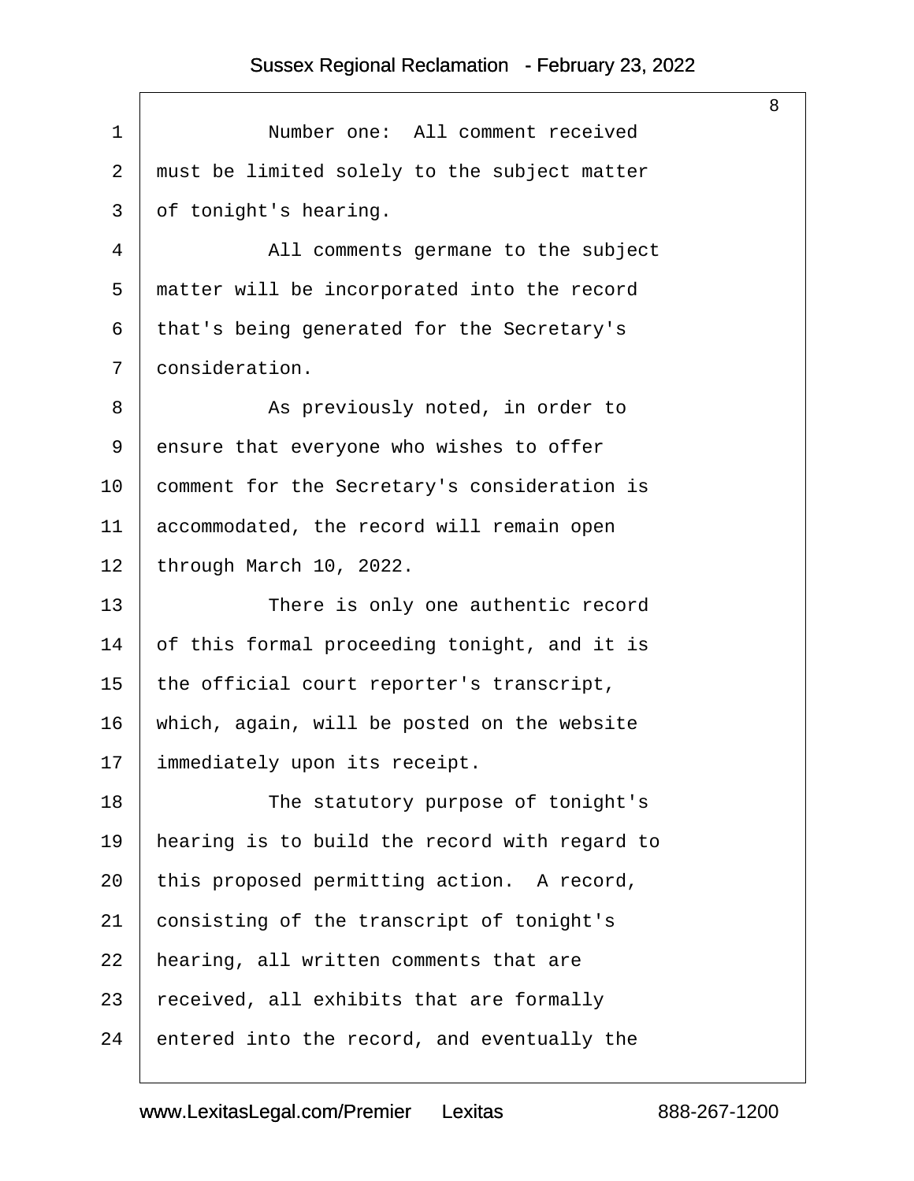Number one: All comment received must be limited solely to the subject matter of tonight's hearing.

All comments germane to the subject matter will be incorporated into the record that's being generated for the Secretary's consideration.

As previously noted, in order to ensure that everyone who wishes to offer comment for the Secretary's consideration is accommodated, the record will remain open through March 10, 2022.

There is only one authentic record of this formal proceeding tonight, and it is the official court reporter's transcript, which, again, will be posted on the website immediately upon its receipt.

The statutory purpose of tonight's hearing is to build the record with regard to this proposed permitting action. A record, consisting of the transcript of tonight's hearing, all written comments that are received, all exhibits that are formally entered into the record, and eventually the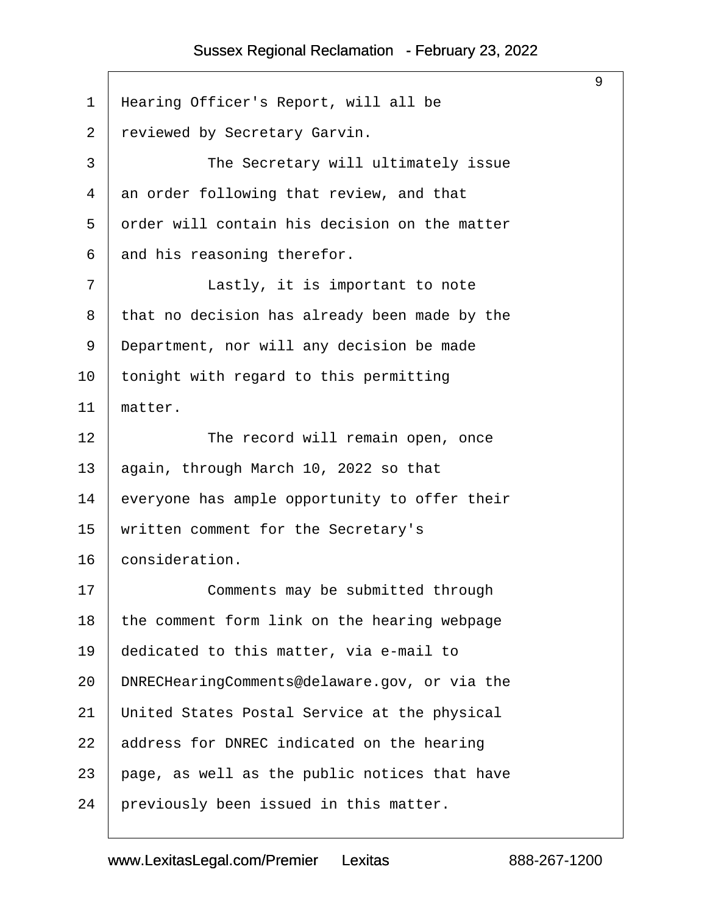Hearing Officer's Report, will all be reviewed by Secretary Garvin.

The Secretary will ultimately issue an order following that review, and that order will contain his decision on the matter and his reasoning therefor.

Lastly, it is important to note that no decision has already been made by the Department, nor will any decision be made tonight with regard to this permitting matter.

The record will remain open, once again, through March 10, 2022 so that everyone has ample opportunity to offer their written comment for the Secretary's consideration.

Comments may be submitted through the comment form link on the hearing webpage dedicated to this matter, via e-mail to DNRECHearingComments@delaware.gov, or via the United States Postal Service at the physical address for DNREC indicated on the hearing page, as well as the public notices that have previously been issued in this matter.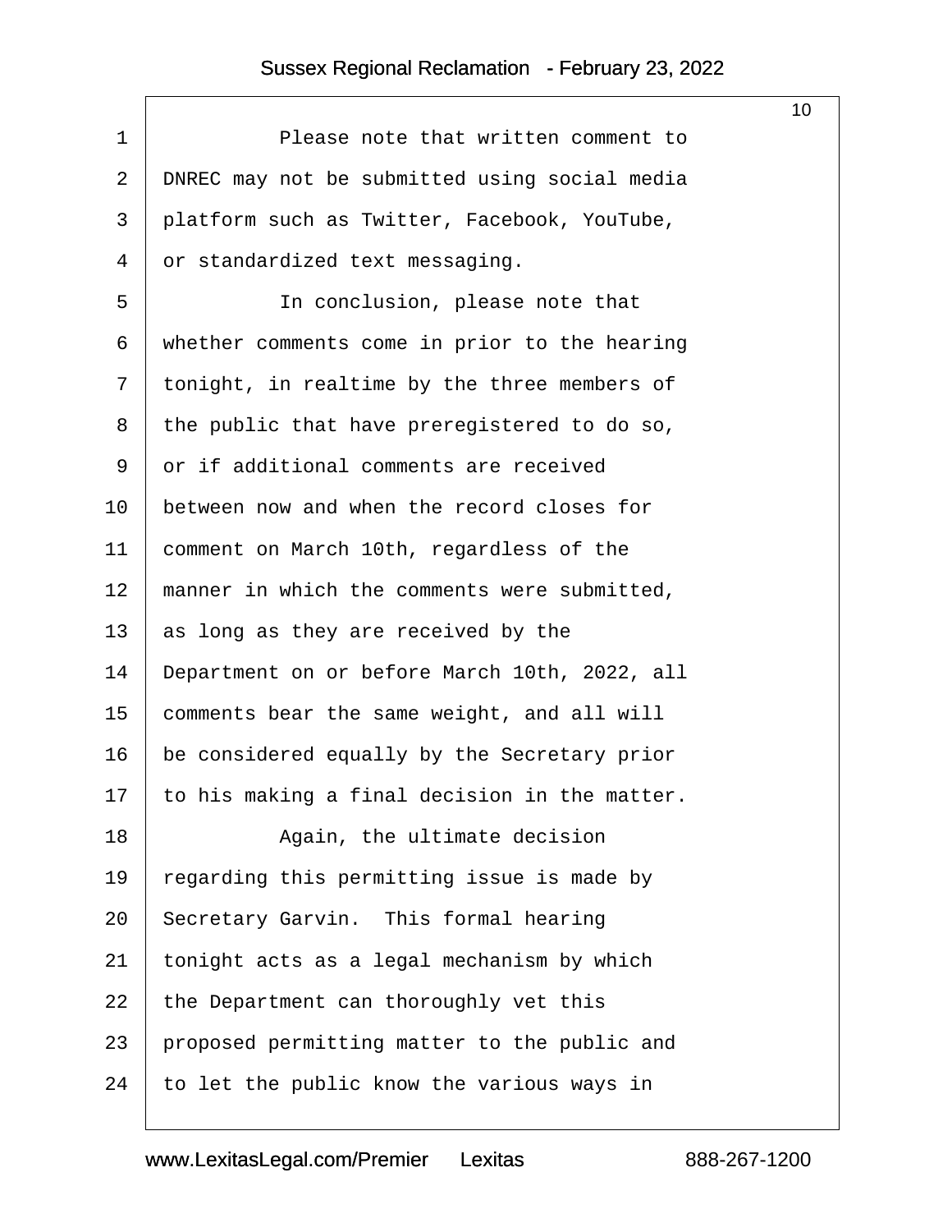Please note that written comment to DNREC may not be submitted using social media platform such as Twitter, Facebook, YouTube, or standardized text messaging.

In conclusion, please note that whether comments come in prior to the hearing tonight, in realtime by the three members of the public that have preregistered to do so, or if additional comments are received between now and when the record closes for comment on March 10th, regardless of the manner in which the comments were submitted, as long as they are received by the Department on or before March 10th, 2022, all comments bear the same weight, and all will be considered equally by the Secretary prior to his making a final decision in the matter.

Again, the ultimate decision regarding this permitting issue is made by Secretary Garvin. This formal hearing tonight acts as a legal mechanism by which the Department can thoroughly vet this proposed permitting matter to the public and to let the public know the various ways in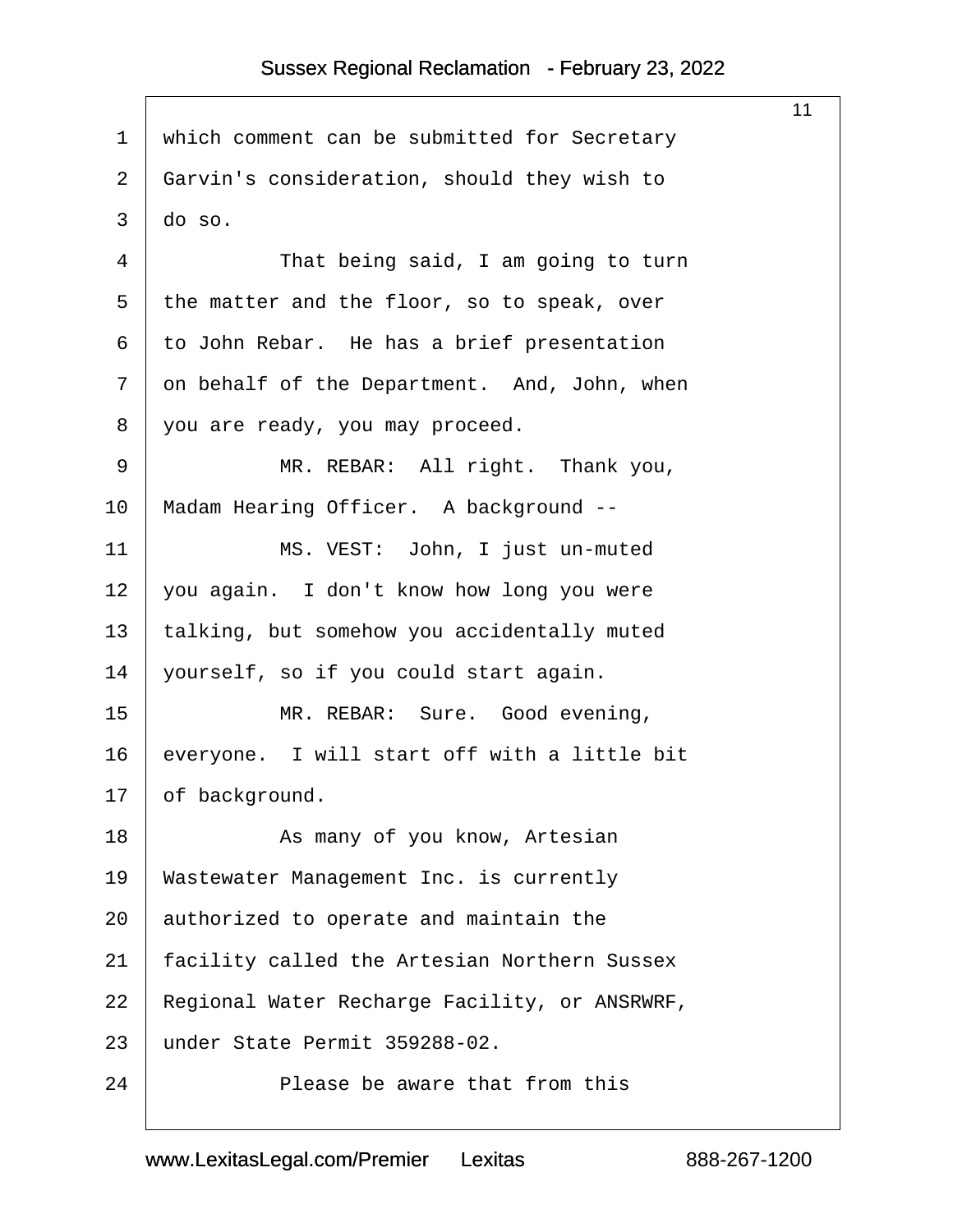which comment can be submitted for Secretary Garvin's consideration, should they wish to do so.

That being said, I am going to turn the matter and the floor, so to speak, over to John Rebar. He has a brief presentation on behalf of the Department. And, John, when you are ready, you may proceed.

MR. REBAR: All right. Thank you, Madam Hearing Officer. A background --

MS. VEST: John, I just un-muted you again. I don't know how long you were talking, but somehow you accidentally muted yourself, so if you could start again.

MR. REBAR: Sure. Good evening, everyone. I will start off with a little bit of background.

As many of you know, Artesian Wastewater Management Inc. is currently authorized to operate and maintain the facility called the Artesian Northern Sussex Regional Water Recharge Facility, or ANSRWRF, under State Permit 359288-02.

Please be aware that from this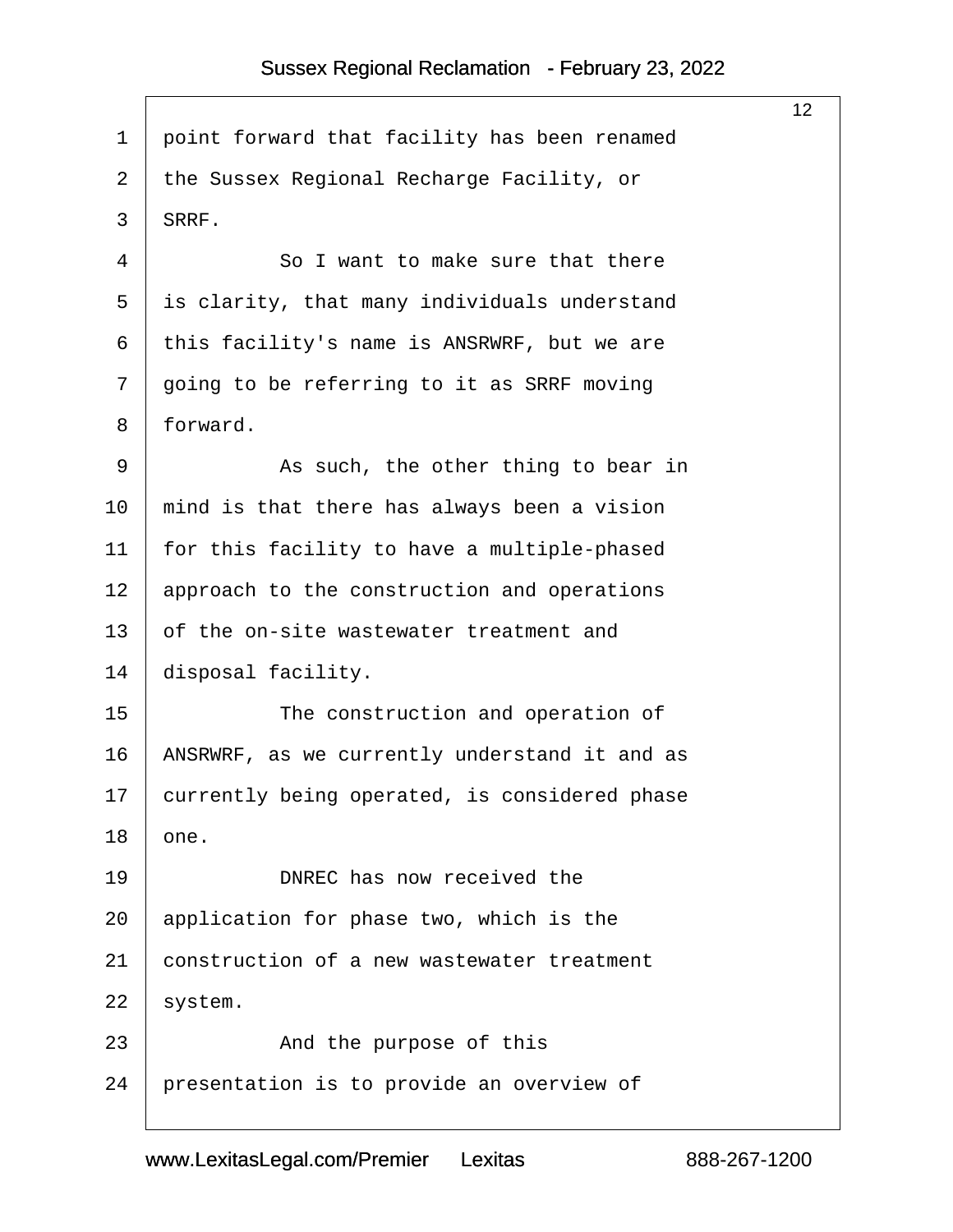point forward that facility has been renamed the Sussex Regional Recharge Facility, or SRRF.

So I want to make sure that there is clarity, that many individuals understand this facility's name is ANSRWRF, but we are going to be referring to it as SRRF moving forward.

As such, the other thing to bear in mind is that there has always been a vision for this facility to have a multiple-phased approach to the construction and operations of the on-site wastewater treatment and disposal facility.

The construction and operation of ANSRWRF, as we currently understand it and as currently being operated, is considered phase one.

DNREC has now received the application for phase two, which is the construction of a new wastewater treatment system.

And the purpose of this presentation is to provide an overview of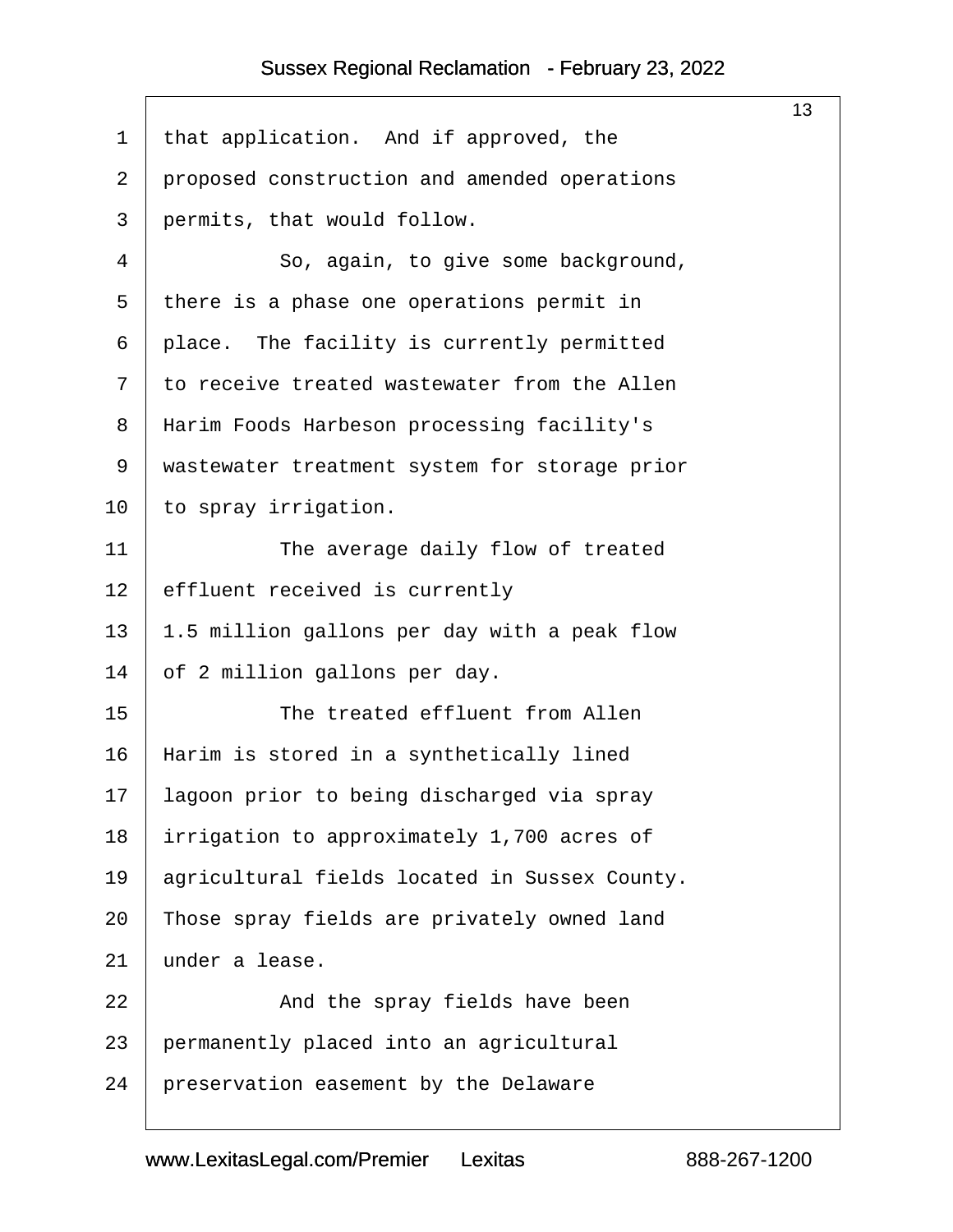that application. And if approved, the proposed construction and amended operations permits, that would follow.

So, again, to give some background, there is a phase one operations permit in place. The facility is currently permitted to receive treated wastewater from the Allen Harim Foods Harbeson processing facility's wastewater treatment system for storage prior to spray irrigation.

The average daily flow of treated effluent received is currently 1.5 million gallons per day with a peak flow of 2 million gallons per day.

The treated effluent from Allen Harim is stored in a synthetically lined lagoon prior to being discharged via spray irrigation to approximately 1,700 acres of agricultural fields located in Sussex County. Those spray fields are privately owned land under a lease.

And the spray fields have been permanently placed into an agricultural preservation easement by the Delaware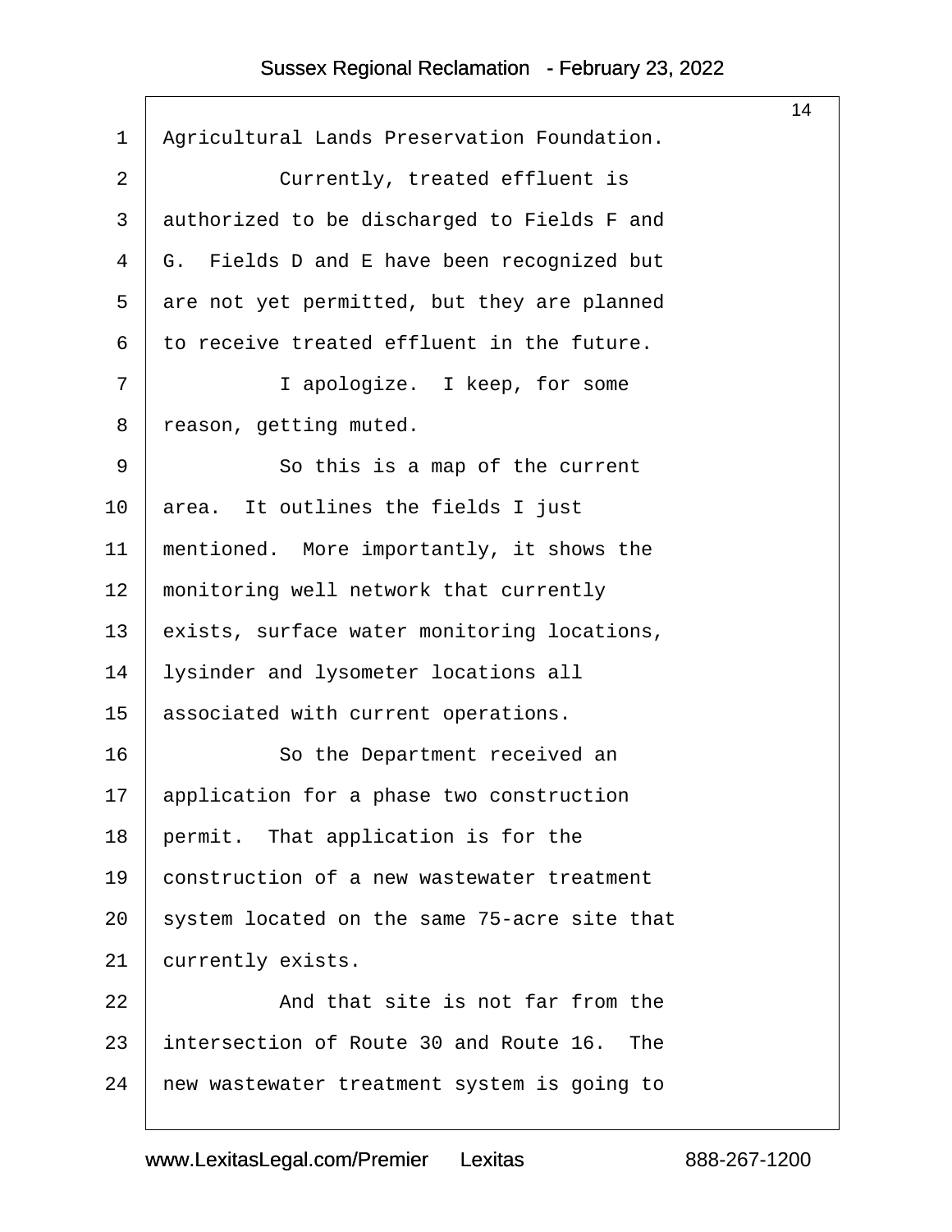Agricultural Lands Preservation Foundation.

Currently, treated effluent is authorized to be discharged to Fields F and G. Fields D and E have been recognized but are not yet permitted, but they are planned to receive treated effluent in the future.

I apologize. I keep, for some reason, getting muted.

So this is a map of the current area. It outlines the fields I just mentioned. More importantly, it shows the monitoring well network that currently exists, surface water monitoring locations, lysinder and lysometer locations all associated with current operations.

So the Department received an application for a phase two construction permit. That application is for the construction of a new wastewater treatment system located on the same 75-acre site that currently exists.

And that site is not far from the intersection of Route 30 and Route 16. The new wastewater treatment system is going to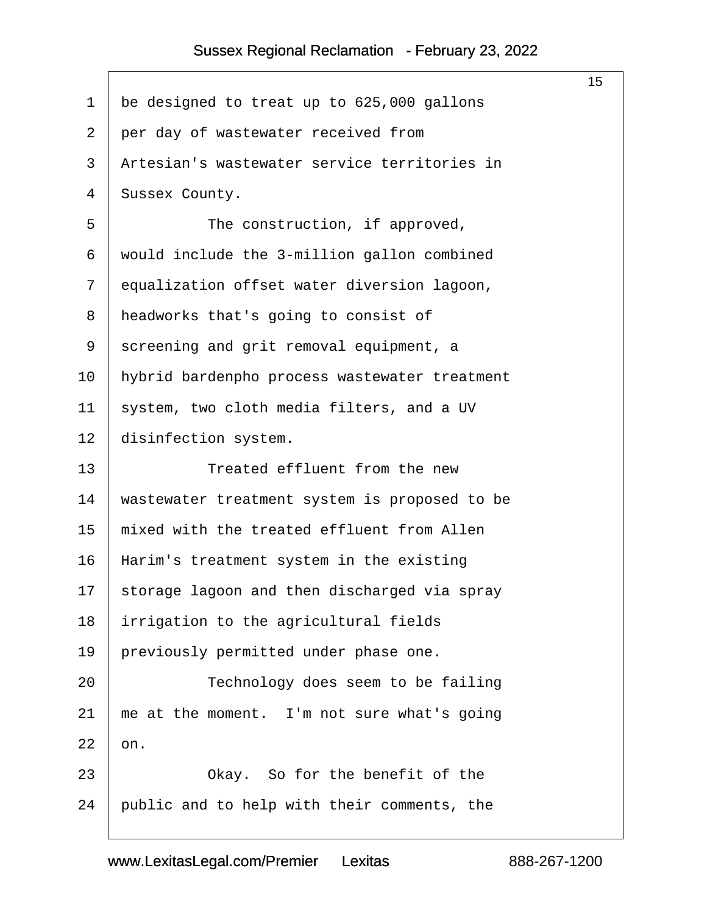be designed to treat up to 625,000 gallons per day of wastewater received from Artesian's wastewater service territories in Sussex County.

The construction, if approved, would include the 3-million gallon combined equalization offset water diversion lagoon, headworks that's going to consist of screening and grit removal equipment, a hybrid bardenpho process wastewater treatment system, two cloth media filters, and a UV disinfection system.

Treated effluent from the new wastewater treatment system is proposed to be mixed with the treated effluent from Allen Harim's treatment system in the existing storage lagoon and then discharged via spray irrigation to the agricultural fields previously permitted under phase one.

Technology does seem to be failing me at the moment. I'm not sure what's going on.

Okay. So for the benefit of the public and to help with their comments, the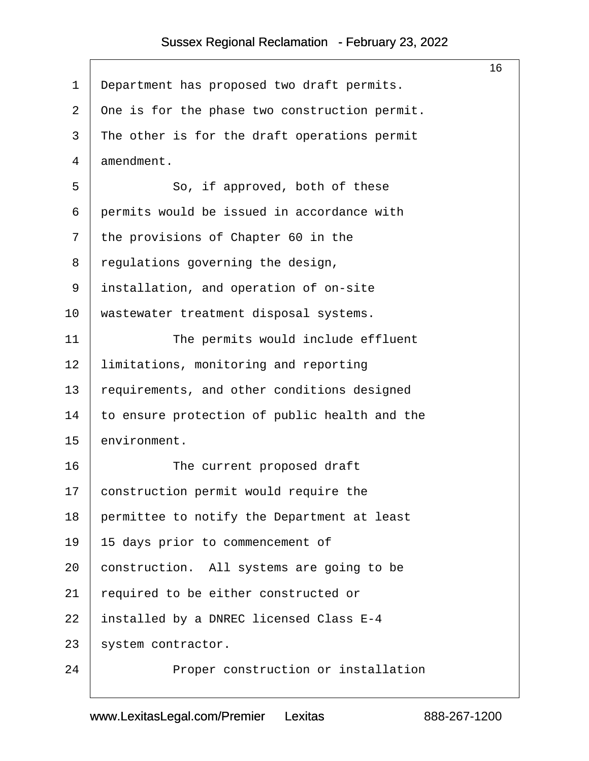Department has proposed two draft permits. One is for the phase two construction permit. The other is for the draft operations permit amendment.

So, if approved, both of these permits would be issued in accordance with the provisions of Chapter 60 in the regulations governing the design, installation, and operation of on-site wastewater treatment disposal systems.

The permits would include effluent limitations, monitoring and reporting requirements, and other conditions designed to ensure protection of public health and the environment.

The current proposed draft construction permit would require the permittee to notify the Department at least 15 days prior to commencement of construction. All systems are going to be required to be either constructed or installed by a DNREC licensed Class E-4 system contractor.

Proper construction or installation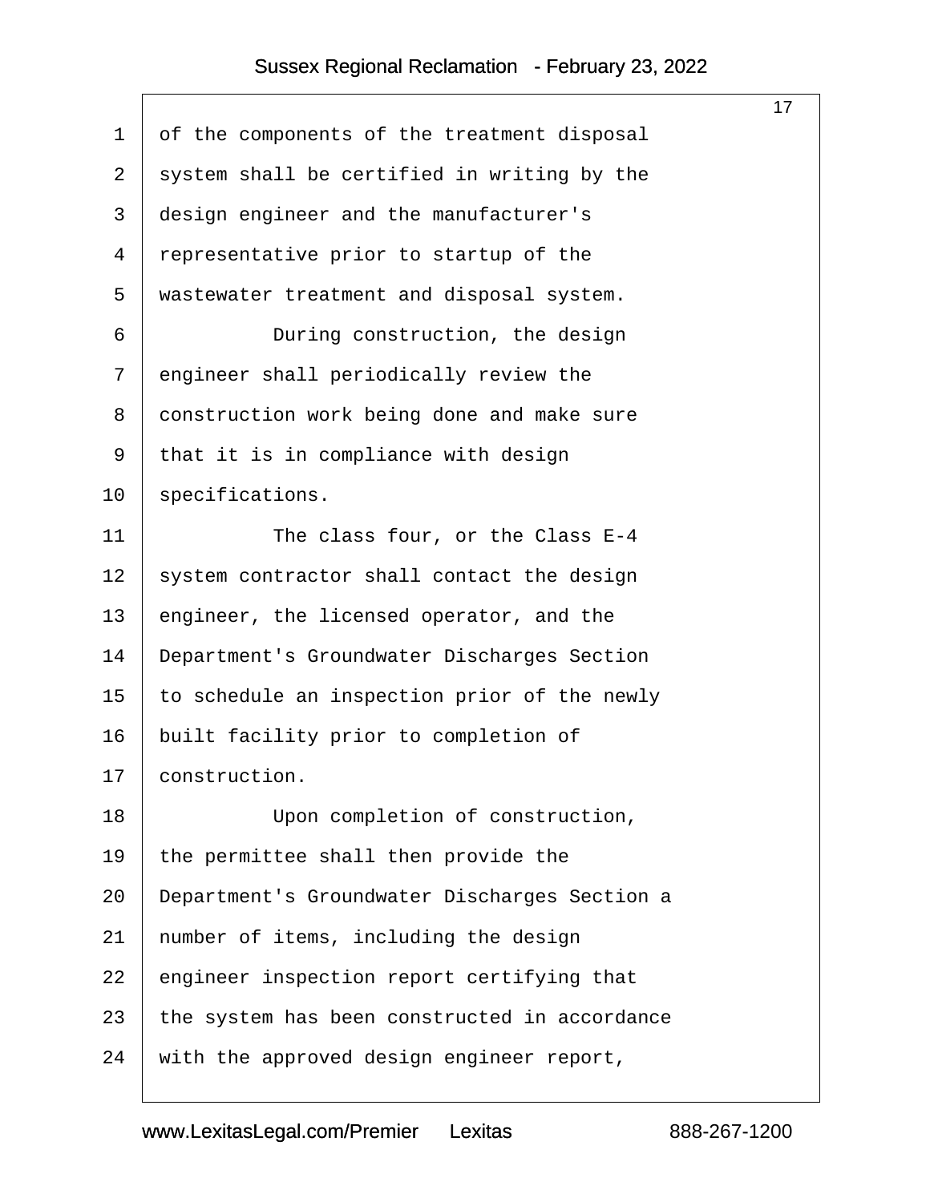of the components of the treatment disposal system shall be certified in writing by the design engineer and the manufacturer's representative prior to startup of the wastewater treatment and disposal system.

During construction, the design engineer shall periodically review the construction work being done and make sure that it is in compliance with design specifications.

The class four, or the Class E-4 system contractor shall contact the design engineer, the licensed operator, and the Department's Groundwater Discharges Section to schedule an inspection prior of the newly built facility prior to completion of construction.

Upon completion of construction, the permittee shall then provide the Department's Groundwater Discharges Section a number of items, including the design engineer inspection report certifying that the system has been constructed in accordance with the approved design engineer report,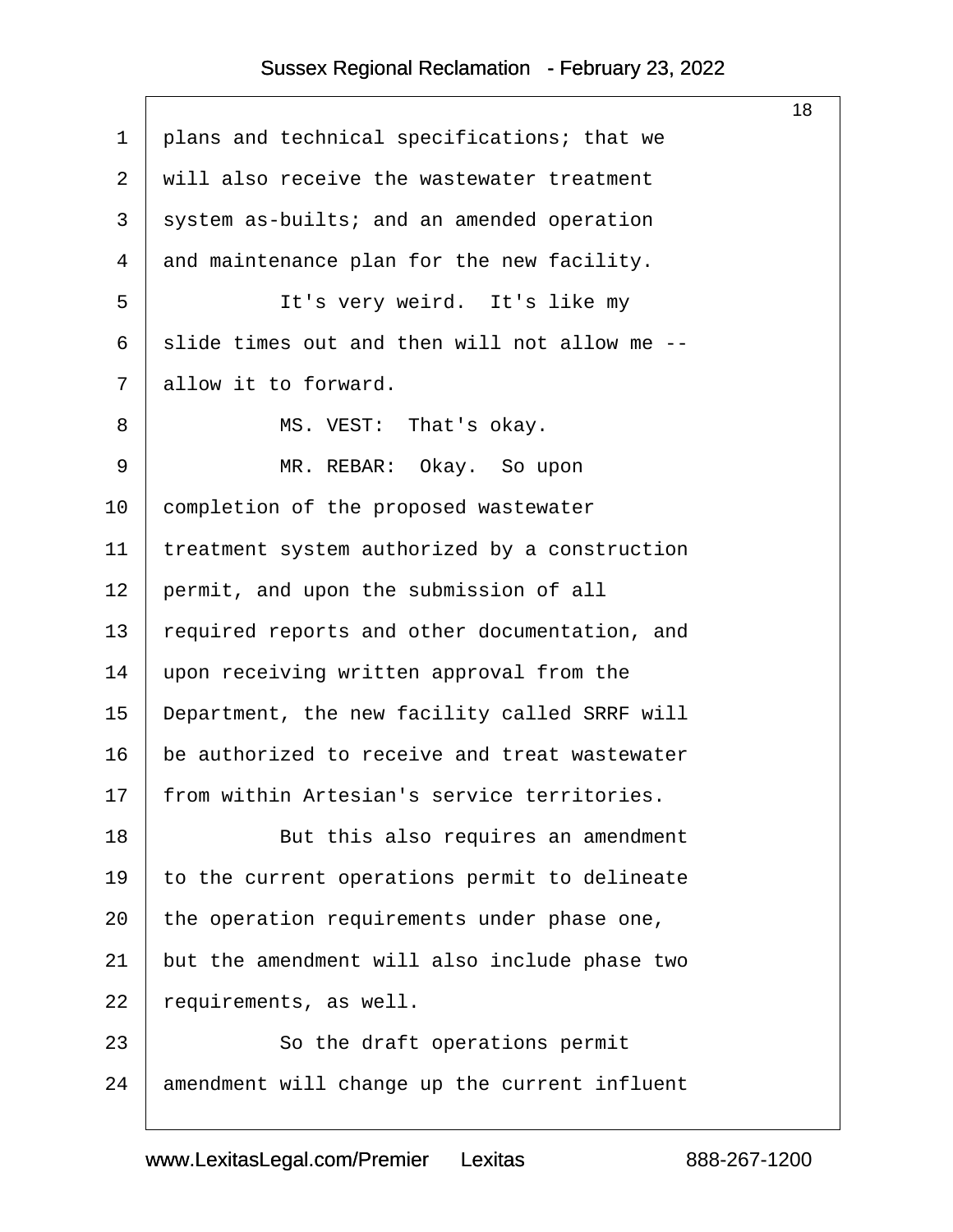plans and technical specifications; that we will also receive the wastewater treatment system as-builts; and an amended operation and maintenance plan for the new facility.

It's very weird. It's like my slide times out and then will not allow me -- allow it to forward.

MS. VEST: That's okay.

MR. REBAR: Okay. So upon completion of the proposed wastewater treatment system authorized by a construction permit, and upon the submission of all required reports and other documentation, and upon receiving written approval from the Department, the new facility called SRRF will be authorized to receive and treat wastewater from within Artesian's service territories.

But this also requires an amendment to the current operations permit to delineate the operation requirements under phase one, but the amendment will also include phase two requirements, as well.

So the draft operations permit amendment will change up the current influent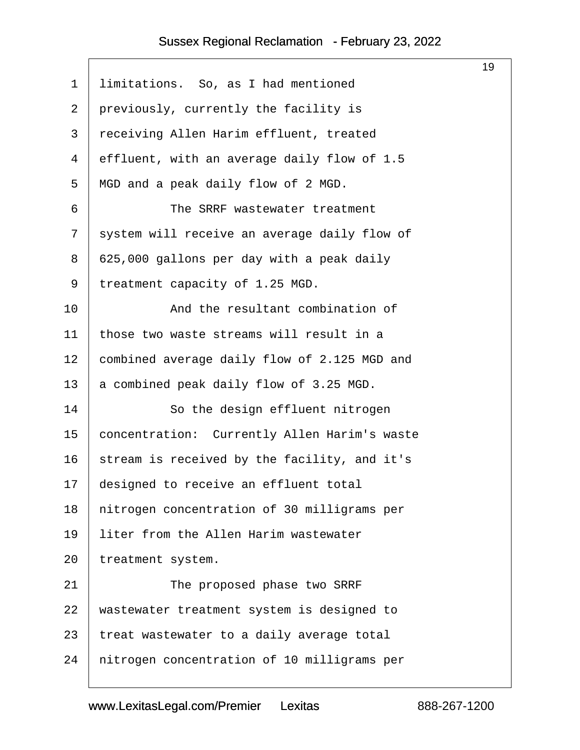limitations. So, as I had mentioned previously, currently the facility is receiving Allen Harim effluent, treated effluent, with an average daily flow of 1.5 MGD and a peak daily flow of 2 MGD.

The SRRF wastewater treatment system will receive an average daily flow of 625,000 gallons per day with a peak daily treatment capacity of 1.25 MGD.

And the resultant combination of those two waste streams will result in a combined average daily flow of 2.125 MGD and a combined peak daily flow of 3.25 MGD.

So the design effluent nitrogen concentration: Currently Allen Harim's waste stream is received by the facility, and it's designed to receive an effluent total nitrogen concentration of 30 milligrams per liter from the Allen Harim wastewater treatment system.

The proposed phase two SRRF wastewater treatment system is designed to treat wastewater to a daily average total nitrogen concentration of 10 milligrams per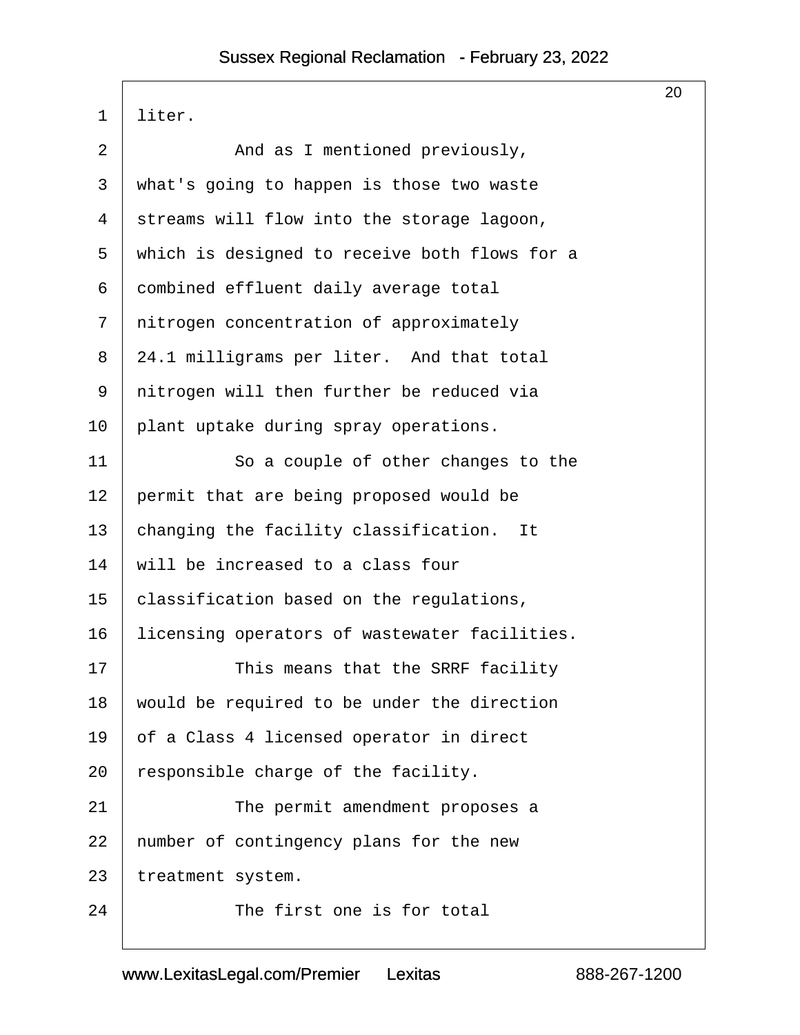liter.

And as I mentioned previously, what's going to happen is those two waste streams will flow into the storage lagoon, which is designed to receive both flows for a combined effluent daily average total nitrogen concentration of approximately 24.1 milligrams per liter. And that total nitrogen will then further be reduced via plant uptake during spray operations.

So a couple of other changes to the permit that are being proposed would be changing the facility classification. It will be increased to a class four classification based on the regulations, licensing operators of wastewater facilities.

This means that the SRRF facility would be required to be under the direction of a Class 4 licensed operator in direct responsible charge of the facility.

The permit amendment proposes a number of contingency plans for the new treatment system.

The first one is for total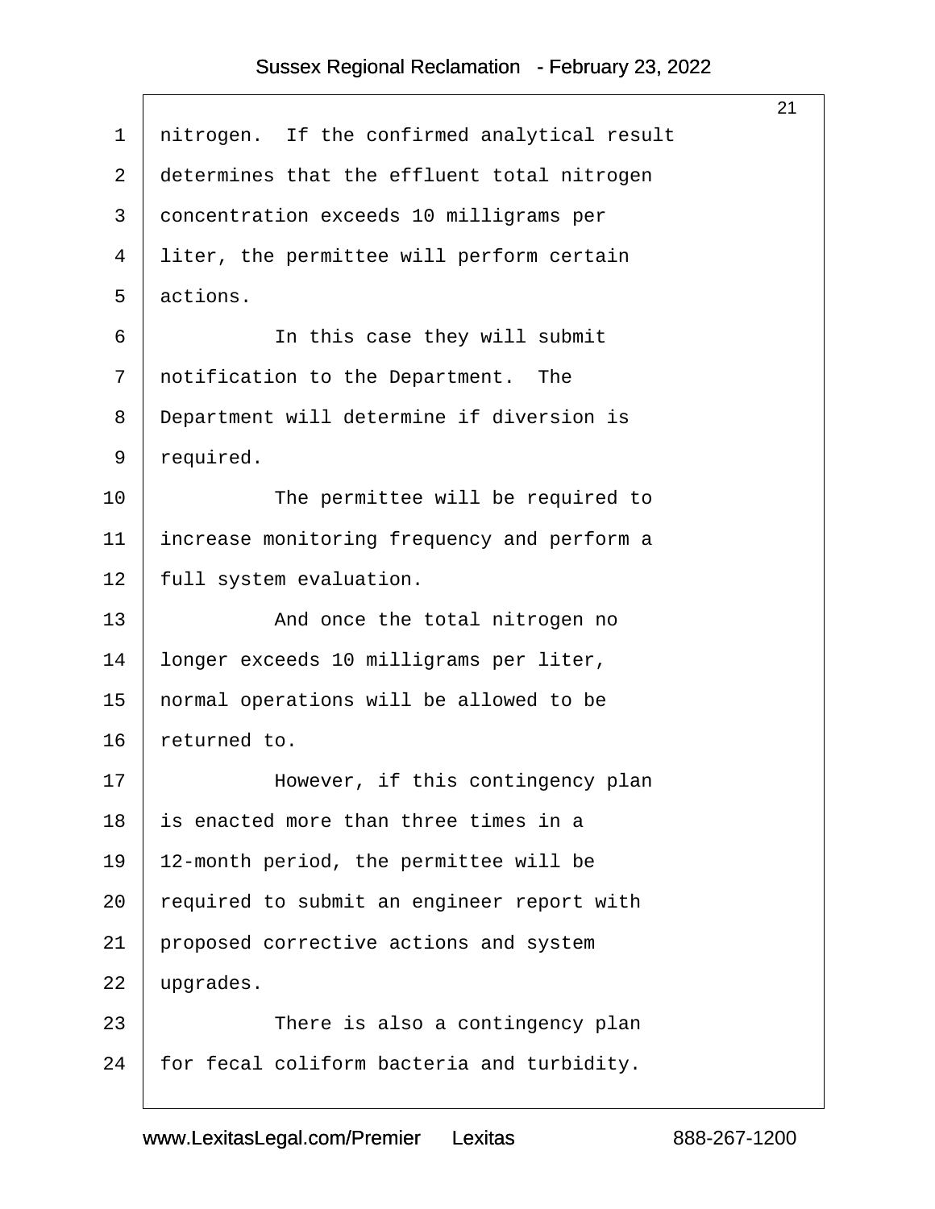nitrogen. If the confirmed analytical result determines that the effluent total nitrogen concentration exceeds 10 milligrams per liter, the permittee will perform certain actions.

In this case they will submit notification to the Department. The Department will determine if diversion is required.

The permittee will be required to increase monitoring frequency and perform a full system evaluation.

And once the total nitrogen no longer exceeds 10 milligrams per liter, normal operations will be allowed to be returned to.

However, if this contingency plan is enacted more than three times in a 12-month period, the permittee will be required to submit an engineer report with proposed corrective actions and system upgrades.

There is also a contingency plan for fecal coliform bacteria and turbidity.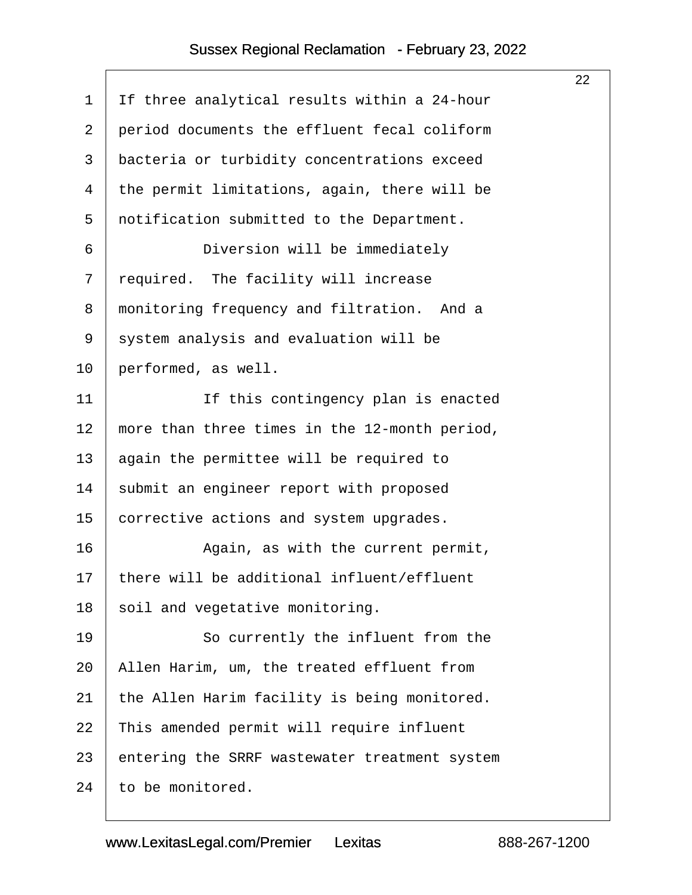If three analytical results within a 24-hour period documents the effluent fecal coliform bacteria or turbidity concentrations exceed the permit limitations, again, there will be notification submitted to the Department.

Diversion will be immediately required. The facility will increase monitoring frequency and filtration. And a system analysis and evaluation will be performed, as well.

If this contingency plan is enacted more than three times in the 12-month period, again the permittee will be required to submit an engineer report with proposed corrective actions and system upgrades.

Again, as with the current permit, there will be additional influent/effluent soil and vegetative monitoring.

So currently the influent from the Allen Harim, um, the treated effluent from the Allen Harim facility is being monitored. This amended permit will require influent entering the SRRF wastewater treatment system to be monitored.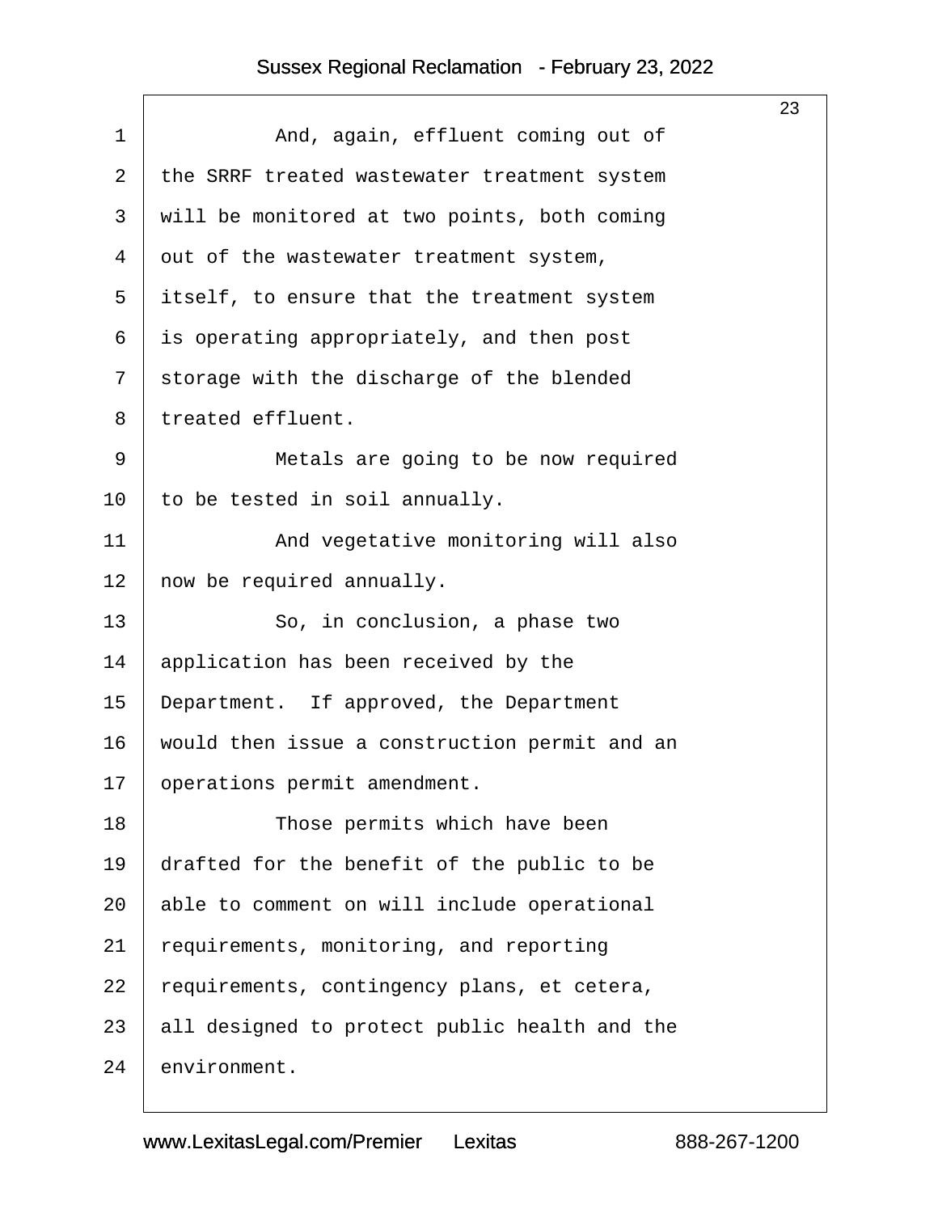And, again, effluent coming out of the SRRF treated wastewater treatment system will be monitored at two points, both coming out of the wastewater treatment system, itself, to ensure that the treatment system is operating appropriately, and then post storage with the discharge of the blended treated effluent.

Metals are going to be now required to be tested in soil annually.

And vegetative monitoring will also now be required annually.

So, in conclusion, a phase two application has been received by the Department. If approved, the Department would then issue a construction permit and an operations permit amendment.

Those permits which have been drafted for the benefit of the public to be able to comment on will include operational requirements, monitoring, and reporting requirements, contingency plans, et cetera, all designed to protect public health and the environment.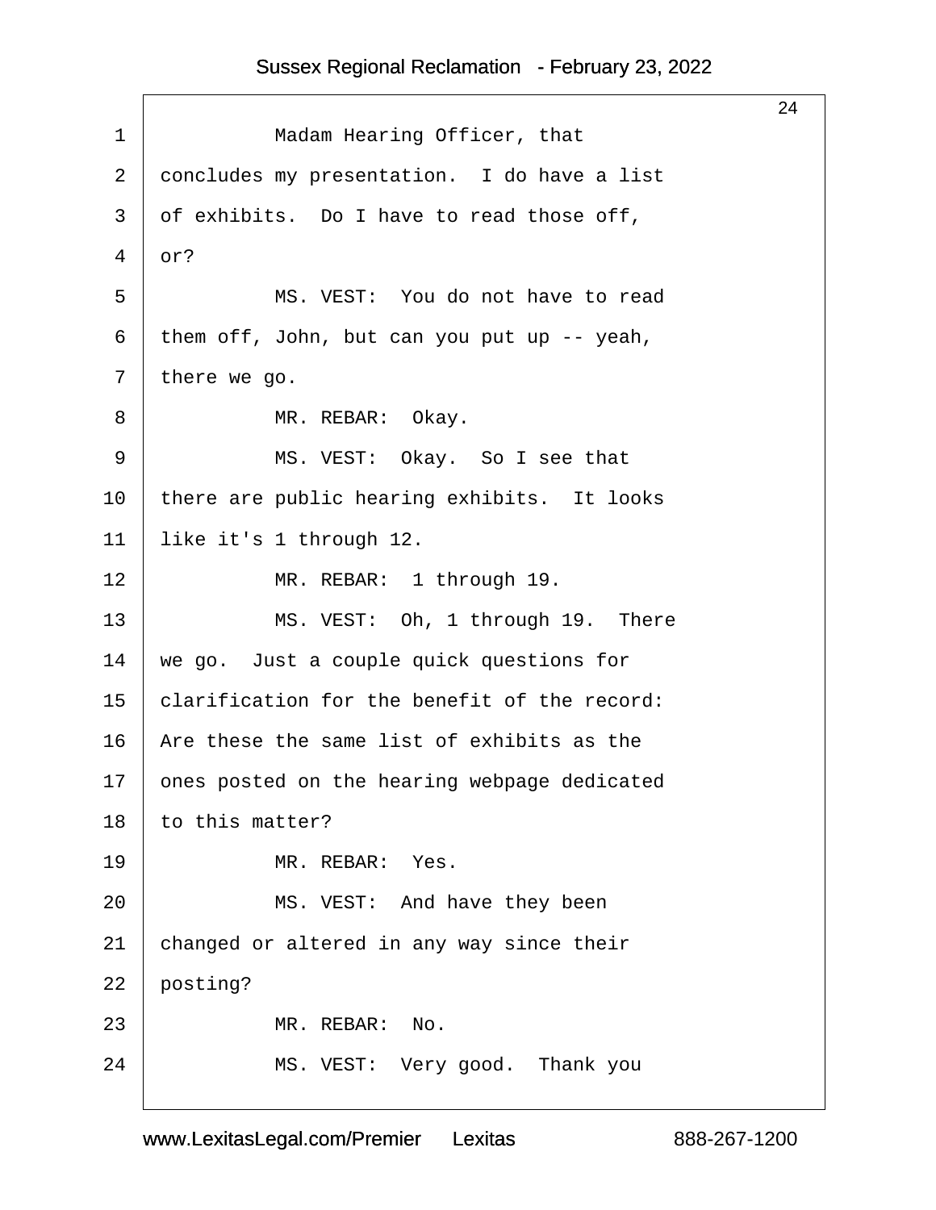1 Madam Hearing Officer, that
2 concludes my presentation. I do have a list
3 of exhibits. Do I have to read those off,
4 or?
5 MS. VEST: You do not have to read
6 them off, John, but can you put up -- yeah,
7 there we go.
8 MR. REBAR: Okay.
9 MS. VEST: Okay. So I see that
10 there are public hearing exhibits. It looks
11 like it's 1 through 12.
12 MR. REBAR: 1 through 19.
13 MS. VEST: Oh, 1 through 19. There
14 we go. Just a couple quick questions for
15 clarification for the benefit of the record:
16 Are these the same list of exhibits as the
17 ones posted on the hearing webpage dedicated
18 to this matter?
19 MR. REBAR: Yes.
20 MS. VEST: And have they been
21 changed or altered in any way since their
22 posting?
23 MR. REBAR: No.
24 MS. VEST: Very good. Thank you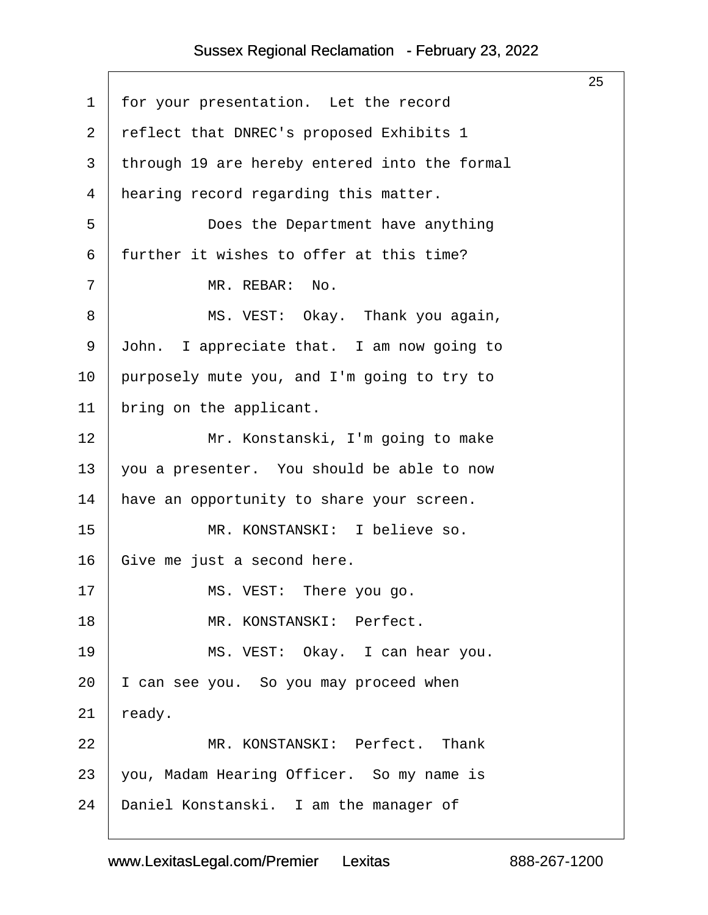for your presentation. Let the record reflect that DNREC's proposed Exhibits 1 through 19 are hereby entered into the formal hearing record regarding this matter.

Does the Department have anything further it wishes to offer at this time?

MR. REBAR: No.

MS. VEST: Okay. Thank you again, John. I appreciate that. I am now going to purposely mute you, and I'm going to try to bring on the applicant.

Mr. Konstanski, I'm going to make you a presenter. You should be able to now have an opportunity to share your screen.

MR. KONSTANSKI: I believe so. Give me just a second here.

MS. VEST: There you go.

MR. KONSTANSKI: Perfect.

MS. VEST: Okay. I can hear you. I can see you. So you may proceed when ready.

MR. KONSTANSKI: Perfect. Thank you, Madam Hearing Officer. So my name is Daniel Konstanski. I am the manager of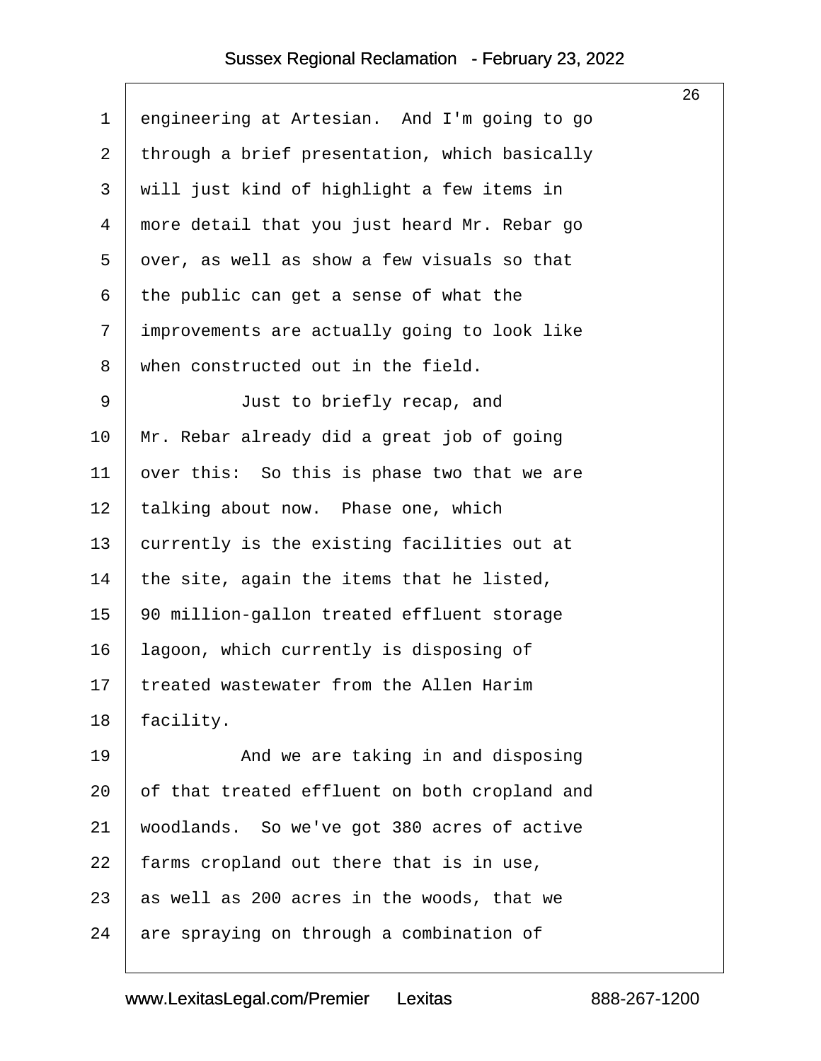engineering at Artesian. And I'm going to go through a brief presentation, which basically will just kind of highlight a few items in more detail that you just heard Mr. Rebar go over, as well as show a few visuals so that the public can get a sense of what the improvements are actually going to look like when constructed out in the field.

Just to briefly recap, and Mr. Rebar already did a great job of going over this: So this is phase two that we are talking about now. Phase one, which currently is the existing facilities out at the site, again the items that he listed, 90 million-gallon treated effluent storage lagoon, which currently is disposing of treated wastewater from the Allen Harim facility.

And we are taking in and disposing of that treated effluent on both cropland and woodlands. So we've got 380 acres of active farms cropland out there that is in use, as well as 200 acres in the woods, that we are spraying on through a combination of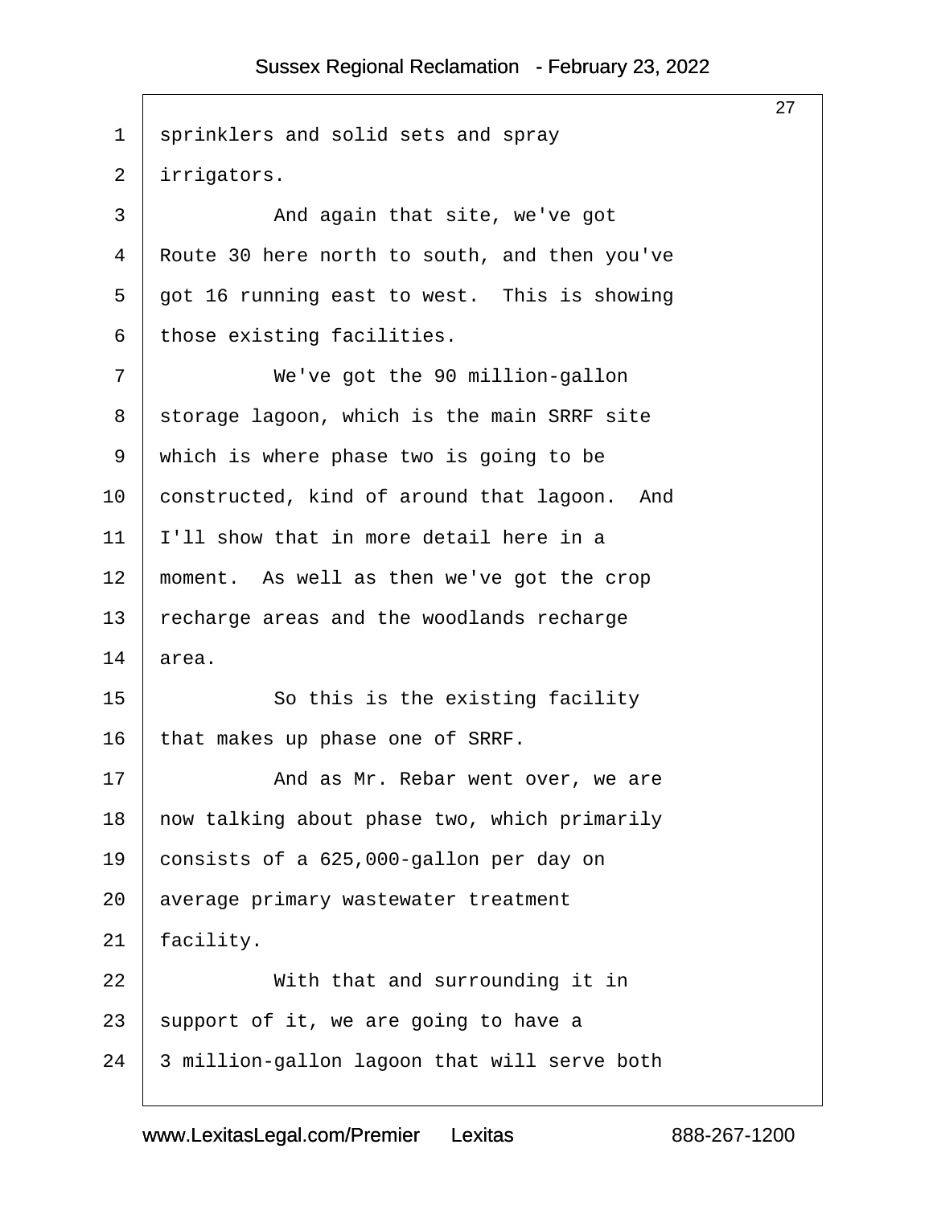sprinklers and solid sets and spray irrigators.

And again that site, we've got Route 30 here north to south, and then you've got 16 running east to west. This is showing those existing facilities.

We've got the 90 million-gallon storage lagoon, which is the main SRRF site which is where phase two is going to be constructed, kind of around that lagoon. And I'll show that in more detail here in a moment. As well as then we've got the crop recharge areas and the woodlands recharge area.

So this is the existing facility that makes up phase one of SRRF.

And as Mr. Rebar went over, we are now talking about phase two, which primarily consists of a 625,000-gallon per day on average primary wastewater treatment facility.

With that and surrounding it in support of it, we are going to have a 3 million-gallon lagoon that will serve both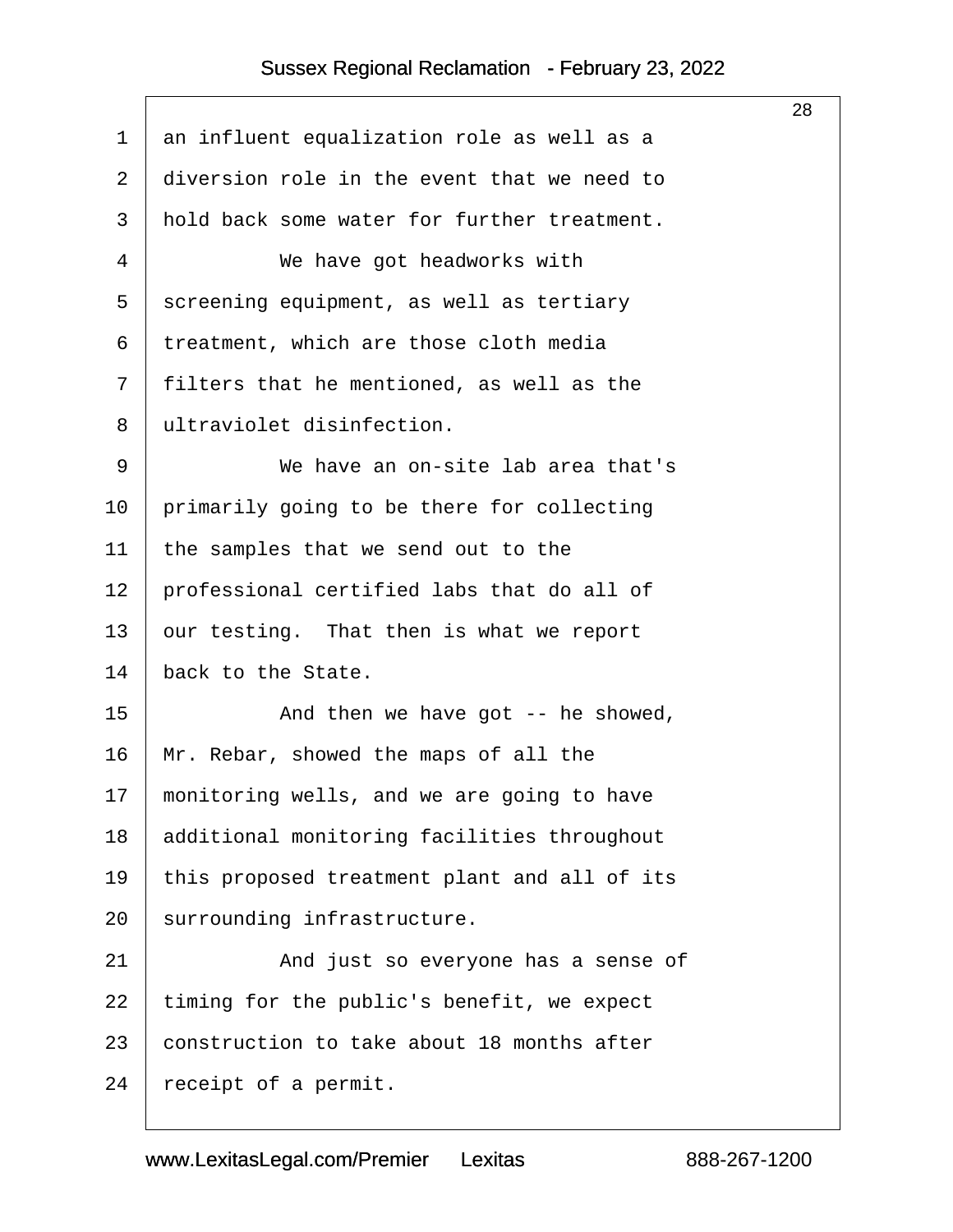an influent equalization role as well as a diversion role in the event that we need to hold back some water for further treatment.

We have got headworks with screening equipment, as well as tertiary treatment, which are those cloth media filters that he mentioned, as well as the ultraviolet disinfection.

We have an on-site lab area that's primarily going to be there for collecting the samples that we send out to the professional certified labs that do all of our testing. That then is what we report back to the State.

And then we have got -- he showed, Mr. Rebar, showed the maps of all the monitoring wells, and we are going to have additional monitoring facilities throughout this proposed treatment plant and all of its surrounding infrastructure.

And just so everyone has a sense of timing for the public's benefit, we expect construction to take about 18 months after receipt of a permit.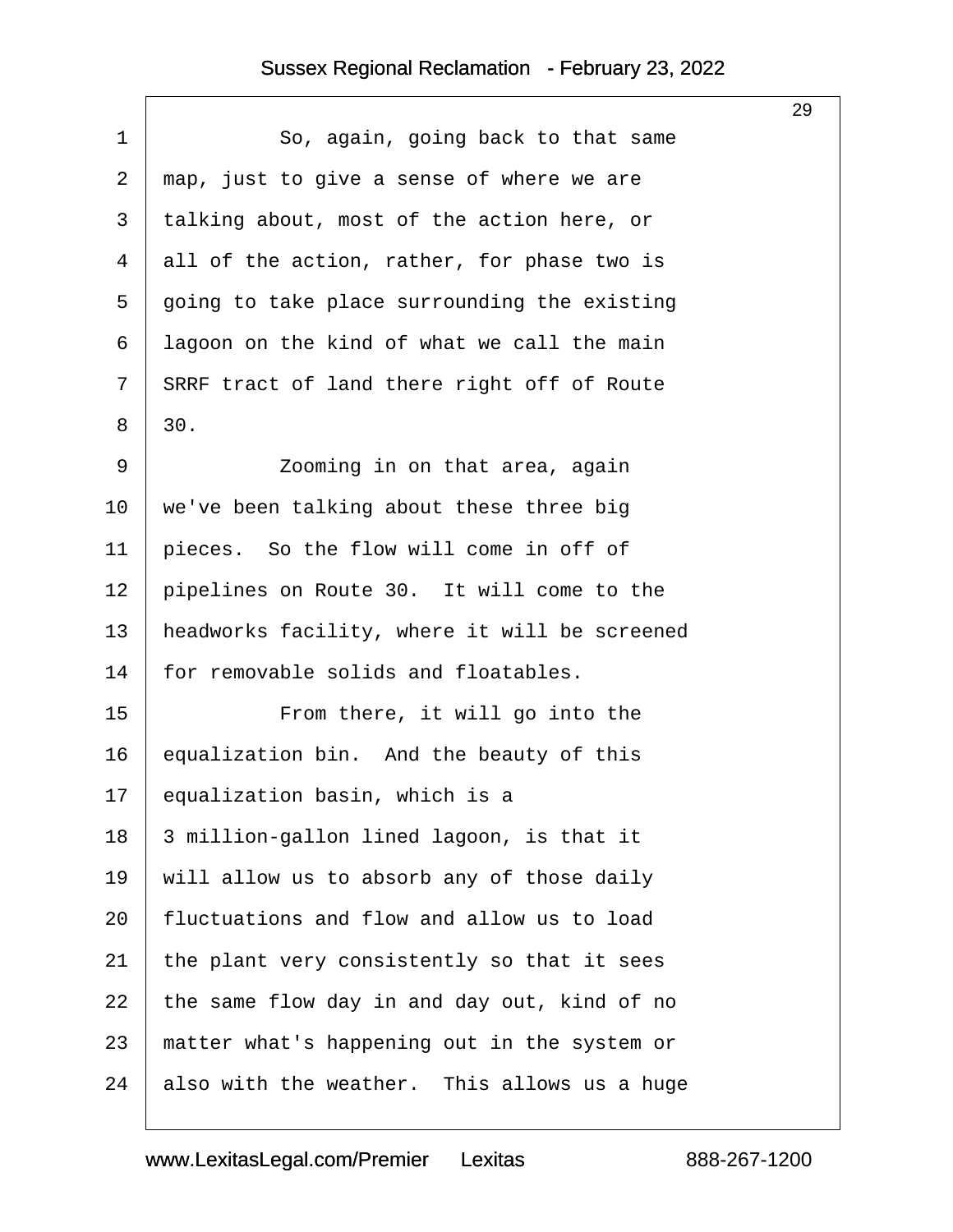So, again, going back to that same map, just to give a sense of where we are talking about, most of the action here, or all of the action, rather, for phase two is going to take place surrounding the existing lagoon on the kind of what we call the main SRRF tract of land there right off of Route 30.

Zooming in on that area, again we've been talking about these three big pieces. So the flow will come in off of pipelines on Route 30. It will come to the headworks facility, where it will be screened for removable solids and floatables.

From there, it will go into the equalization bin. And the beauty of this equalization basin, which is a 3 million-gallon lined lagoon, is that it will allow us to absorb any of those daily fluctuations and flow and allow us to load the plant very consistently so that it sees the same flow day in and day out, kind of no matter what's happening out in the system or also with the weather. This allows us a huge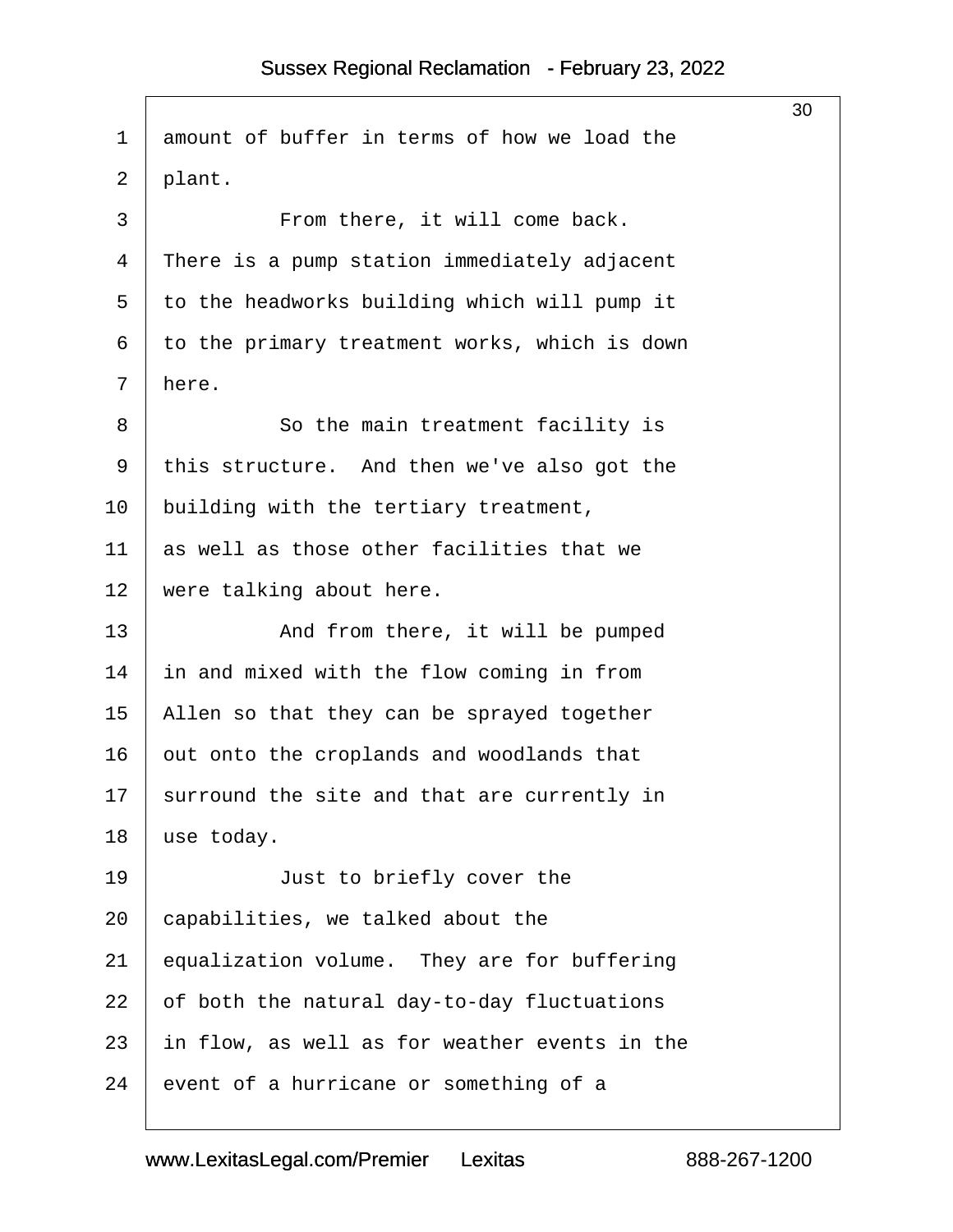1 amount of buffer in terms of how we load the
2 plant.
3 From there, it will come back.
4 There is a pump station immediately adjacent
5 to the headworks building which will pump it
6 to the primary treatment works, which is down
7 here.
8 So the main treatment facility is
9 this structure. And then we've also got the
10 building with the tertiary treatment,
11 as well as those other facilities that we
12 were talking about here.
13 And from there, it will be pumped
14 in and mixed with the flow coming in from
15 Allen so that they can be sprayed together
16 out onto the croplands and woodlands that
17 surround the site and that are currently in
18 use today.
19 Just to briefly cover the
20 capabilities, we talked about the
21 equalization volume. They are for buffering
22 of both the natural day-to-day fluctuations
23 in flow, as well as for weather events in the
24 event of a hurricane or something of a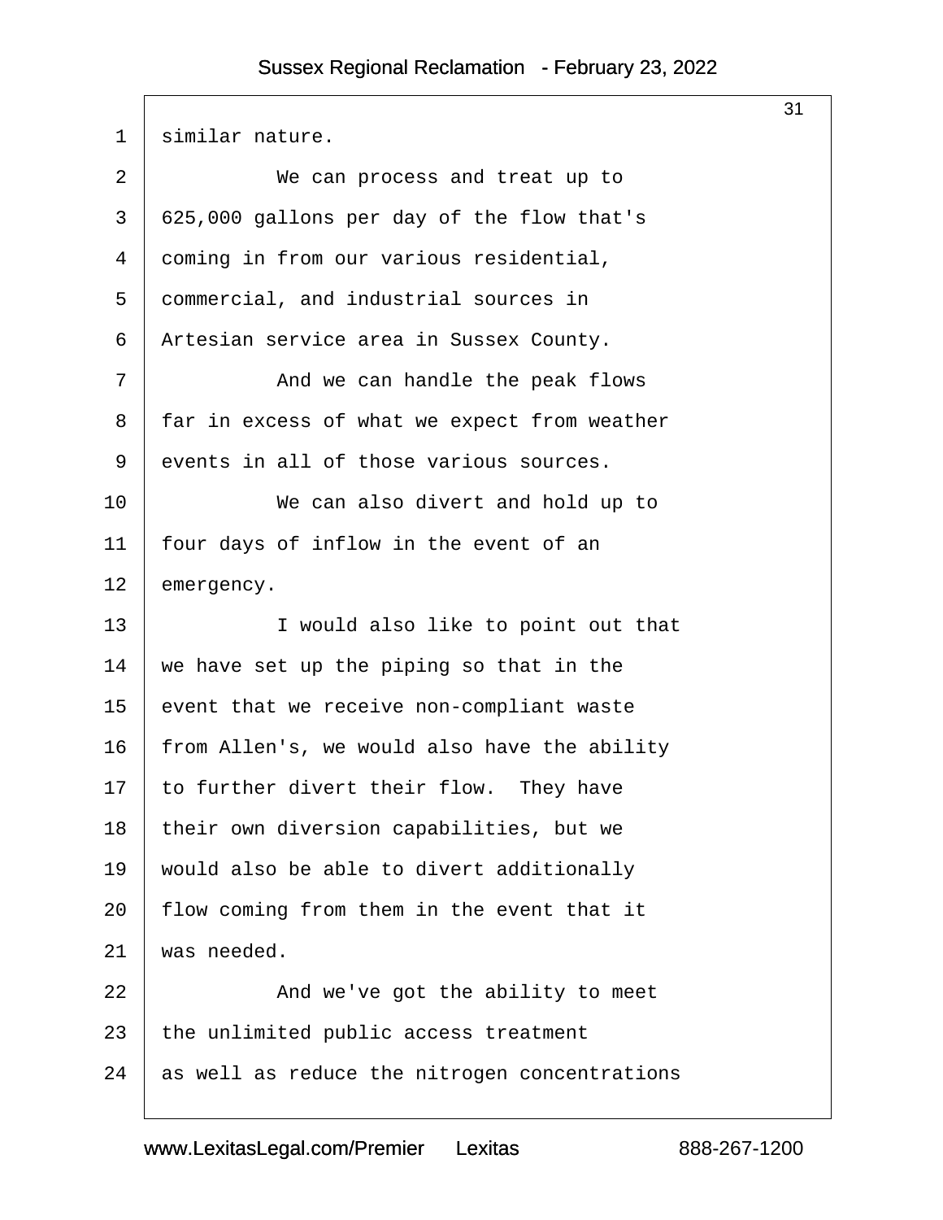similar nature.

We can process and treat up to 625,000 gallons per day of the flow that's coming in from our various residential, commercial, and industrial sources in Artesian service area in Sussex County.

And we can handle the peak flows far in excess of what we expect from weather events in all of those various sources.

We can also divert and hold up to four days of inflow in the event of an emergency.

I would also like to point out that we have set up the piping so that in the event that we receive non-compliant waste from Allen's, we would also have the ability to further divert their flow. They have their own diversion capabilities, but we would also be able to divert additionally flow coming from them in the event that it was needed.

And we've got the ability to meet the unlimited public access treatment as well as reduce the nitrogen concentrations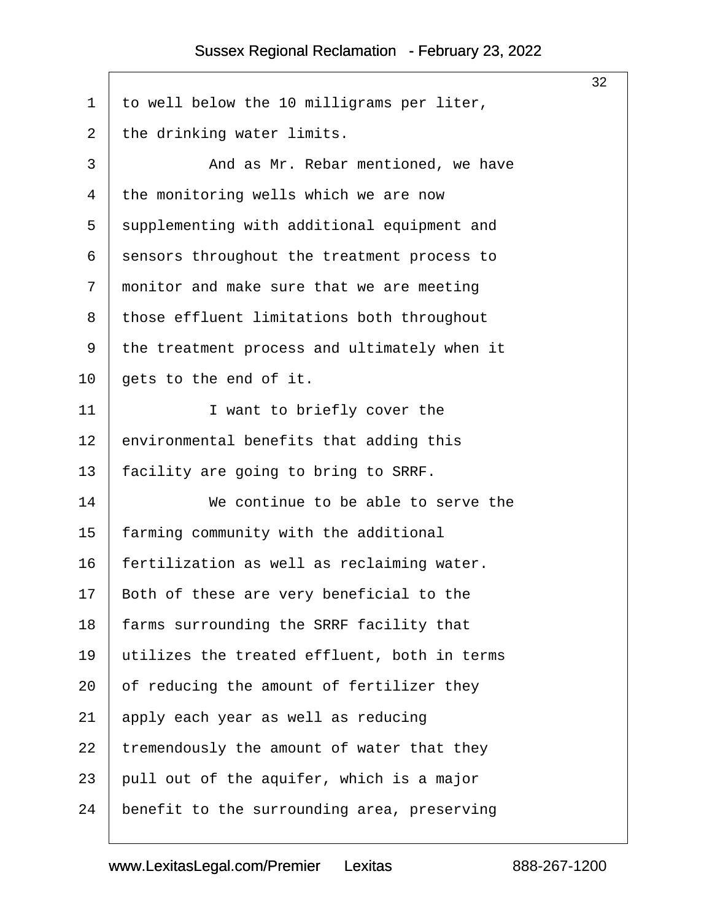to well below the 10 milligrams per liter, the drinking water limits.

And as Mr. Rebar mentioned, we have the monitoring wells which we are now supplementing with additional equipment and sensors throughout the treatment process to monitor and make sure that we are meeting those effluent limitations both throughout the treatment process and ultimately when it gets to the end of it.

I want to briefly cover the environmental benefits that adding this facility are going to bring to SRRF.

We continue to be able to serve the farming community with the additional fertilization as well as reclaiming water. Both of these are very beneficial to the farms surrounding the SRRF facility that utilizes the treated effluent, both in terms of reducing the amount of fertilizer they apply each year as well as reducing tremendously the amount of water that they pull out of the aquifer, which is a major benefit to the surrounding area, preserving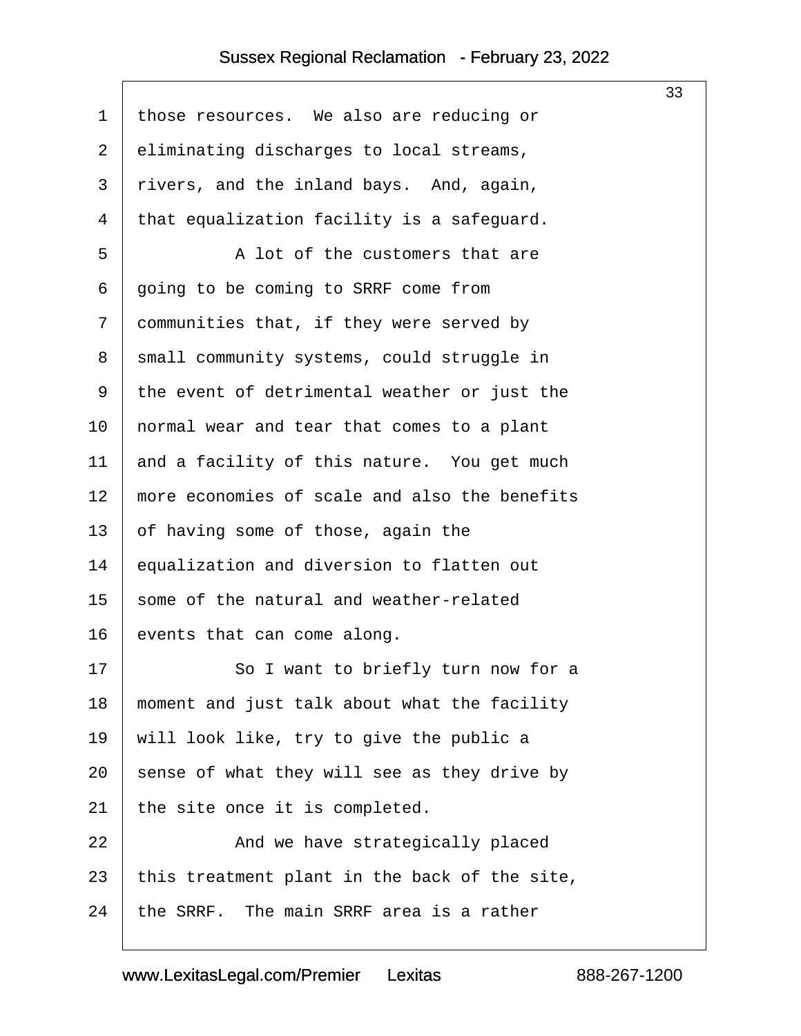those resources. We also are reducing or eliminating discharges to local streams, rivers, and the inland bays. And, again, that equalization facility is a safeguard.

A lot of the customers that are going to be coming to SRRF come from communities that, if they were served by small community systems, could struggle in the event of detrimental weather or just the normal wear and tear that comes to a plant and a facility of this nature. You get much more economies of scale and also the benefits of having some of those, again the equalization and diversion to flatten out some of the natural and weather-related events that can come along.

So I want to briefly turn now for a moment and just talk about what the facility will look like, try to give the public a sense of what they will see as they drive by the site once it is completed.

And we have strategically placed this treatment plant in the back of the site, the SRRF. The main SRRF area is a rather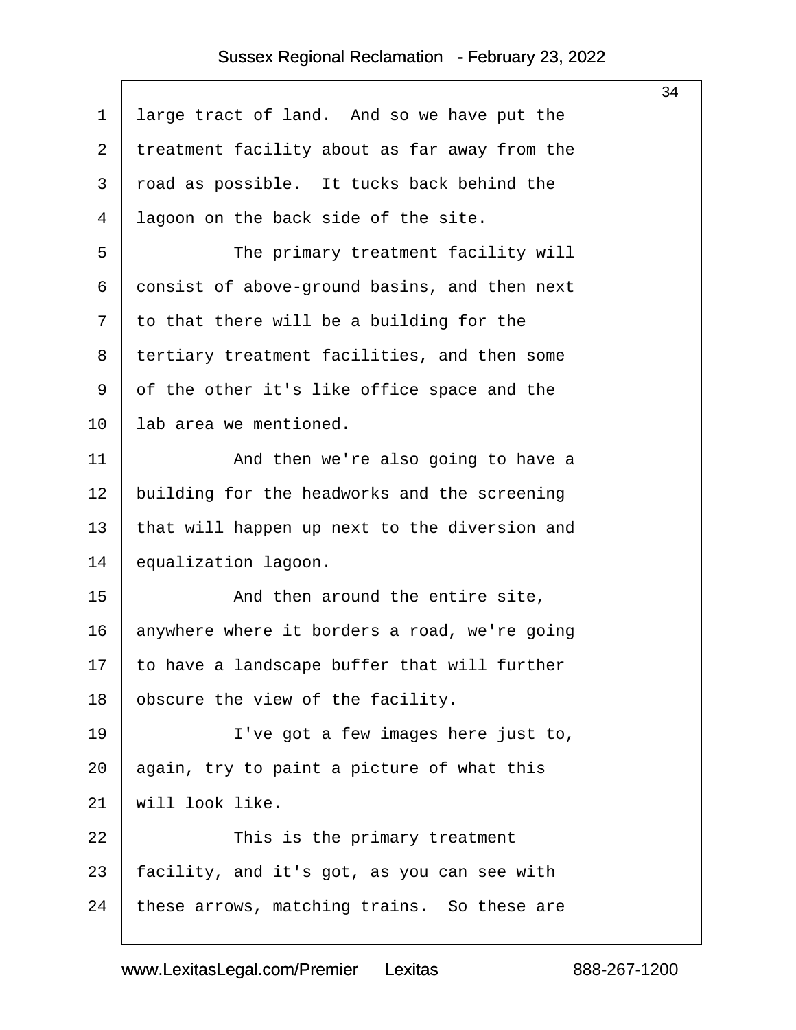large tract of land. And so we have put the treatment facility about as far away from the road as possible. It tucks back behind the lagoon on the back side of the site.

The primary treatment facility will consist of above-ground basins, and then next to that there will be a building for the tertiary treatment facilities, and then some of the other it's like office space and the lab area we mentioned.

And then we're also going to have a building for the headworks and the screening that will happen up next to the diversion and equalization lagoon.

And then around the entire site, anywhere where it borders a road, we're going to have a landscape buffer that will further obscure the view of the facility.

I've got a few images here just to, again, try to paint a picture of what this will look like.

This is the primary treatment facility, and it's got, as you can see with these arrows, matching trains. So these are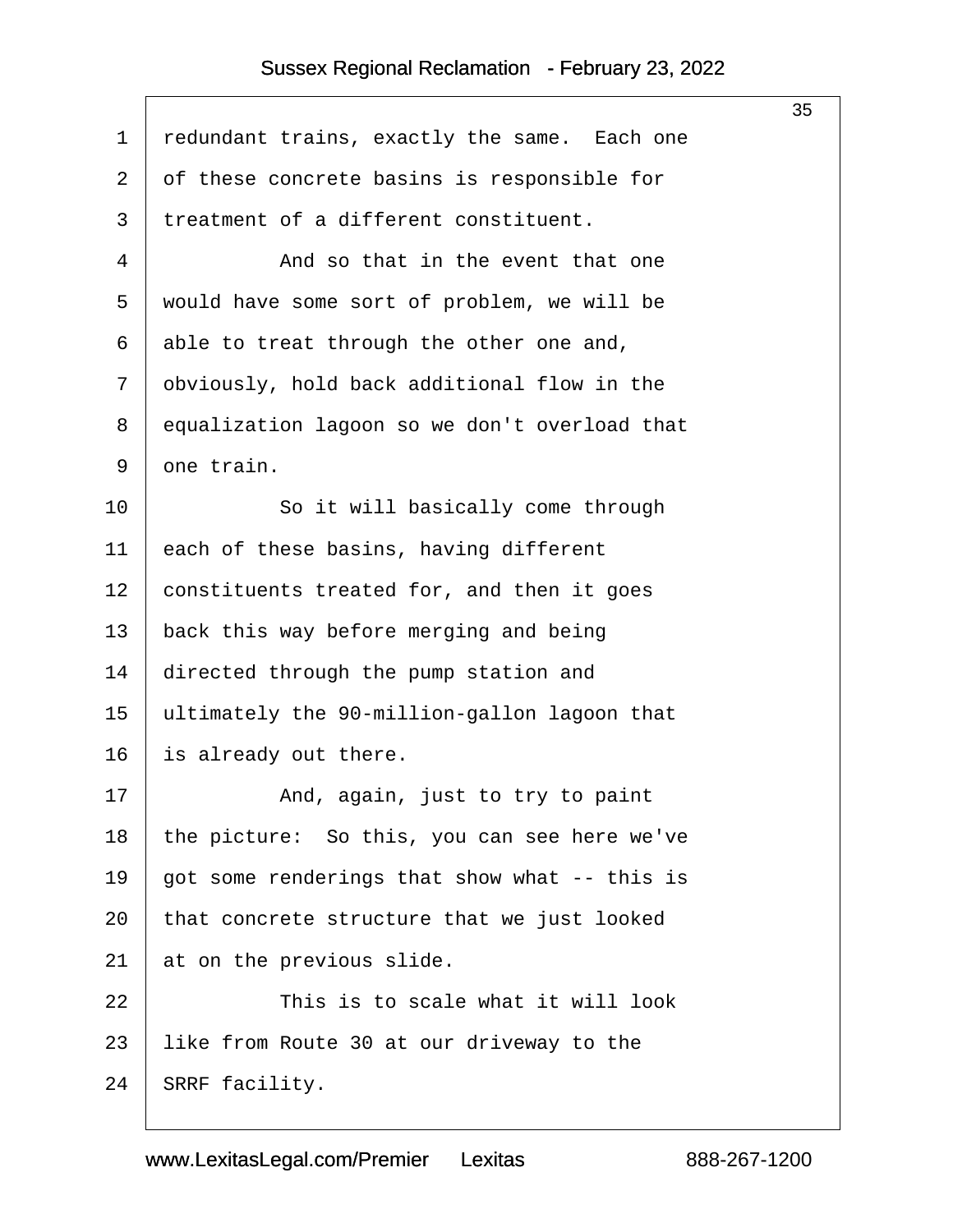redundant trains, exactly the same. Each one of these concrete basins is responsible for treatment of a different constituent.

And so that in the event that one would have some sort of problem, we will be able to treat through the other one and, obviously, hold back additional flow in the equalization lagoon so we don't overload that one train.

So it will basically come through each of these basins, having different constituents treated for, and then it goes back this way before merging and being directed through the pump station and ultimately the 90-million-gallon lagoon that is already out there.

And, again, just to try to paint the picture: So this, you can see here we've got some renderings that show what -- this is that concrete structure that we just looked at on the previous slide.

This is to scale what it will look like from Route 30 at our driveway to the SRRF facility.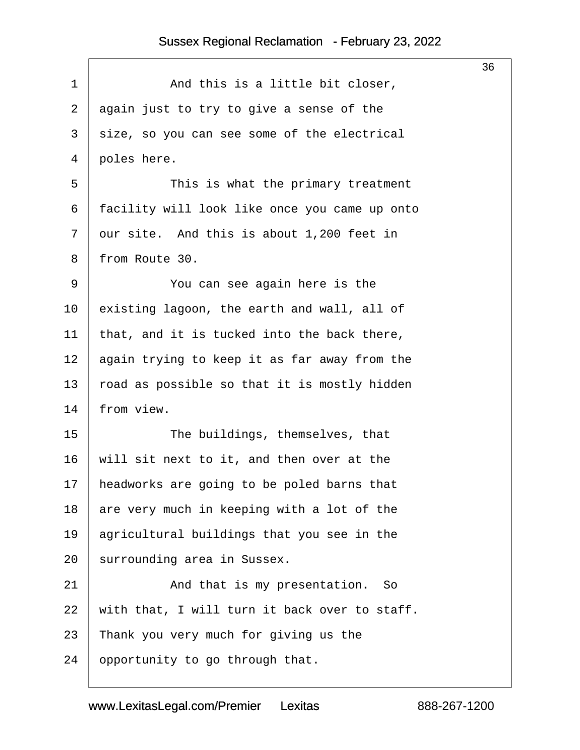And this is a little bit closer, again just to try to give a sense of the size, so you can see some of the electrical poles here.

This is what the primary treatment facility will look like once you came up onto our site. And this is about 1,200 feet in from Route 30.

You can see again here is the existing lagoon, the earth and wall, all of that, and it is tucked into the back there, again trying to keep it as far away from the road as possible so that it is mostly hidden from view.

The buildings, themselves, that will sit next to it, and then over at the headworks are going to be poled barns that are very much in keeping with a lot of the agricultural buildings that you see in the surrounding area in Sussex.

And that is my presentation. So with that, I will turn it back over to staff. Thank you very much for giving us the opportunity to go through that.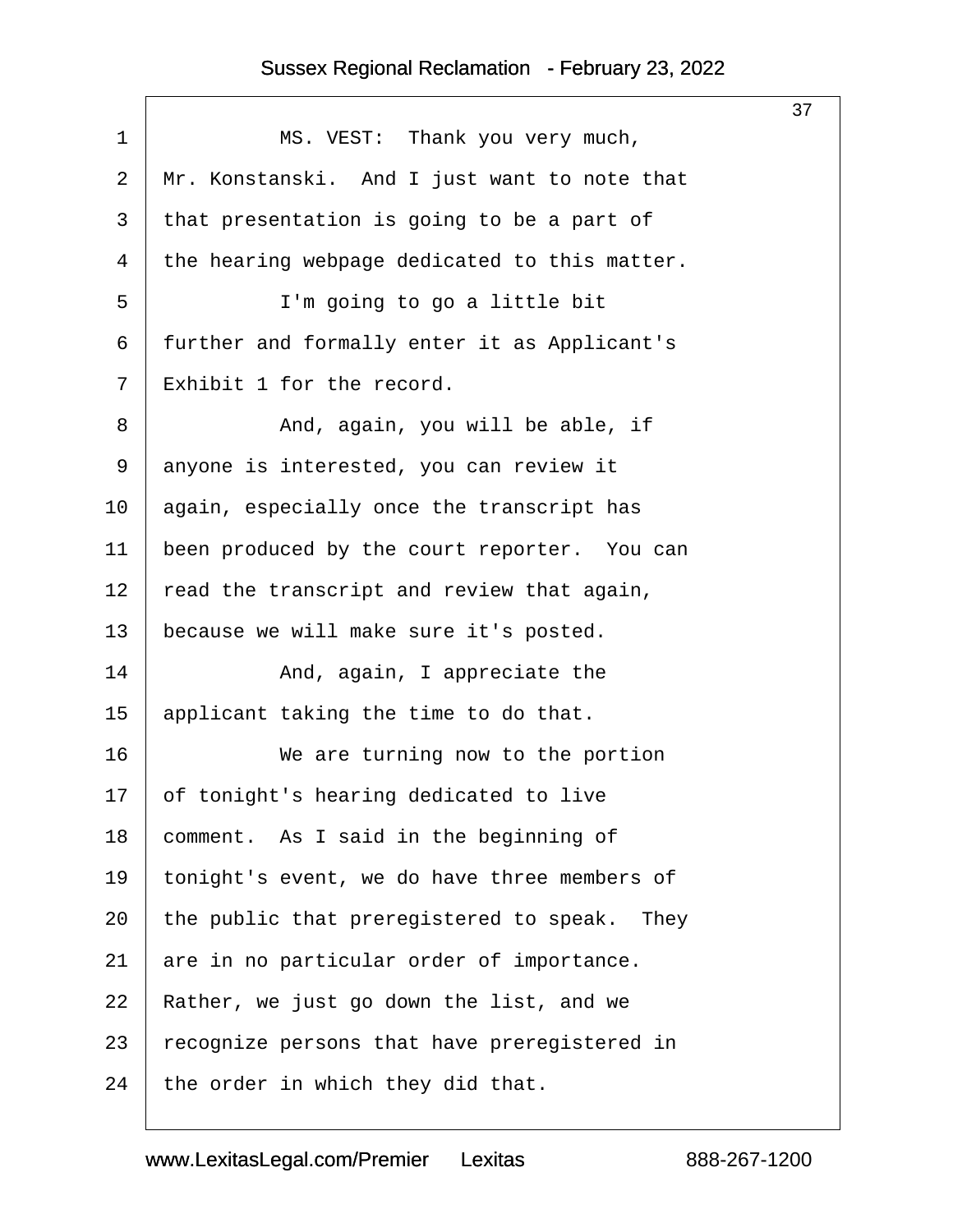MS. VEST: Thank you very much, Mr. Konstanski. And I just want to note that that presentation is going to be a part of the hearing webpage dedicated to this matter.

I'm going to go a little bit further and formally enter it as Applicant's Exhibit 1 for the record.

And, again, you will be able, if anyone is interested, you can review it again, especially once the transcript has been produced by the court reporter. You can read the transcript and review that again, because we will make sure it's posted.

And, again, I appreciate the applicant taking the time to do that.

We are turning now to the portion of tonight's hearing dedicated to live comment. As I said in the beginning of tonight's event, we do have three members of the public that preregistered to speak. They are in no particular order of importance. Rather, we just go down the list, and we recognize persons that have preregistered in the order in which they did that.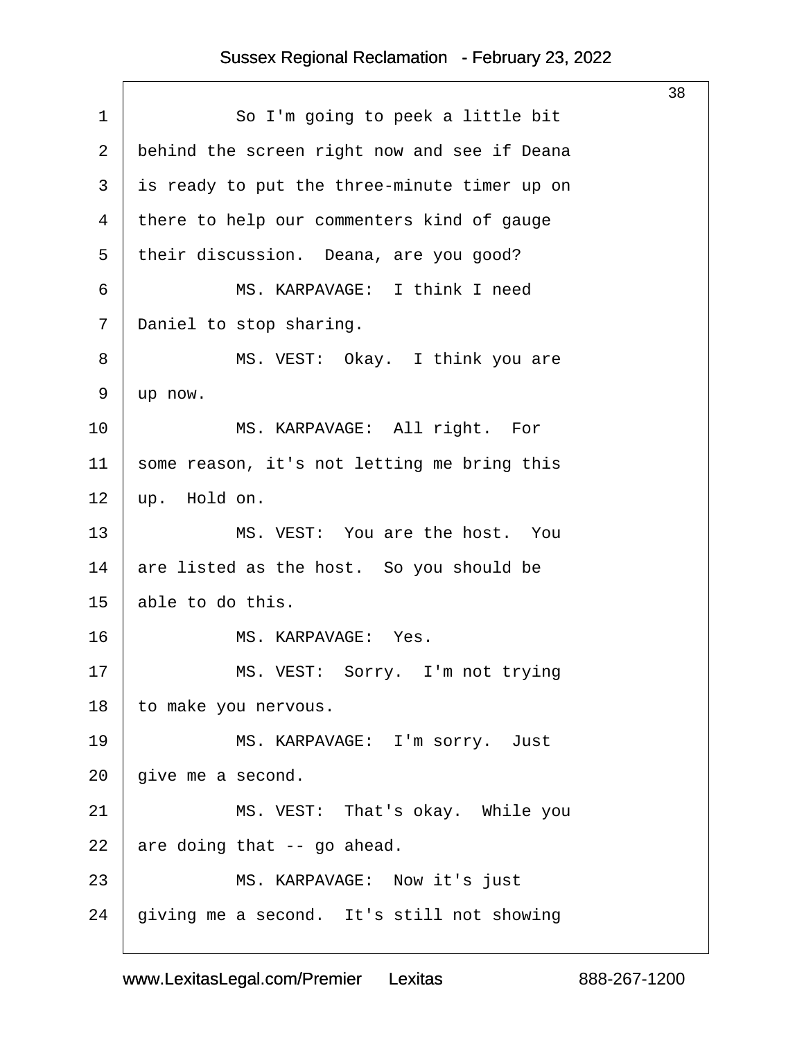So I'm going to peek a little bit behind the screen right now and see if Deana is ready to put the three-minute timer up on there to help our commenters kind of gauge their discussion. Deana, are you good?

MS. KARPAVAGE: I think I need Daniel to stop sharing.

MS. VEST: Okay. I think you are up now.

MS. KARPAVAGE: All right. For some reason, it's not letting me bring this up. Hold on.

MS. VEST: You are the host. You are listed as the host. So you should be able to do this.

MS. KARPAVAGE: Yes.

MS. VEST: Sorry. I'm not trying to make you nervous.

MS. KARPAVAGE: I'm sorry. Just give me a second.

MS. VEST: That's okay. While you are doing that -- go ahead.

MS. KARPAVAGE: Now it's just giving me a second. It's still not showing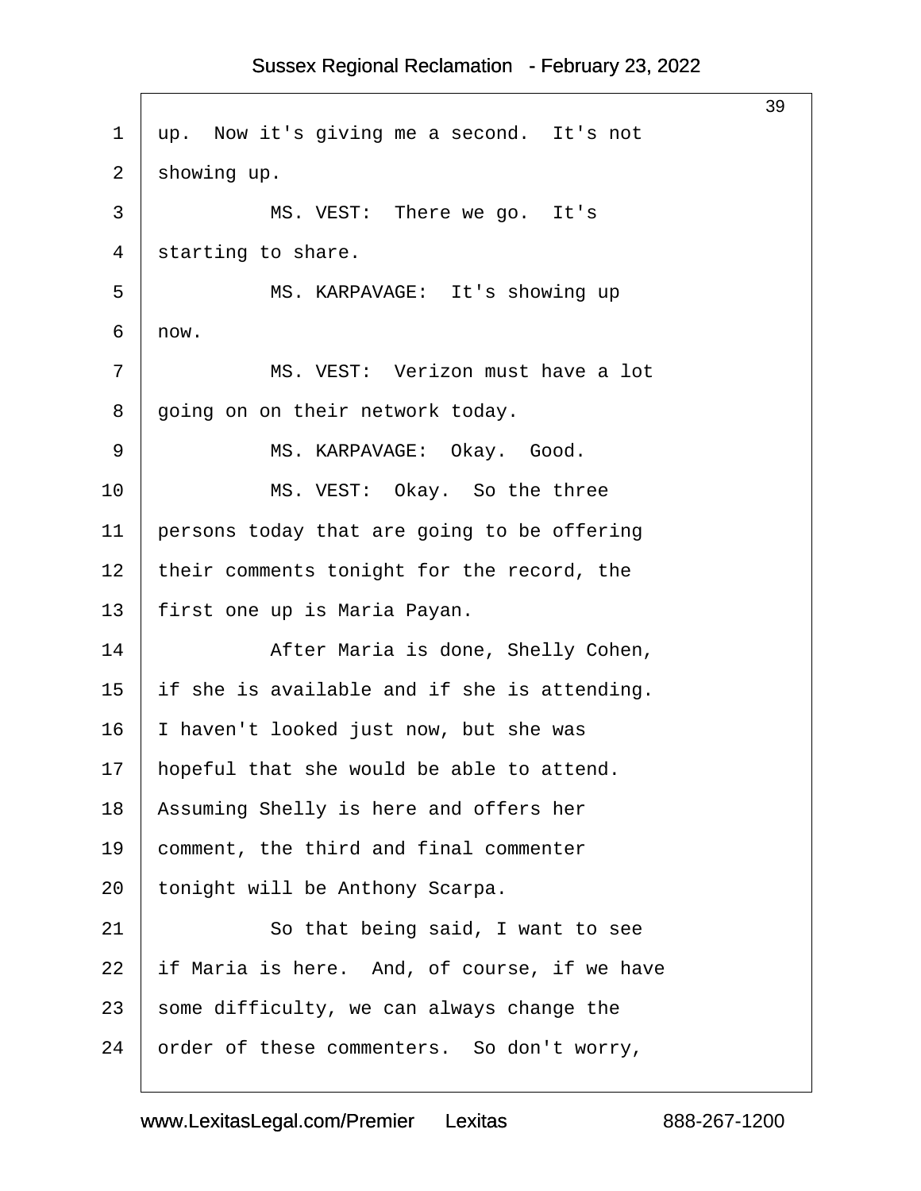1 up.  Now it's giving me a second.  It's not
2 showing up.
3           MS. VEST:  There we go.  It's
4 starting to share.
5           MS. KARPAVAGE:  It's showing up
6 now.
7           MS. VEST:  Verizon must have a lot
8 going on on their network today.
9           MS. KARPAVAGE:  Okay.  Good.
10           MS. VEST:  Okay.  So the three
11 persons today that are going to be offering
12 their comments tonight for the record, the
13 first one up is Maria Payan.
14           After Maria is done, Shelly Cohen,
15 if she is available and if she is attending.
16 I haven't looked just now, but she was
17 hopeful that she would be able to attend.
18 Assuming Shelly is here and offers her
19 comment, the third and final commenter
20 tonight will be Anthony Scarpa.
21           So that being said, I want to see
22 if Maria is here.  And, of course, if we have
23 some difficulty, we can always change the
24 order of these commenters.  So don't worry,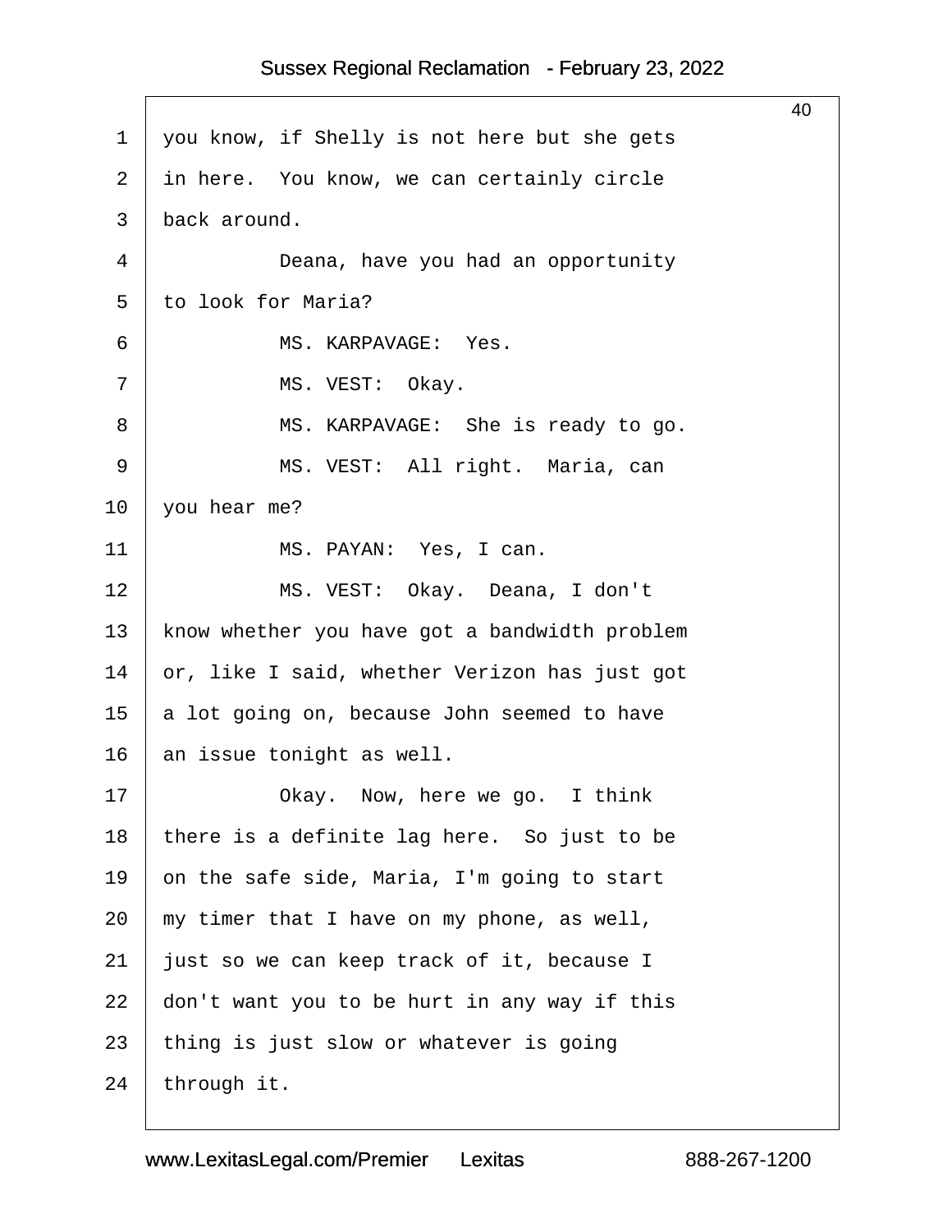you know, if Shelly is not here but she gets in here. You know, we can certainly circle back around.

Deana, have you had an opportunity to look for Maria?

MS. KARPAVAGE: Yes.

MS. VEST: Okay.

MS. KARPAVAGE: She is ready to go.

MS. VEST: All right. Maria, can you hear me?

MS. PAYAN: Yes, I can.

MS. VEST: Okay. Deana, I don't know whether you have got a bandwidth problem or, like I said, whether Verizon has just got a lot going on, because John seemed to have an issue tonight as well.

Okay. Now, here we go. I think there is a definite lag here. So just to be on the safe side, Maria, I'm going to start my timer that I have on my phone, as well, just so we can keep track of it, because I don't want you to be hurt in any way if this thing is just slow or whatever is going through it.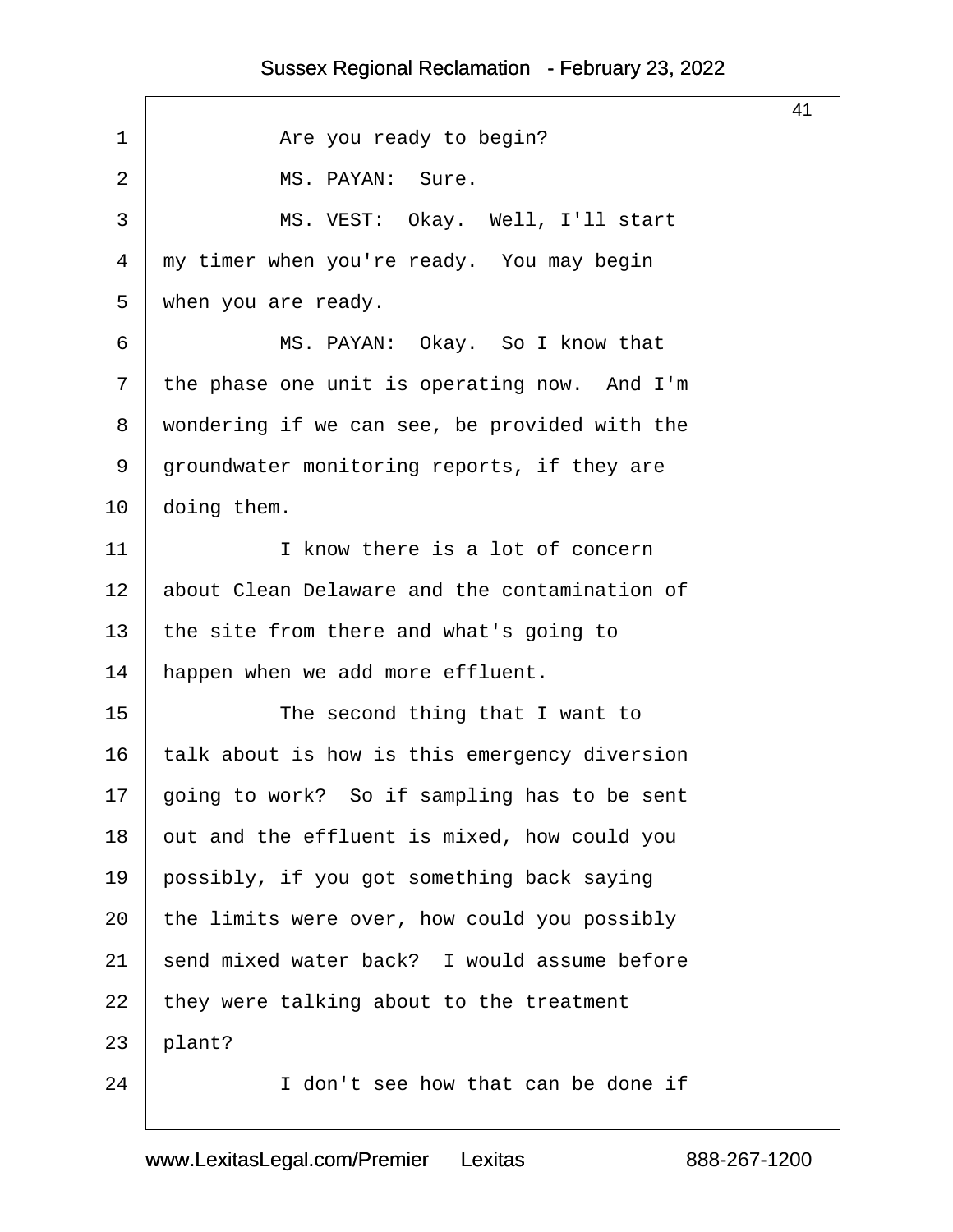Are you ready to begin?

MS. PAYAN: Sure.

MS. VEST: Okay. Well, I'll start my timer when you're ready. You may begin when you are ready.

MS. PAYAN: Okay. So I know that the phase one unit is operating now. And I'm wondering if we can see, be provided with the groundwater monitoring reports, if they are doing them.

I know there is a lot of concern about Clean Delaware and the contamination of the site from there and what's going to happen when we add more effluent.

The second thing that I want to talk about is how is this emergency diversion going to work? So if sampling has to be sent out and the effluent is mixed, how could you possibly, if you got something back saying the limits were over, how could you possibly send mixed water back? I would assume before they were talking about to the treatment plant?

I don't see how that can be done if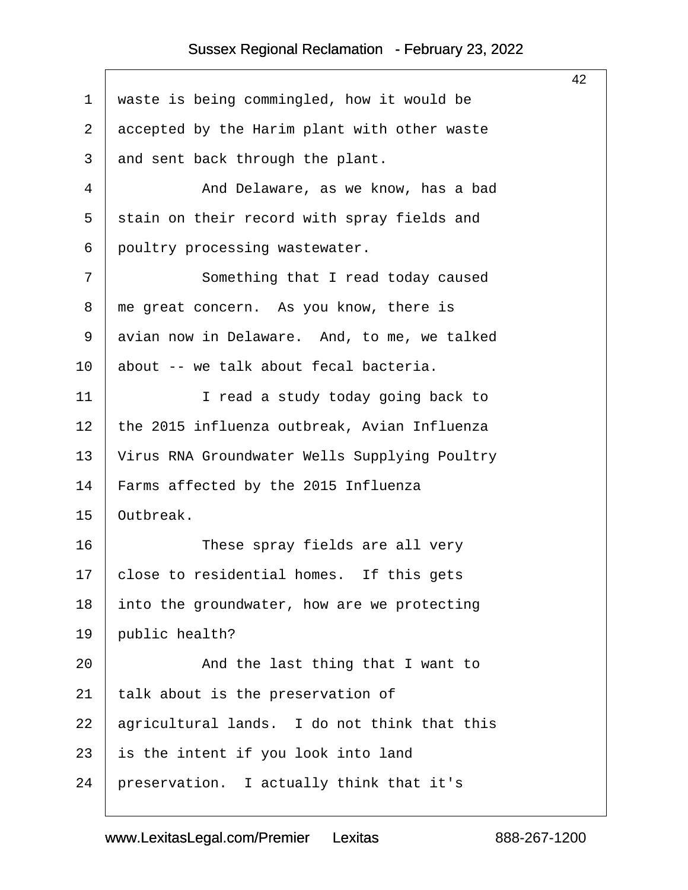waste is being commingled, how it would be accepted by the Harim plant with other waste and sent back through the plant.

And Delaware, as we know, has a bad stain on their record with spray fields and poultry processing wastewater.

Something that I read today caused me great concern. As you know, there is avian now in Delaware. And, to me, we talked about -- we talk about fecal bacteria.

I read a study today going back to the 2015 influenza outbreak, Avian Influenza Virus RNA Groundwater Wells Supplying Poultry Farms affected by the 2015 Influenza Outbreak.

These spray fields are all very close to residential homes. If this gets into the groundwater, how are we protecting public health?

And the last thing that I want to talk about is the preservation of agricultural lands. I do not think that this is the intent if you look into land preservation. I actually think that it's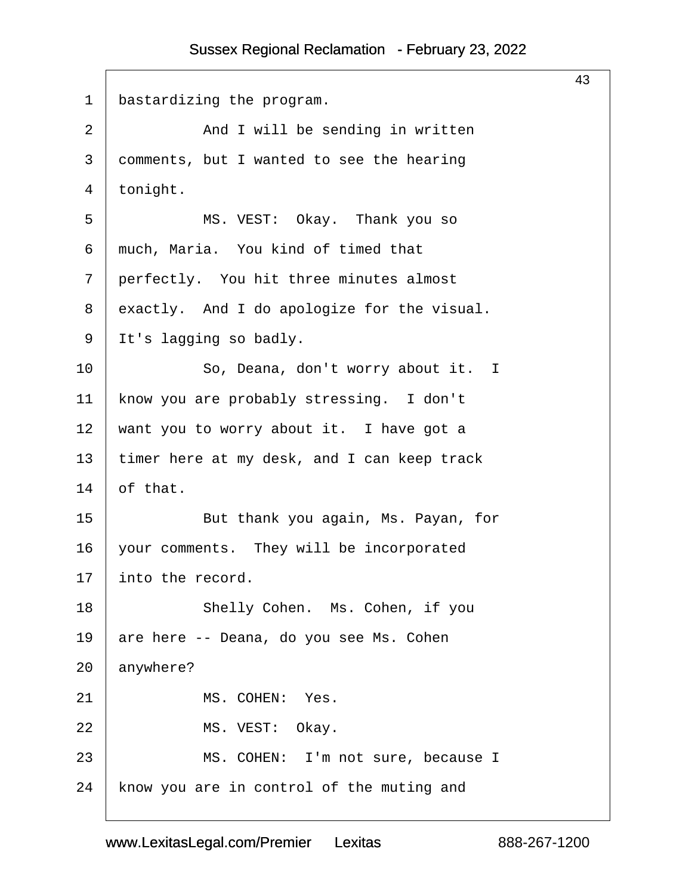bastardizing the program.

And I will be sending in written comments, but I wanted to see the hearing tonight.

MS. VEST: Okay. Thank you so much, Maria. You kind of timed that perfectly. You hit three minutes almost exactly. And I do apologize for the visual. It's lagging so badly.

So, Deana, don't worry about it. I know you are probably stressing. I don't want you to worry about it. I have got a timer here at my desk, and I can keep track of that.

But thank you again, Ms. Payan, for your comments. They will be incorporated into the record.

Shelly Cohen. Ms. Cohen, if you are here -- Deana, do you see Ms. Cohen anywhere?

MS. COHEN: Yes.

MS. VEST: Okay.

MS. COHEN: I'm not sure, because I know you are in control of the muting and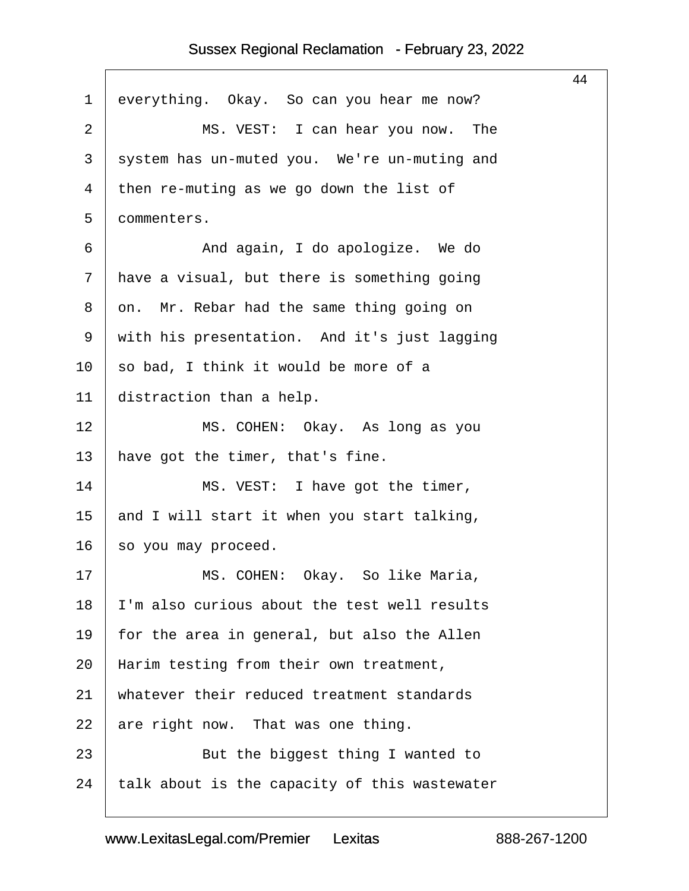everything. Okay. So can you hear me now?

MS. VEST: I can hear you now. The system has un-muted you. We're un-muting and then re-muting as we go down the list of commenters.

And again, I do apologize. We do have a visual, but there is something going on. Mr. Rebar had the same thing going on with his presentation. And it's just lagging so bad, I think it would be more of a distraction than a help.

MS. COHEN: Okay. As long as you have got the timer, that's fine.

MS. VEST: I have got the timer, and I will start it when you start talking, so you may proceed.

MS. COHEN: Okay. So like Maria, I'm also curious about the test well results for the area in general, but also the Allen Harim testing from their own treatment, whatever their reduced treatment standards are right now. That was one thing.

But the biggest thing I wanted to talk about is the capacity of this wastewater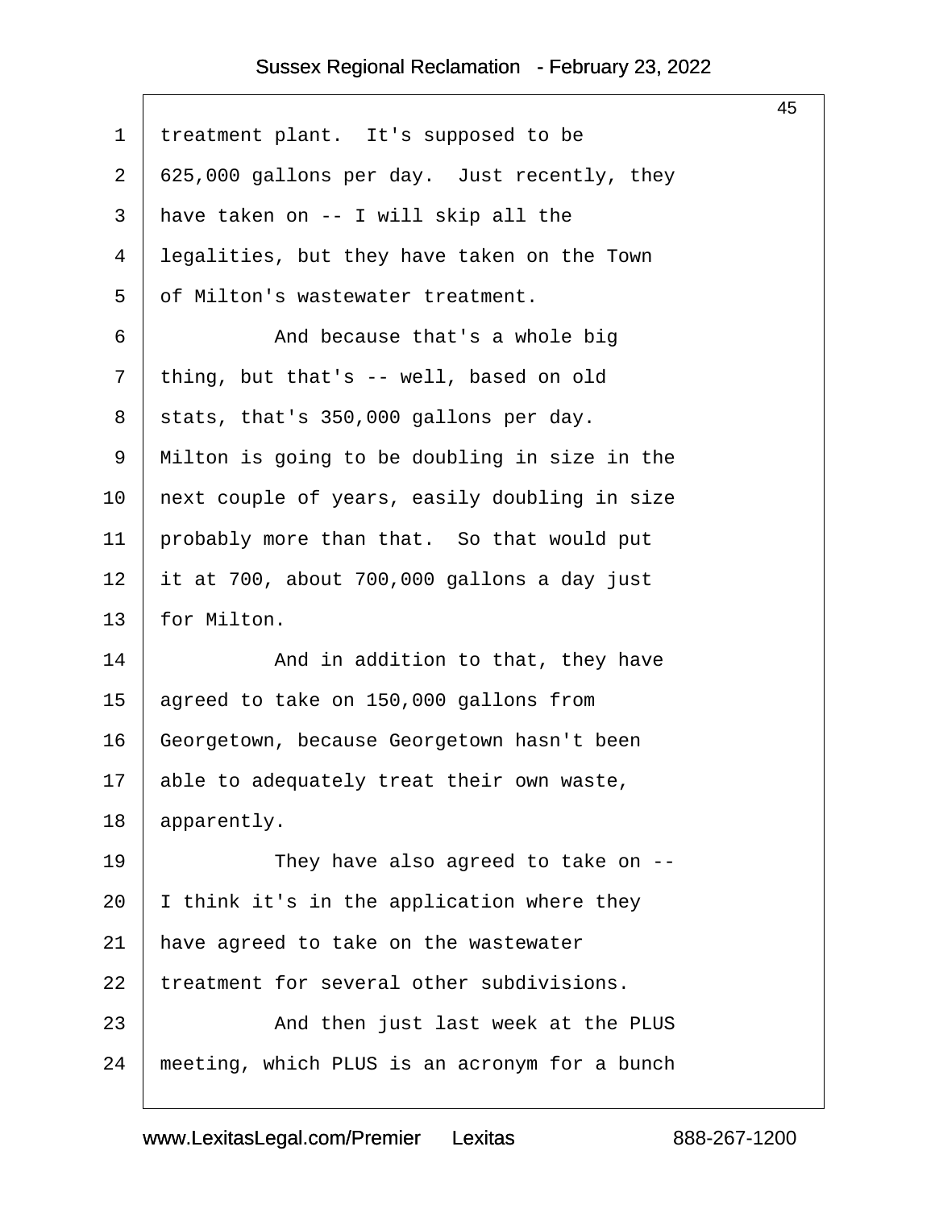treatment plant. It's supposed to be 625,000 gallons per day. Just recently, they have taken on -- I will skip all the legalities, but they have taken on the Town of Milton's wastewater treatment.

And because that's a whole big thing, but that's -- well, based on old stats, that's 350,000 gallons per day. Milton is going to be doubling in size in the next couple of years, easily doubling in size probably more than that. So that would put it at 700, about 700,000 gallons a day just for Milton.

And in addition to that, they have agreed to take on 150,000 gallons from Georgetown, because Georgetown hasn't been able to adequately treat their own waste, apparently.

They have also agreed to take on -- I think it's in the application where they have agreed to take on the wastewater treatment for several other subdivisions.

And then just last week at the PLUS meeting, which PLUS is an acronym for a bunch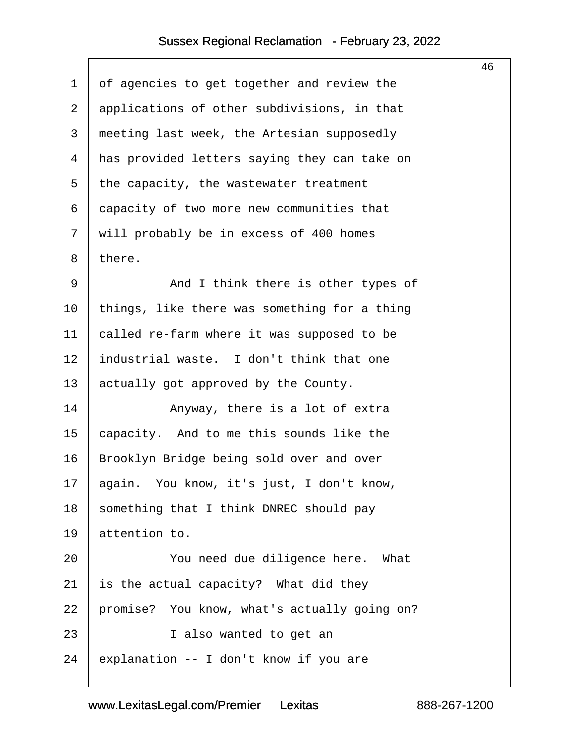of agencies to get together and review the applications of other subdivisions, in that meeting last week, the Artesian supposedly has provided letters saying they can take on the capacity, the wastewater treatment capacity of two more new communities that will probably be in excess of 400 homes there.

And I think there is other types of things, like there was something for a thing called re-farm where it was supposed to be industrial waste. I don't think that one actually got approved by the County.

Anyway, there is a lot of extra capacity. And to me this sounds like the Brooklyn Bridge being sold over and over again. You know, it's just, I don't know, something that I think DNREC should pay attention to.

You need due diligence here. What is the actual capacity? What did they promise? You know, what's actually going on?

I also wanted to get an explanation -- I don't know if you are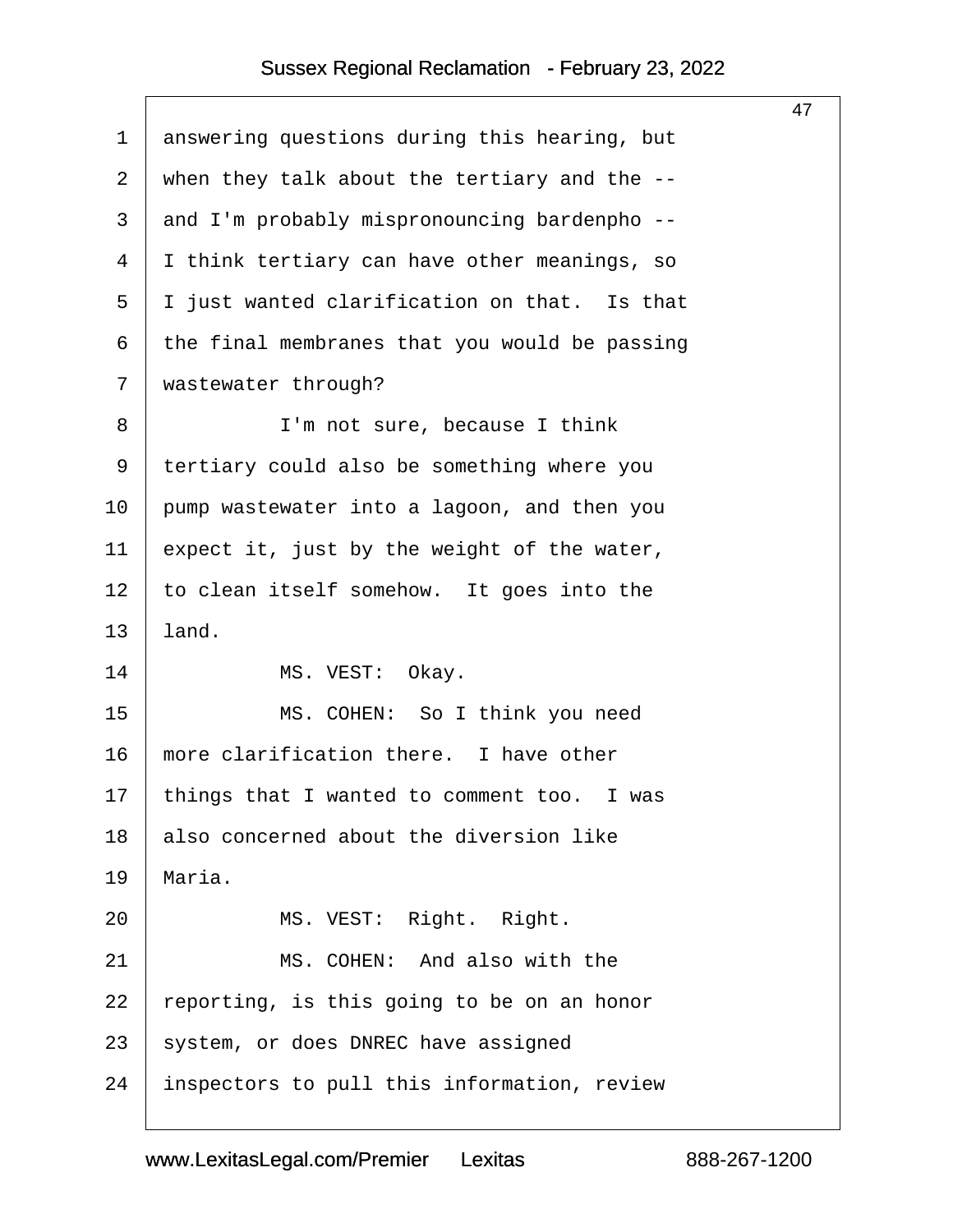answering questions during this hearing, but when they talk about the tertiary and the -- and I'm probably mispronouncing bardenpho -- I think tertiary can have other meanings, so I just wanted clarification on that. Is that the final membranes that you would be passing wastewater through?

I'm not sure, because I think tertiary could also be something where you pump wastewater into a lagoon, and then you expect it, just by the weight of the water, to clean itself somehow. It goes into the land.

MS. VEST: Okay.

MS. COHEN: So I think you need more clarification there. I have other things that I wanted to comment too. I was also concerned about the diversion like Maria.

MS. VEST: Right. Right.

MS. COHEN: And also with the reporting, is this going to be on an honor system, or does DNREC have assigned inspectors to pull this information, review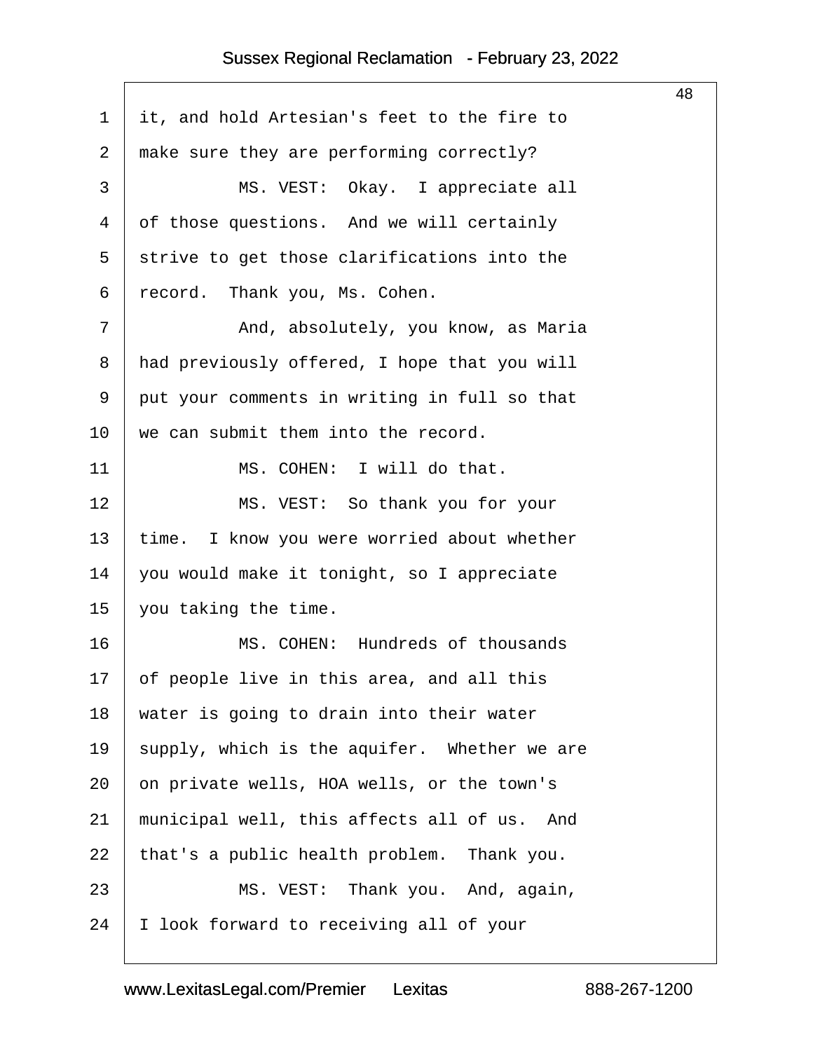it, and hold Artesian's feet to the fire to make sure they are performing correctly?

MS. VEST: Okay. I appreciate all of those questions. And we will certainly strive to get those clarifications into the record. Thank you, Ms. Cohen.

And, absolutely, you know, as Maria had previously offered, I hope that you will put your comments in writing in full so that we can submit them into the record.

MS. COHEN: I will do that.

MS. VEST: So thank you for your time. I know you were worried about whether you would make it tonight, so I appreciate you taking the time.

MS. COHEN: Hundreds of thousands of people live in this area, and all this water is going to drain into their water supply, which is the aquifer. Whether we are on private wells, HOA wells, or the town's municipal well, this affects all of us. And that's a public health problem. Thank you.

MS. VEST: Thank you. And, again, I look forward to receiving all of your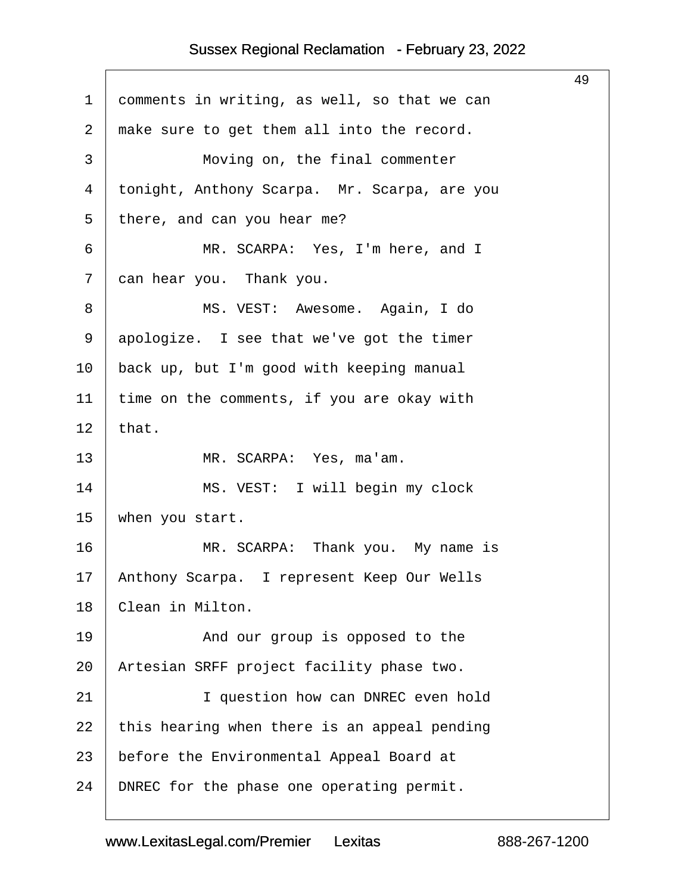comments in writing, as well, so that we can make sure to get them all into the record.

Moving on, the final commenter tonight, Anthony Scarpa. Mr. Scarpa, are you there, and can you hear me?

MR. SCARPA: Yes, I'm here, and I can hear you. Thank you.

MS. VEST: Awesome. Again, I do apologize. I see that we've got the timer back up, but I'm good with keeping manual time on the comments, if you are okay with that.

MR. SCARPA: Yes, ma'am.

MS. VEST: I will begin my clock when you start.

MR. SCARPA: Thank you. My name is Anthony Scarpa. I represent Keep Our Wells Clean in Milton.

And our group is opposed to the Artesian SRFF project facility phase two.

I question how can DNREC even hold this hearing when there is an appeal pending before the Environmental Appeal Board at DNREC for the phase one operating permit.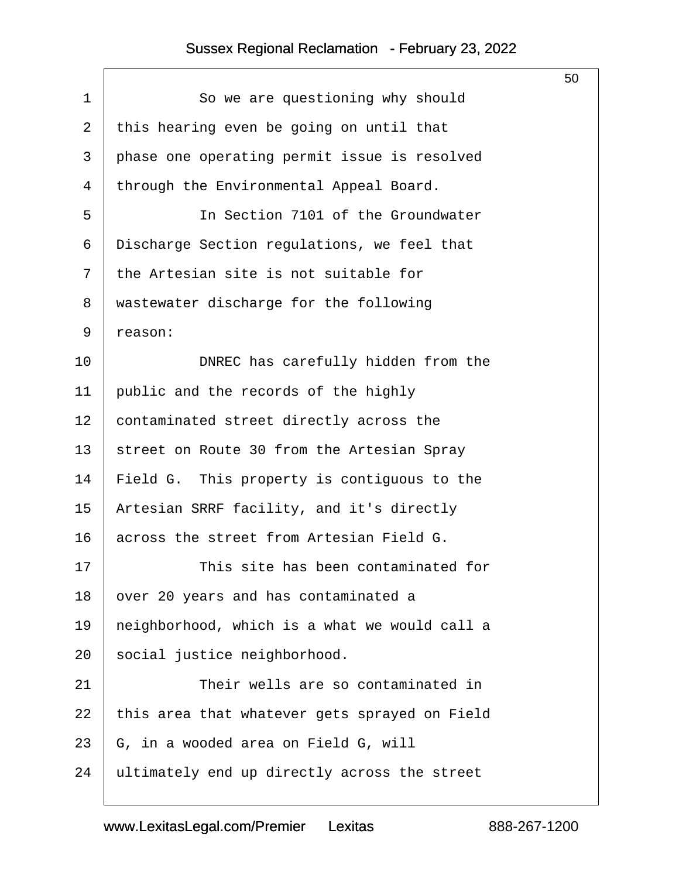So we are questioning why should this hearing even be going on until that phase one operating permit issue is resolved through the Environmental Appeal Board.

In Section 7101 of the Groundwater Discharge Section regulations, we feel that the Artesian site is not suitable for wastewater discharge for the following reason:

DNREC has carefully hidden from the public and the records of the highly contaminated street directly across the street on Route 30 from the Artesian Spray Field G. This property is contiguous to the Artesian SRRF facility, and it's directly across the street from Artesian Field G.

This site has been contaminated for over 20 years and has contaminated a neighborhood, which is a what we would call a social justice neighborhood.

Their wells are so contaminated in this area that whatever gets sprayed on Field G, in a wooded area on Field G, will ultimately end up directly across the street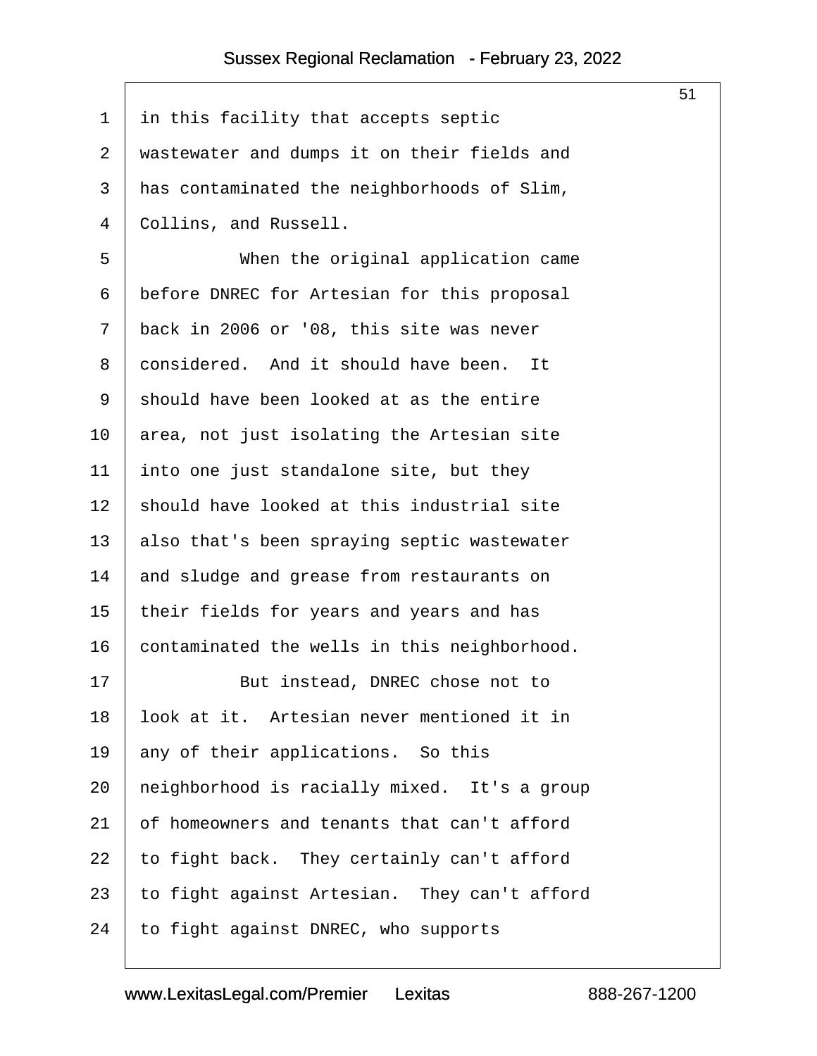in this facility that accepts septic wastewater and dumps it on their fields and has contaminated the neighborhoods of Slim, Collins, and Russell.

When the original application came before DNREC for Artesian for this proposal back in 2006 or '08, this site was never considered. And it should have been. It should have been looked at as the entire area, not just isolating the Artesian site into one just standalone site, but they should have looked at this industrial site also that's been spraying septic wastewater and sludge and grease from restaurants on their fields for years and years and has contaminated the wells in this neighborhood.

But instead, DNREC chose not to look at it. Artesian never mentioned it in any of their applications. So this neighborhood is racially mixed. It's a group of homeowners and tenants that can't afford to fight back. They certainly can't afford to fight against Artesian. They can't afford to fight against DNREC, who supports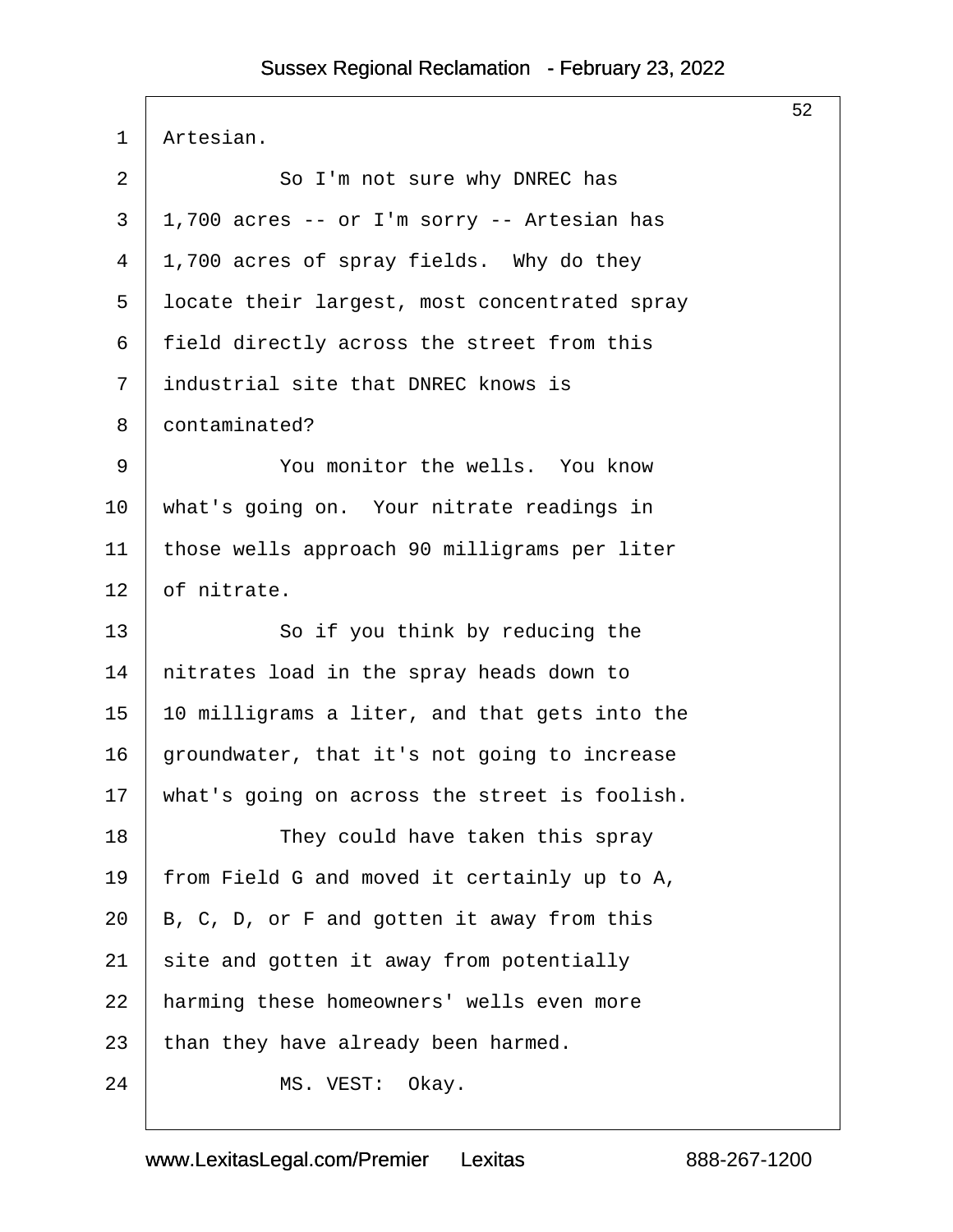Artesian.

So I'm not sure why DNREC has 1,700 acres -- or I'm sorry -- Artesian has 1,700 acres of spray fields. Why do they locate their largest, most concentrated spray field directly across the street from this industrial site that DNREC knows is contaminated?

You monitor the wells. You know what's going on. Your nitrate readings in those wells approach 90 milligrams per liter of nitrate.

So if you think by reducing the nitrates load in the spray heads down to 10 milligrams a liter, and that gets into the groundwater, that it's not going to increase what's going on across the street is foolish.

They could have taken this spray from Field G and moved it certainly up to A, B, C, D, or F and gotten it away from this site and gotten it away from potentially harming these homeowners' wells even more than they have already been harmed.

MS. VEST: Okay.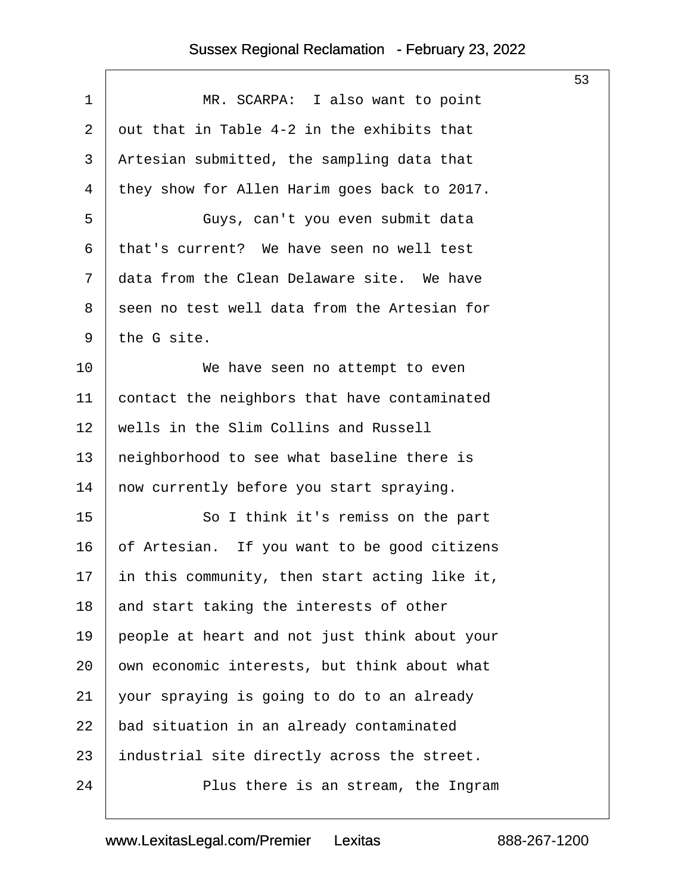MR. SCARPA: I also want to point out that in Table 4-2 in the exhibits that Artesian submitted, the sampling data that they show for Allen Harim goes back to 2017.

Guys, can't you even submit data that's current? We have seen no well test data from the Clean Delaware site. We have seen no test well data from the Artesian for the G site.

We have seen no attempt to even contact the neighbors that have contaminated wells in the Slim Collins and Russell neighborhood to see what baseline there is now currently before you start spraying.

So I think it's remiss on the part of Artesian. If you want to be good citizens in this community, then start acting like it, and start taking the interests of other people at heart and not just think about your own economic interests, but think about what your spraying is going to do to an already bad situation in an already contaminated industrial site directly across the street.

Plus there is an stream, the Ingram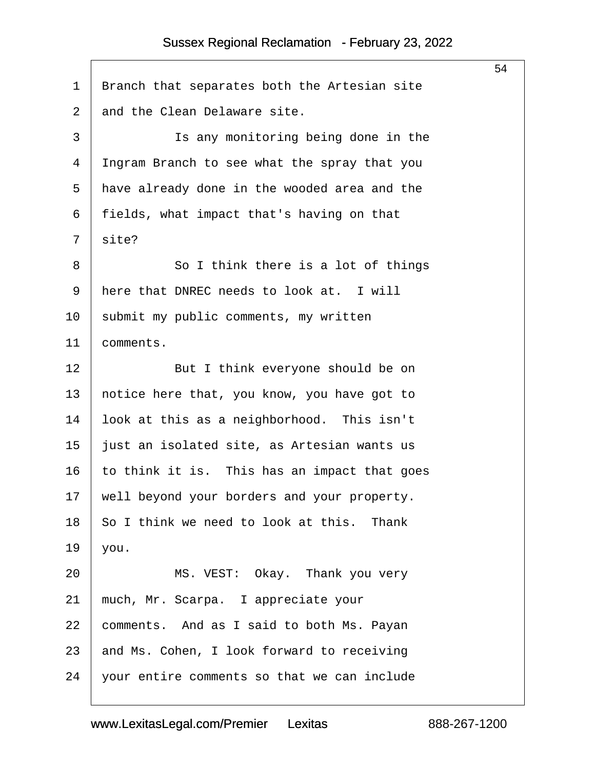Branch that separates both the Artesian site and the Clean Delaware site.

Is any monitoring being done in the Ingram Branch to see what the spray that you have already done in the wooded area and the fields, what impact that's having on that site?

So I think there is a lot of things here that DNREC needs to look at. I will submit my public comments, my written comments.

But I think everyone should be on notice here that, you know, you have got to look at this as a neighborhood. This isn't just an isolated site, as Artesian wants us to think it is. This has an impact that goes well beyond your borders and your property. So I think we need to look at this. Thank you.

MS. VEST: Okay. Thank you very much, Mr. Scarpa. I appreciate your comments. And as I said to both Ms. Payan and Ms. Cohen, I look forward to receiving your entire comments so that we can include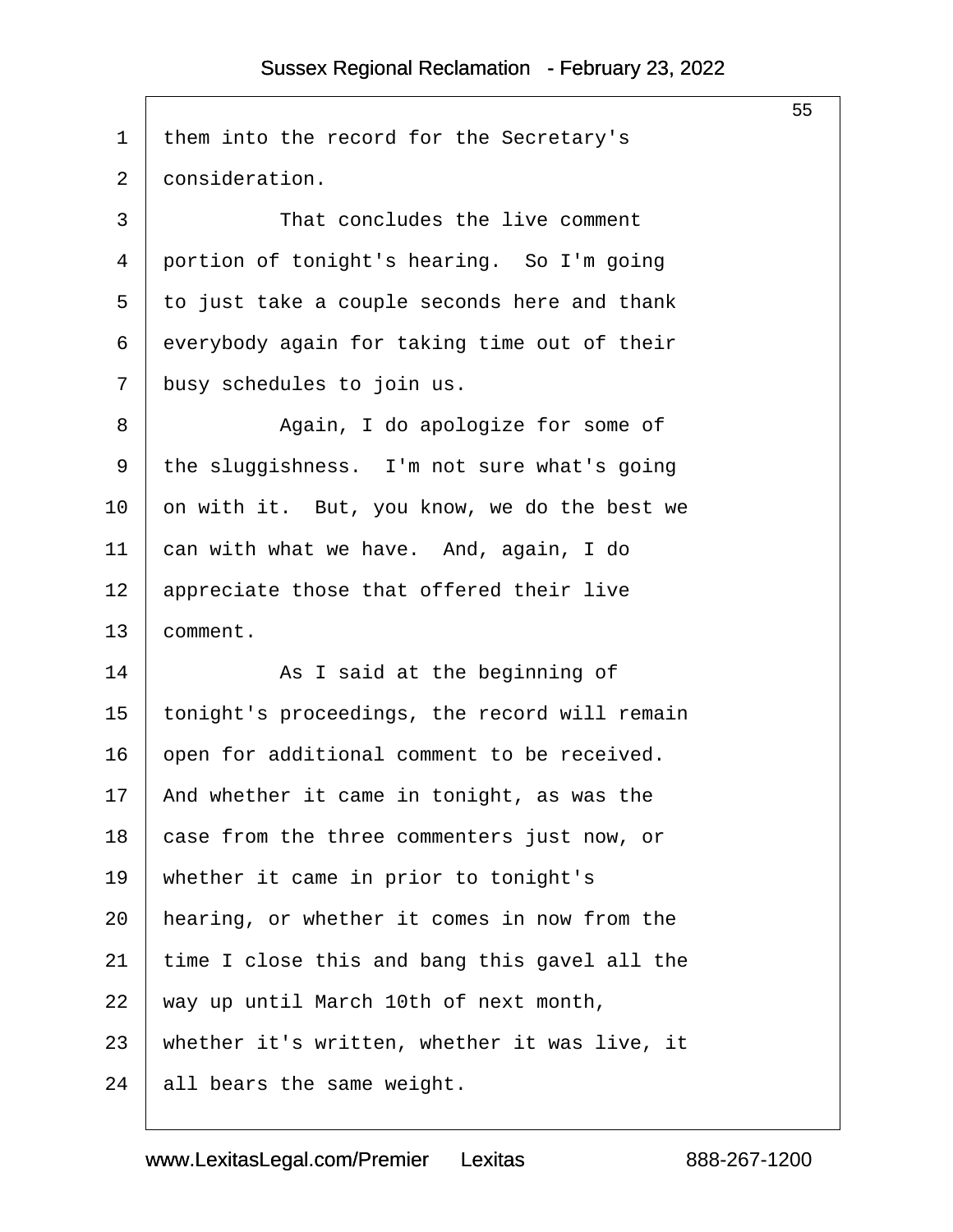them into the record for the Secretary's consideration.

That concludes the live comment portion of tonight's hearing. So I'm going to just take a couple seconds here and thank everybody again for taking time out of their busy schedules to join us.

Again, I do apologize for some of the sluggishness. I'm not sure what's going on with it. But, you know, we do the best we can with what we have. And, again, I do appreciate those that offered their live comment.

As I said at the beginning of tonight's proceedings, the record will remain open for additional comment to be received. And whether it came in tonight, as was the case from the three commenters just now, or whether it came in prior to tonight's hearing, or whether it comes in now from the time I close this and bang this gavel all the way up until March 10th of next month, whether it's written, whether it was live, it all bears the same weight.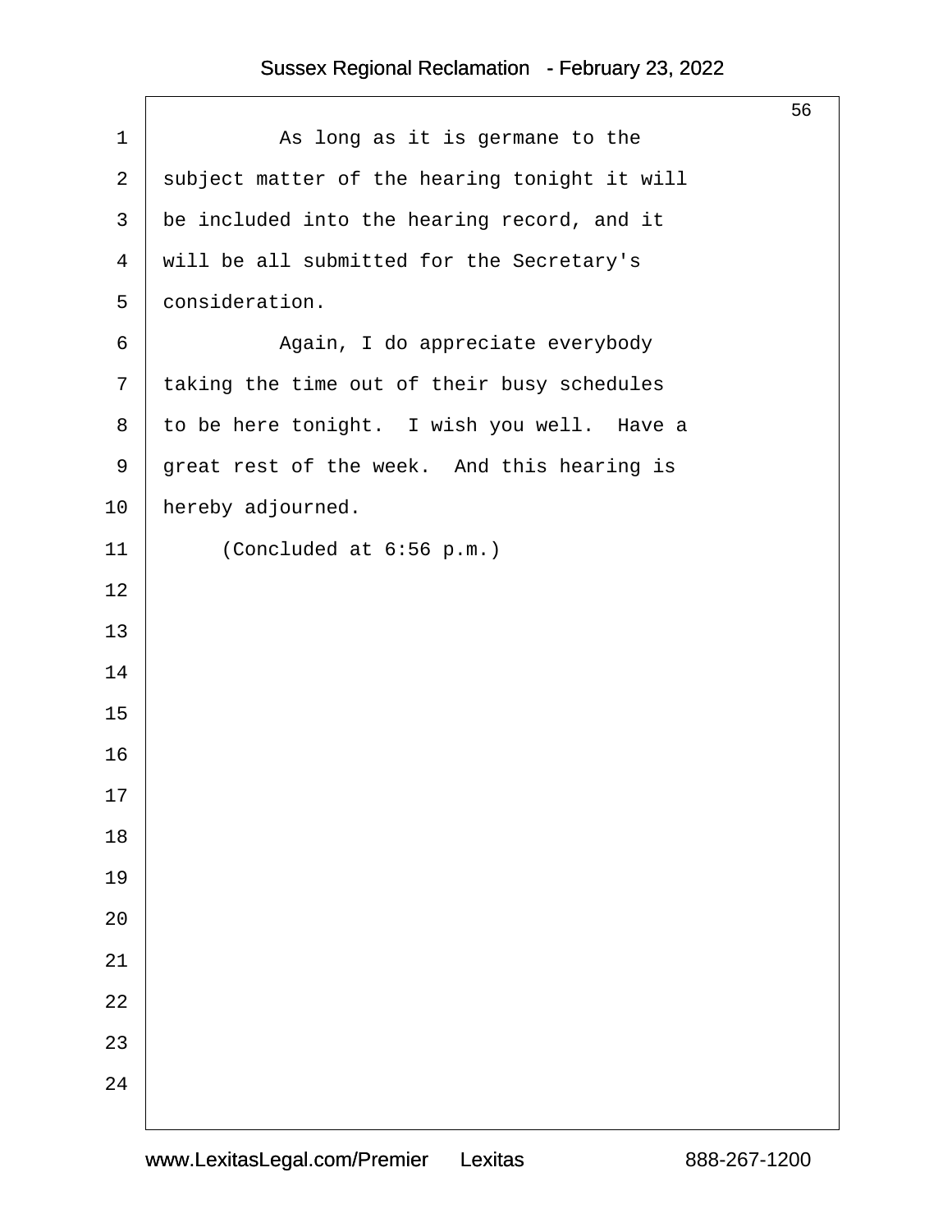As long as it is germane to the subject matter of the hearing tonight it will be included into the hearing record, and it will be all submitted for the Secretary's consideration.

Again, I do appreciate everybody taking the time out of their busy schedules to be here tonight. I wish you well. Have a great rest of the week. And this hearing is hereby adjourned.

(Concluded at 6:56 p.m.)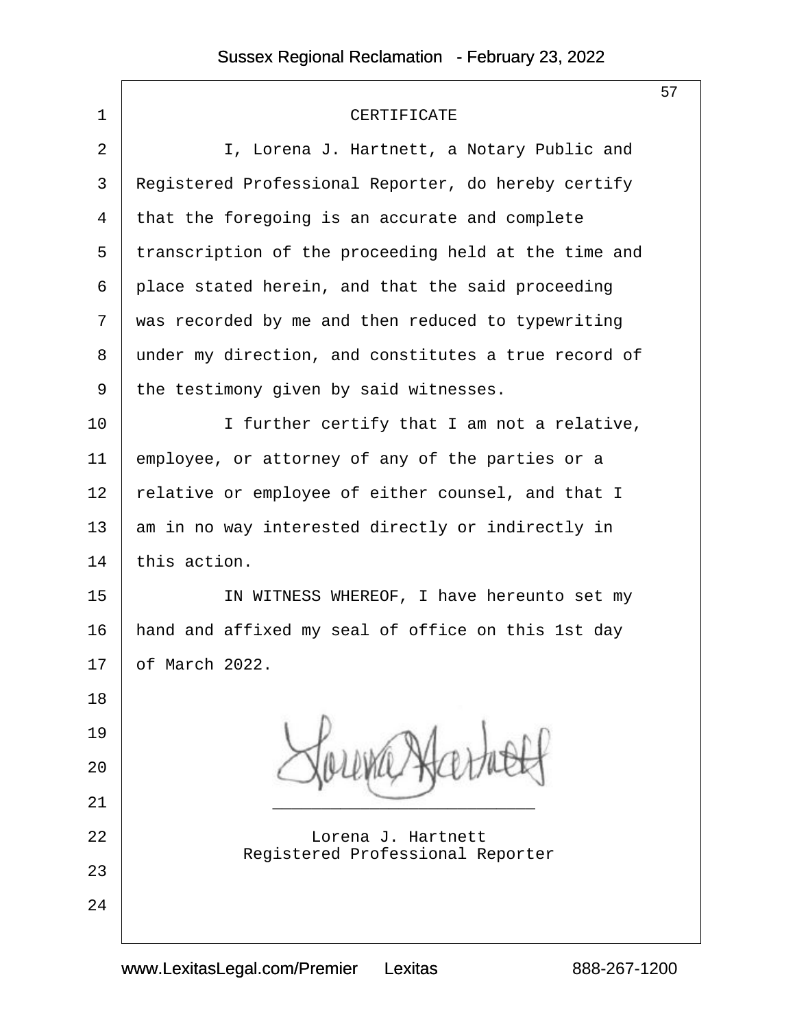# CERTIFICATE

I, Lorena J. Hartnett, a Notary Public and Registered Professional Reporter, do hereby certify that the foregoing is an accurate and complete transcription of the proceeding held at the time and place stated herein, and that the said proceeding was recorded by me and then reduced to typewriting under my direction, and constitutes a true record of the testimony given by said witnesses.

I further certify that I am not a relative, employee, or attorney of any of the parties or a relative or employee of either counsel, and that I am in no way interested directly or indirectly in this action.

IN WITNESS WHEREOF, I have hereunto set my hand and affixed my seal of office on this 1st day of March 2022.

Lorena J. Hartnett
Registered Professional Reporter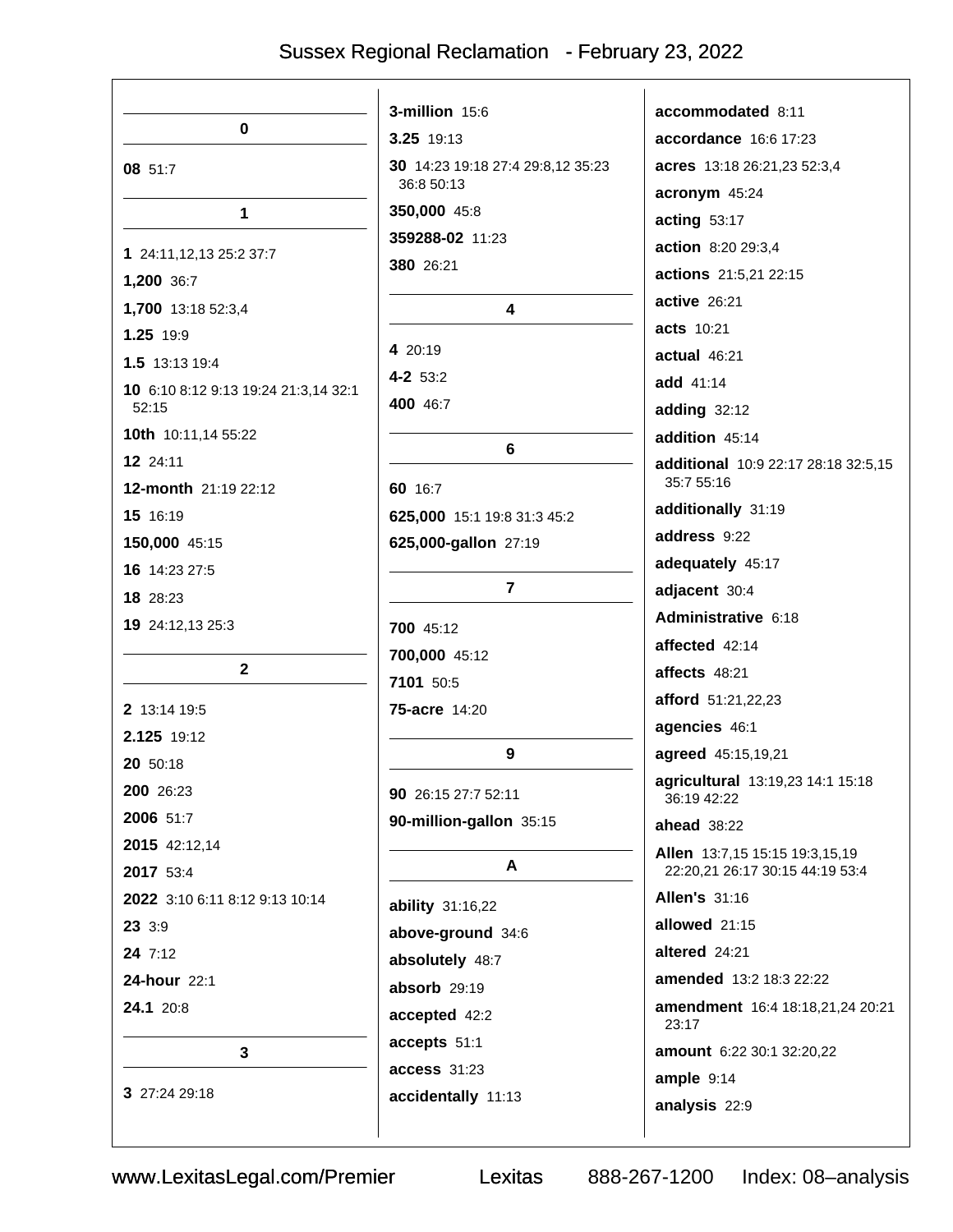## 0

**08** 51:7

## 1

**1** 24:11,12,13 25:2 37:7

**1,200** 36:7

**1,700** 13:18 52:3,4

**1.25** 19:9

**1.5** 13:13 19:4

**10** 6:10 8:12 9:13 19:24 21:3,14 32:1 52:15

**10th** 10:11,14 55:22

**12** 24:11

**12-month** 21:19 22:12

**15** 16:19

**150,000** 45:15

**16** 14:23 27:5

**18** 28:23

**19** 24:12,13 25:3

## 2

**2** 13:14 19:5

**2.125** 19:12

**20** 50:18

**200** 26:23

**2006** 51:7

**2015** 42:12,14

**2017** 53:4

**2022** 3:10 6:11 8:12 9:13 10:14

**23** 3:9

**24** 7:12

**24-hour** 22:1

**24.1** 20:8

## 3

**3** 27:24 29:18

**3-million** 15:6

**3.25** 19:13

**30** 14:23 19:18 27:4 29:8,12 35:23 36:8 50:13

**350,000** 45:8

**359288-02** 11:23

**380** 26:21

## 4

**4** 20:19

**4-2** 53:2

**400** 46:7

## 6

**60** 16:7

**625,000** 15:1 19:8 31:3 45:2

**625,000-gallon** 27:19

## 7

**700** 45:12

**700,000** 45:12

**7101** 50:5

**75-acre** 14:20

## 9

**90** 26:15 27:7 52:11

**90-million-gallon** 35:15

## A

**ability** 31:16,22

**above-ground** 34:6

**absolutely** 48:7

**absorb** 29:19

**accepted** 42:2

**accepts** 51:1

**access** 31:23

**accidentally** 11:13

**accommodated** 8:11

**accordance** 16:6 17:23

**acres** 13:18 26:21,23 52:3,4

**acronym** 45:24

**acting** 53:17

**action** 8:20 29:3,4

**actions** 21:5,21 22:15

**active** 26:21

**acts** 10:21

**actual** 46:21

**add** 41:14

**adding** 32:12

**addition** 45:14

**additional** 10:9 22:17 28:18 32:5,15 35:7 55:16

**additionally** 31:19

**address** 9:22

**adequately** 45:17

**adjacent** 30:4

**Administrative** 6:18

**affected** 42:14

**affects** 48:21

**afford** 51:21,22,23

**agencies** 46:1

**agreed** 45:15,19,21

**agricultural** 13:19,23 14:1 15:18 36:19 42:22

**ahead** 38:22

**Allen** 13:7,15 15:15 19:3,15,19 22:20,21 26:17 30:15 44:19 53:4

**Allen's** 31:16

**allowed** 21:15

**altered** 24:21

**amended** 13:2 18:3 22:22

**amendment** 16:4 18:18,21,24 20:21 23:17

**amount** 6:22 30:1 32:20,22

**ample** 9:14

**analysis** 22:9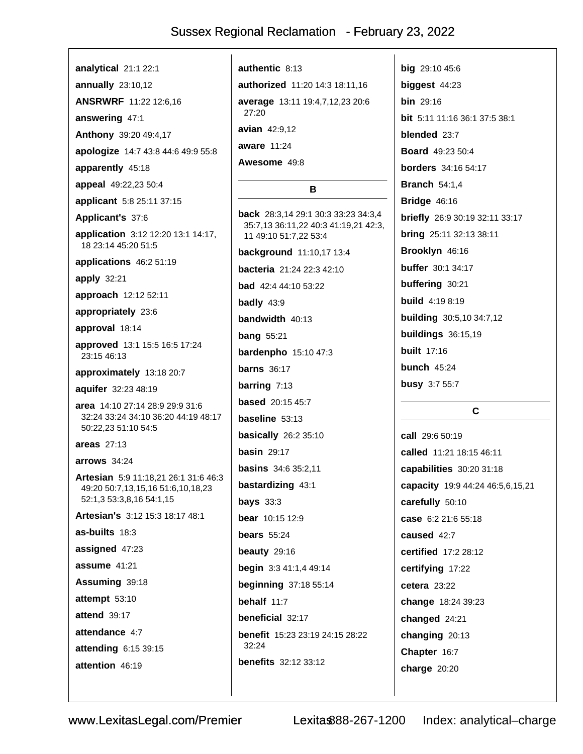**analytical** 21:1 22:1

**annually** 23:10,12

**ANSRWRF** 11:22 12:6,16

**answering** 47:1

**Anthony** 39:20 49:4,17

**apologize** 14:7 43:8 44:6 49:9 55:8

**apparently** 45:18

**appeal** 49:22,23 50:4

**applicant** 5:8 25:11 37:15

**Applicant's** 37:6

**application** 3:12 12:20 13:1 14:17, 18 23:14 45:20 51:5

**applications** 46:2 51:19

**apply** 32:21

**approach** 12:12 52:11

**appropriately** 23:6

**approval** 18:14

**approved** 13:1 15:5 16:5 17:24 23:15 46:13

**approximately** 13:18 20:7

**aquifer** 32:23 48:19

**area** 14:10 27:14 28:9 29:9 31:6 32:24 33:24 34:10 36:20 44:19 48:17 50:22,23 51:10 54:5

**areas** 27:13

**arrows** 34:24

**Artesian** 5:9 11:18,21 26:1 31:6 46:3 49:20 50:7,13,15,16 51:6,10,18,23 52:1,3 53:3,8,16 54:1,15

**Artesian's** 3:12 15:3 18:17 48:1

**as-builts** 18:3

**assigned** 47:23

**assume** 41:21

**Assuming** 39:18

**attempt** 53:10

**attend** 39:17

**attendance** 4:7

**attending** 6:15 39:15

**attention** 46:19

**authentic** 8:13

**authorized** 11:20 14:3 18:11,16

**average** 13:11 19:4,7,12,23 20:6 27:20

**avian** 42:9,12

**aware** 11:24

**Awesome** 49:8

## B

**back** 28:3,14 29:1 30:3 33:23 34:3,4 35:7,13 36:11,22 40:3 41:19,21 42:3, 11 49:10 51:7,22 53:4

**background** 11:10,17 13:4

**bacteria** 21:24 22:3 42:10

**bad** 42:4 44:10 53:22

**badly** 43:9

**bandwidth** 40:13

**bang** 55:21

**bardenpho** 15:10 47:3

**barns** 36:17

**barring** 7:13

**based** 20:15 45:7

**baseline** 53:13

**basically** 26:2 35:10

**basin** 29:17

**basins** 34:6 35:2,11

**bastardizing** 43:1

**bays** 33:3

**bear** 10:15 12:9

**bears** 55:24

**beauty** 29:16

**begin** 3:3 41:1,4 49:14

**beginning** 37:18 55:14

**behalf** 11:7

**beneficial** 32:17

**benefit** 15:23 23:19 24:15 28:22 32:24

**benefits** 32:12 33:12

**big** 29:10 45:6

**biggest** 44:23

**bin** 29:16

**bit** 5:11 11:16 36:1 37:5 38:1

**blended** 23:7

**Board** 49:23 50:4

**borders** 34:16 54:17

**Branch** 54:1,4

**Bridge** 46:16

**briefly** 26:9 30:19 32:11 33:17

**bring** 25:11 32:13 38:11

**Brooklyn** 46:16

**buffer** 30:1 34:17

**buffering** 30:21

**build** 4:19 8:19

**building** 30:5,10 34:7,12

**buildings** 36:15,19

**built** 17:16

**bunch** 45:24

**busy** 3:7 55:7

## C

**call** 29:6 50:19

**called** 11:21 18:15 46:11

**capabilities** 30:20 31:18

**capacity** 19:9 44:24 46:5,6,15,21

**carefully** 50:10

**case** 6:2 21:6 55:18

**caused** 42:7

**certified** 17:2 28:12

**certifying** 17:22

**cetera** 23:22

**change** 18:24 39:23

**changed** 24:21

**changing** 20:13

**Chapter** 16:7

**charge** 20:20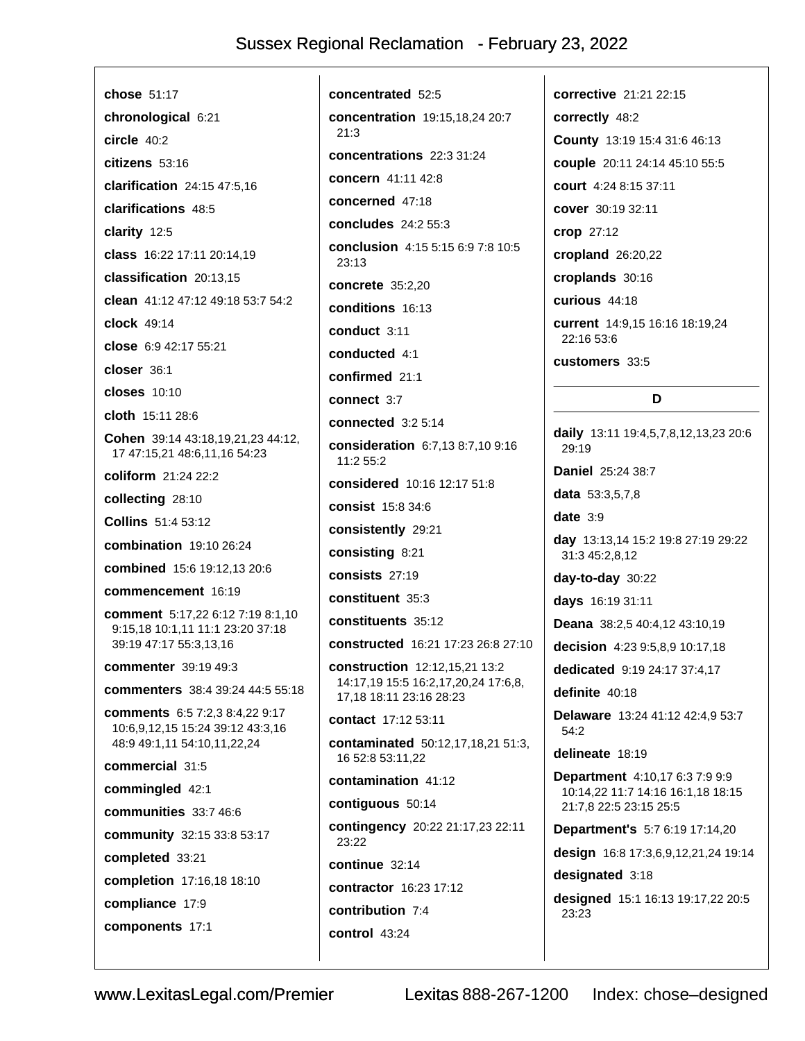**chose** 51:17

**chronological** 6:21

**circle** 40:2

**citizens** 53:16

**clarification** 24:15 47:5,16

**clarifications** 48:5

**clarity** 12:5

**class** 16:22 17:11 20:14,19

**classification** 20:13,15

**clean** 41:12 47:12 49:18 53:7 54:2

**clock** 49:14

**close** 6:9 42:17 55:21

**closer** 36:1

**closes** 10:10

**cloth** 15:11 28:6

**Cohen** 39:14 43:18,19,21,23 44:12, 17 47:15,21 48:6,11,16 54:23

**coliform** 21:24 22:2

**collecting** 28:10

**Collins** 51:4 53:12

**combination** 19:10 26:24

**combined** 15:6 19:12,13 20:6

**commencement** 16:19

**comment** 5:17,22 6:12 7:19 8:1,10 9:15,18 10:1,11 11:1 23:20 37:18 39:19 47:17 55:3,13,16

**commenter** 39:19 49:3

**commenters** 38:4 39:24 44:5 55:18

**comments** 6:5 7:2,3 8:4,22 9:17 10:6,9,12,15 15:24 39:12 43:3,16 48:9 49:1,11 54:10,11,22,24

**commercial** 31:5

**commingled** 42:1

**communities** 33:7 46:6

**community** 32:15 33:8 53:17

**completed** 33:21

**completion** 17:16,18 18:10

**compliance** 17:9

**components** 17:1

**concentrated** 52:5

**concentration** 19:15,18,24 20:7 21:3

**concentrations** 22:3 31:24

**concern** 41:11 42:8

**concerned** 47:18

**concludes** 24:2 55:3

**conclusion** 4:15 5:15 6:9 7:8 10:5 23:13

**concrete** 35:2,20

**conditions** 16:13

**conduct** 3:11

**conducted** 4:1

**confirmed** 21:1

**connect** 3:7

**connected** 3:2 5:14

**consideration** 6:7,13 8:7,10 9:16 11:2 55:2

**considered** 10:16 12:17 51:8

**consist** 15:8 34:6

**consistently** 29:21

**consisting** 8:21

**consists** 27:19

**constituent** 35:3

**constituents** 35:12

**constructed** 16:21 17:23 26:8 27:10

**construction** 12:12,15,21 13:2 14:17,19 15:5 16:2,17,20,24 17:6,8, 17,18 18:11 23:16 28:23

**contact** 17:12 53:11

**contaminated** 50:12,17,18,21 51:3, 16 52:8 53:11,22

**contamination** 41:12

**contiguous** 50:14

**contingency** 20:22 21:17,23 22:11 23:22

**continue** 32:14

**contractor** 16:23 17:12

**contribution** 7:4

**control** 43:24

**corrective** 21:21 22:15

**correctly** 48:2

**County** 13:19 15:4 31:6 46:13

**couple** 20:11 24:14 45:10 55:5

**court** 4:24 8:15 37:11

**cover** 30:19 32:11

**crop** 27:12

**cropland** 26:20,22

**croplands** 30:16

**curious** 44:18

**current** 14:9,15 16:16 18:19,24 22:16 53:6

**customers** 33:5

## D

**daily** 13:11 19:4,5,7,8,12,13,23 20:6 29:19

**Daniel** 25:24 38:7

**data** 53:3,5,7,8

**date** 3:9

**day** 13:13,14 15:2 19:8 27:19 29:22 31:3 45:2,8,12

**day-to-day** 30:22

**days** 16:19 31:11

**Deana** 38:2,5 40:4,12 43:10,19

**decision** 4:23 9:5,8,9 10:17,18

**dedicated** 9:19 24:17 37:4,17

**definite** 40:18

**Delaware** 13:24 41:12 42:4,9 53:7 54:2

**delineate** 18:19

**Department** 4:10,17 6:3 7:9 9:9 10:14,22 11:7 14:16 16:1,18 18:15 21:7,8 22:5 23:15 25:5

**Department's** 5:7 6:19 17:14,20

**design** 16:8 17:3,6,9,12,21,24 19:14

**designated** 3:18

**designed** 15:1 16:13 19:17,22 20:5 23:23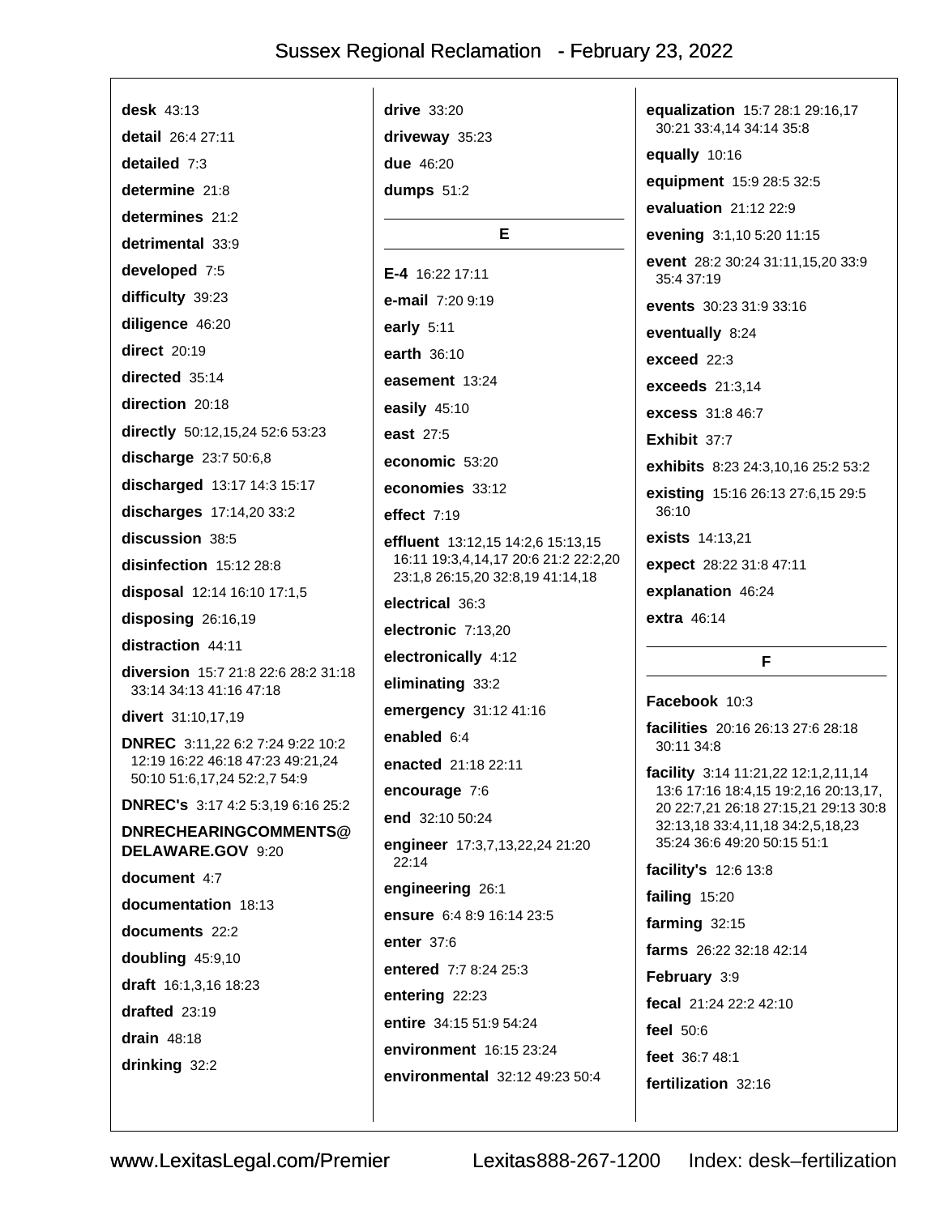**desk** 43:13

**detail** 26:4 27:11

**detailed** 7:3

**determine** 21:8

**determines** 21:2

**detrimental** 33:9

**developed** 7:5

**difficulty** 39:23

**diligence** 46:20

**direct** 20:19

**directed** 35:14

**direction** 20:18

**directly** 50:12,15,24 52:6 53:23

**discharge** 23:7 50:6,8

**discharged** 13:17 14:3 15:17

**discharges** 17:14,20 33:2

**discussion** 38:5

**disinfection** 15:12 28:8

**disposal** 12:14 16:10 17:1,5

**disposing** 26:16,19

**distraction** 44:11

**diversion** 15:7 21:8 22:6 28:2 31:18 33:14 34:13 41:16 47:18

**divert** 31:10,17,19

**DNREC** 3:11,22 6:2 7:24 9:22 10:2 12:19 16:22 46:18 47:23 49:21,24 50:10 51:6,17,24 52:2,7 54:9

**DNREC's** 3:17 4:2 5:3,19 6:16 25:2

**DNRECHEARINGCOMMENTS@DELAWARE.GOV** 9:20

**document** 4:7

**documentation** 18:13

**documents** 22:2

**doubling** 45:9,10

**draft** 16:1,3,16 18:23

**drafted** 23:19

**drain** 48:18

**drinking** 32:2

**drive** 33:20

**driveway** 35:23

**due** 46:20

**dumps** 51:2

## E

**E-4** 16:22 17:11

**e-mail** 7:20 9:19

**early** 5:11

**earth** 36:10

**easement** 13:24

**easily** 45:10

**east** 27:5

**economic** 53:20

**economies** 33:12

**effect** 7:19

**effluent** 13:12,15 14:2,6 15:13,15 16:11 19:3,4,14,17 20:6 21:2 22:2,20 23:1,8 26:15,20 32:8,19 41:14,18

**electrical** 36:3

**electronic** 7:13,20

**electronically** 4:12

**eliminating** 33:2

**emergency** 31:12 41:16

**enabled** 6:4

**enacted** 21:18 22:11

**encourage** 7:6

**end** 32:10 50:24

**engineer** 17:3,7,13,22,24 21:20 22:14

**engineering** 26:1

**ensure** 6:4 8:9 16:14 23:5

**enter** 37:6

**entered** 7:7 8:24 25:3

**entering** 22:23

**entire** 34:15 51:9 54:24

**environment** 16:15 23:24

**environmental** 32:12 49:23 50:4

**equalization** 15:7 28:1 29:16,17 30:21 33:4,14 34:14 35:8

**equally** 10:16

**equipment** 15:9 28:5 32:5

**evaluation** 21:12 22:9

**evening** 3:1,10 5:20 11:15

**event** 28:2 30:24 31:11,15,20 33:9 35:4 37:19

**events** 30:23 31:9 33:16

**eventually** 8:24

**exceed** 22:3

**exceeds** 21:3,14

**excess** 31:8 46:7

**Exhibit** 37:7

**exhibits** 8:23 24:3,10,16 25:2 53:2

**existing** 15:16 26:13 27:6,15 29:5 36:10

**exists** 14:13,21

**expect** 28:22 31:8 47:11

**explanation** 46:24

**extra** 46:14

## F

**Facebook** 10:3

**facilities** 20:16 26:13 27:6 28:18 30:11 34:8

**facility** 3:14 11:21,22 12:1,2,11,14 13:6 17:16 18:4,15 19:2,16 20:13,17,20 22:7,21 26:18 27:15,21 29:13 30:8 32:13,18 33:4,11,18 34:2,5,18,23 35:24 36:6 49:20 50:15 51:1

**facility's** 12:6 13:8

**failing** 15:20

**farming** 32:15

**farms** 26:22 32:18 42:14

**February** 3:9

**fecal** 21:24 22:2 42:10

**feel** 50:6

**feet** 36:7 48:1

**fertilization** 32:16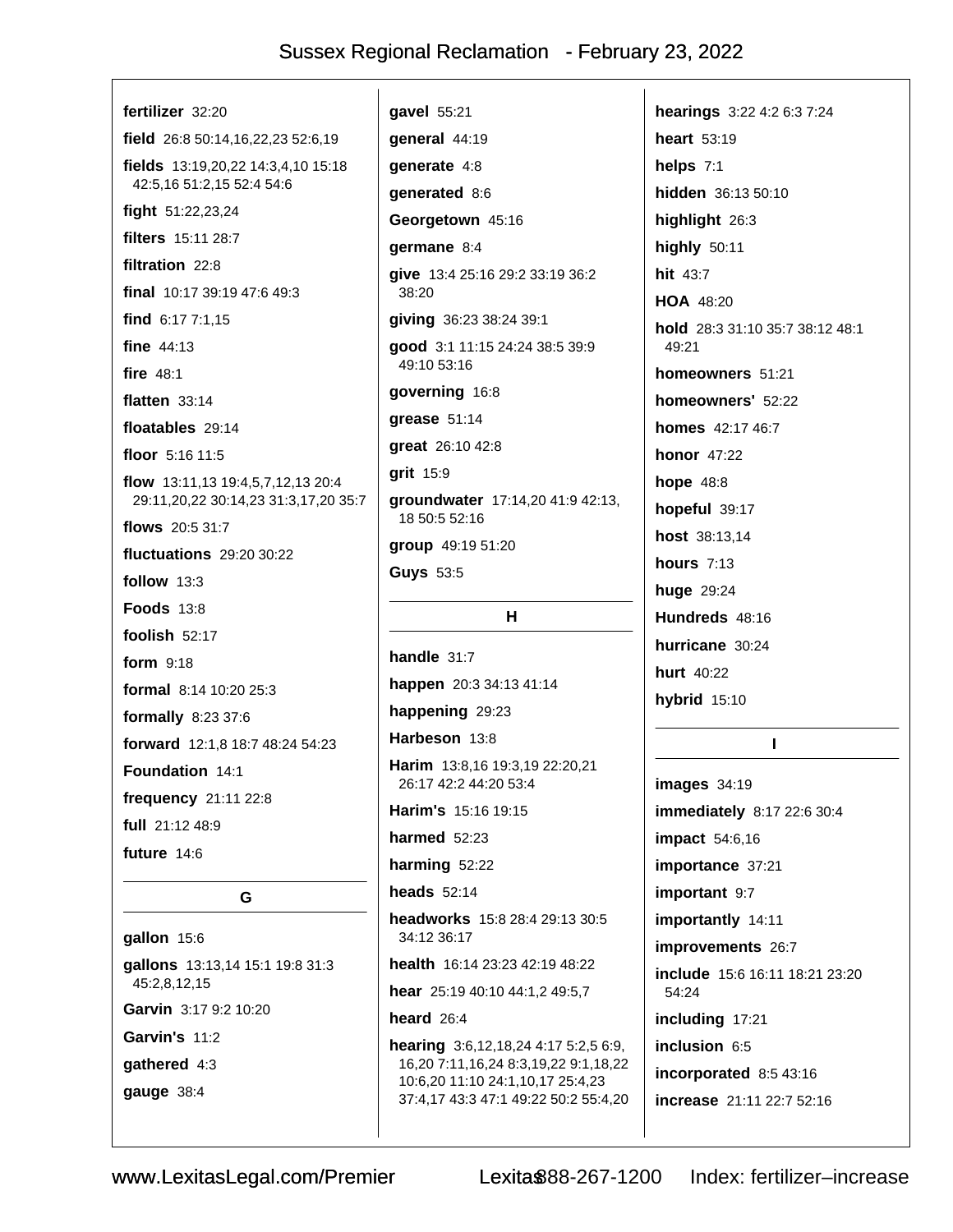**fertilizer** 32:20

**field** 26:8 50:14,16,22,23 52:6,19

**fields** 13:19,20,22 14:3,4,10 15:18 42:5,16 51:2,15 52:4 54:6

**fight** 51:22,23,24

**filters** 15:11 28:7

**filtration** 22:8

**final** 10:17 39:19 47:6 49:3

**find** 6:17 7:1,15

**fine** 44:13

**fire** 48:1

**flatten** 33:14

**floatables** 29:14

**floor** 5:16 11:5

**flow** 13:11,13 19:4,5,7,12,13 20:4 29:11,20,22 30:14,23 31:3,17,20 35:7

**flows** 20:5 31:7

**fluctuations** 29:20 30:22

**follow** 13:3

**Foods** 13:8

**foolish** 52:17

**form** 9:18

**formal** 8:14 10:20 25:3

**formally** 8:23 37:6

**forward** 12:1,8 18:7 48:24 54:23

**Foundation** 14:1

**frequency** 21:11 22:8

**full** 21:12 48:9

**future** 14:6

## G

**gallon** 15:6

**gallons** 13:13,14 15:1 19:8 31:3 45:2,8,12,15

**Garvin** 3:17 9:2 10:20

**Garvin's** 11:2

**gathered** 4:3

**gauge** 38:4

**gavel** 55:21

**general** 44:19

**generate** 4:8

**generated** 8:6

**Georgetown** 45:16

**germane** 8:4

**give** 13:4 25:16 29:2 33:19 36:2 38:20

**giving** 36:23 38:24 39:1

**good** 3:1 11:15 24:24 38:5 39:9 49:10 53:16

**governing** 16:8

**grease** 51:14

**great** 26:10 42:8

**grit** 15:9

**groundwater** 17:14,20 41:9 42:13, 18 50:5 52:16

**group** 49:19 51:20

**Guys** 53:5

## H

**handle** 31:7

**happen** 20:3 34:13 41:14

**happening** 29:23

**Harbeson** 13:8

**Harim** 13:8,16 19:3,19 22:20,21 26:17 42:2 44:20 53:4

**Harim's** 15:16 19:15

**harmed** 52:23

**harming** 52:22

**heads** 52:14

**headworks** 15:8 28:4 29:13 30:5 34:12 36:17

**health** 16:14 23:23 42:19 48:22

**hear** 25:19 40:10 44:1,2 49:5,7

**heard** 26:4

**hearing** 3:6,12,18,24 4:17 5:2,5 6:9, 16,20 7:11,16,24 8:3,19,22 9:1,18,22 10:6,20 11:10 24:1,10,17 25:4,23 37:4,17 43:3 47:1 49:22 50:2 55:4,20

**hearings** 3:22 4:2 6:3 7:24

**heart** 53:19

**helps** 7:1

**hidden** 36:13 50:10

**highlight** 26:3

**highly** 50:11

**hit** 43:7

**HOA** 48:20

**hold** 28:3 31:10 35:7 38:12 48:1 49:21

**homeowners** 51:21

**homeowners'** 52:22

**homes** 42:17 46:7

**honor** 47:22

**hope** 48:8

**hopeful** 39:17

**host** 38:13,14

**hours** 7:13

**huge** 29:24

**Hundreds** 48:16

**hurricane** 30:24

**hurt** 40:22

**hybrid** 15:10

## I

**images** 34:19

**immediately** 8:17 22:6 30:4

**impact** 54:6,16

**importance** 37:21

**important** 9:7

**importantly** 14:11

**improvements** 26:7

**include** 15:6 16:11 18:21 23:20 54:24

**including** 17:21

**inclusion** 6:5

**incorporated** 8:5 43:16

**increase** 21:11 22:7 52:16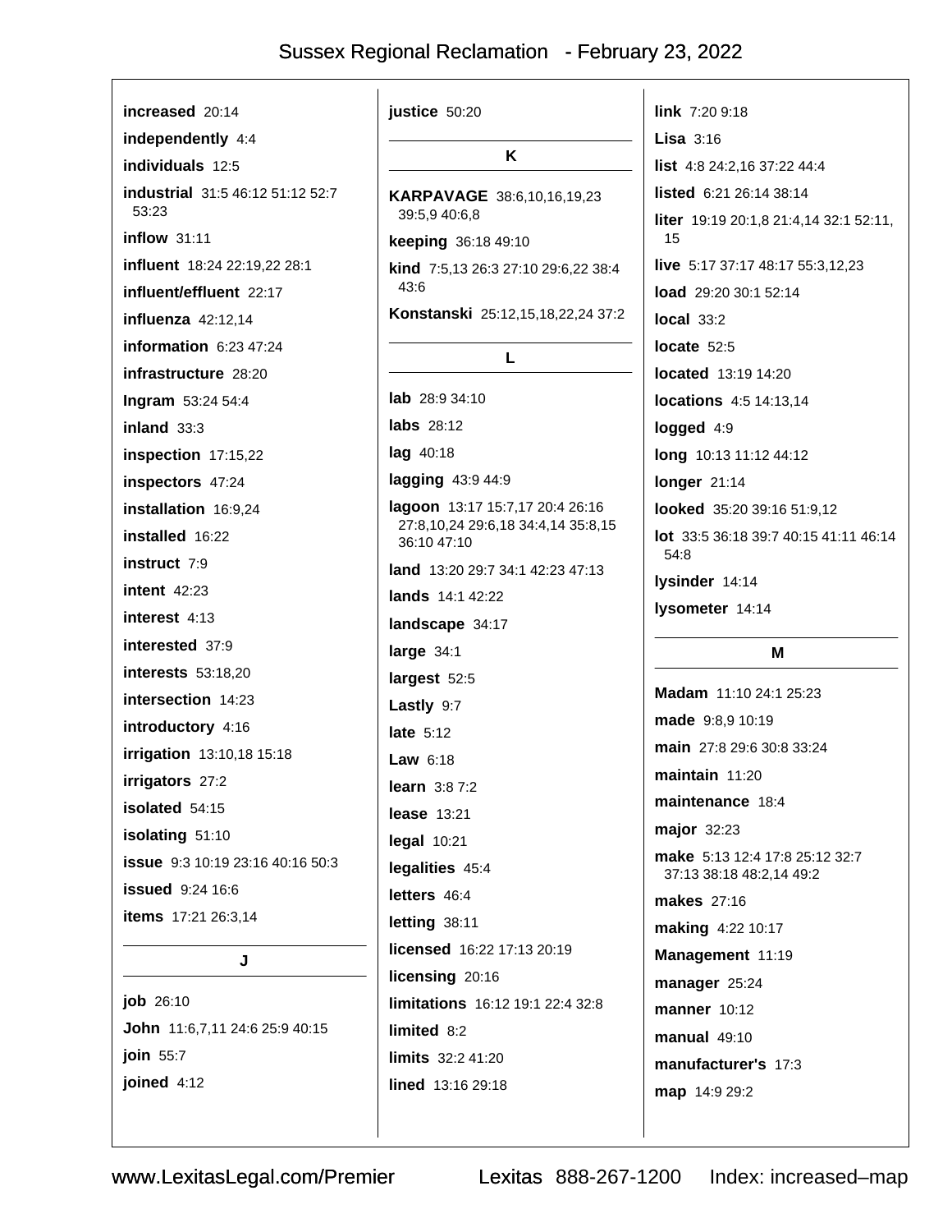**increased** 20:14

**independently** 4:4

**individuals** 12:5

**industrial** 31:5 46:12 51:12 52:7 53:23

**inflow** 31:11

**influent** 18:24 22:19,22 28:1

**influent/effluent** 22:17

**influenza** 42:12,14

**information** 6:23 47:24

**infrastructure** 28:20

**Ingram** 53:24 54:4

**inland** 33:3

**inspection** 17:15,22

**inspectors** 47:24

**installation** 16:9,24

**installed** 16:22

**instruct** 7:9

**intent** 42:23

**interest** 4:13

**interested** 37:9

**interests** 53:18,20

**intersection** 14:23

**introductory** 4:16

**irrigation** 13:10,18 15:18

**irrigators** 27:2

**isolated** 54:15

**isolating** 51:10

**issue** 9:3 10:19 23:16 40:16 50:3

**issued** 9:24 16:6

**items** 17:21 26:3,14

## J

**job** 26:10

**John** 11:6,7,11 24:6 25:9 40:15

**join** 55:7

**joined** 4:12

**justice** 50:20

## K

**KARPAVAGE** 38:6,10,16,19,23 39:5,9 40:6,8

**keeping** 36:18 49:10

**kind** 7:5,13 26:3 27:10 29:6,22 38:4 43:6

**Konstanski** 25:12,15,18,22,24 37:2

## L

**lab** 28:9 34:10

**labs** 28:12

**lag** 40:18

**lagging** 43:9 44:9

**lagoon** 13:17 15:7,17 20:4 26:16 27:8,10,24 29:6,18 34:4,14 35:8,15 36:10 47:10

**land** 13:20 29:7 34:1 42:23 47:13

**lands** 14:1 42:22

**landscape** 34:17

**large** 34:1

**largest** 52:5

**Lastly** 9:7

**late** 5:12

**Law** 6:18

**learn** 3:8 7:2

**lease** 13:21

**legal** 10:21

**legalities** 45:4

**letters** 46:4

**letting** 38:11

**licensed** 16:22 17:13 20:19

**licensing** 20:16

**limitations** 16:12 19:1 22:4 32:8

**limited** 8:2

**limits** 32:2 41:20

**lined** 13:16 29:18

**link** 7:20 9:18

**Lisa** 3:16

**list** 4:8 24:2,16 37:22 44:4

**listed** 6:21 26:14 38:14

**liter** 19:19 20:1,8 21:4,14 32:1 52:11, 15

**live** 5:17 37:17 48:17 55:3,12,23

**load** 29:20 30:1 52:14

**local** 33:2

**locate** 52:5

**located** 13:19 14:20

**locations** 4:5 14:13,14

**logged** 4:9

**long** 10:13 11:12 44:12

**longer** 21:14

**looked** 35:20 39:16 51:9,12

**lot** 33:5 36:18 39:7 40:15 41:11 46:14 54:8

**lysinder** 14:14

**lysometer** 14:14

## M

**Madam** 11:10 24:1 25:23

**made** 9:8,9 10:19

**main** 27:8 29:6 30:8 33:24

**maintain** 11:20

**maintenance** 18:4

**major** 32:23

**make** 5:13 12:4 17:8 25:12 32:7 37:13 38:18 48:2,14 49:2

**makes** 27:16

**making** 4:22 10:17

**Management** 11:19

**manager** 25:24

**manner** 10:12

**manual** 49:10

**manufacturer's** 17:3

**map** 14:9 29:2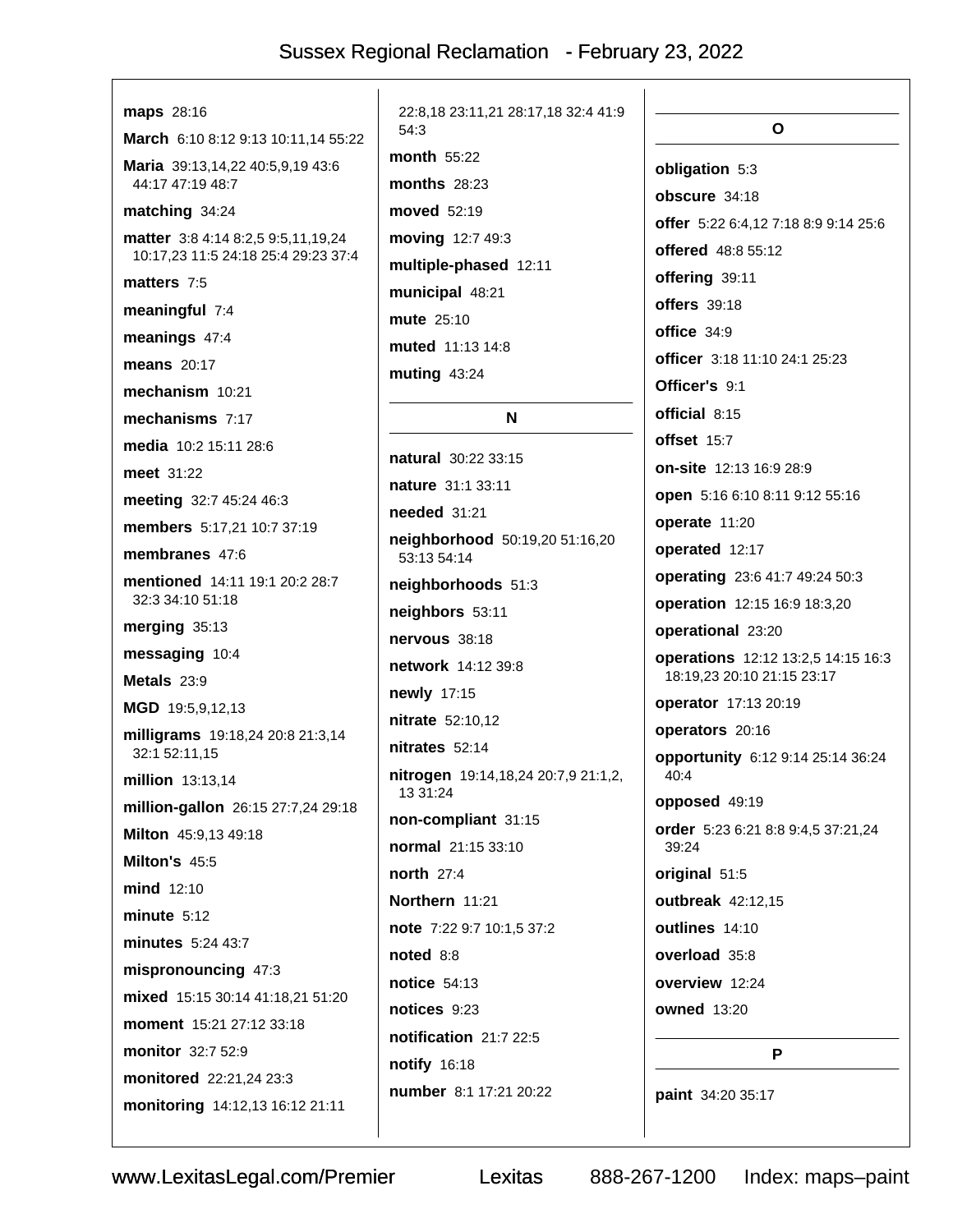**maps** 28:16

**March** 6:10 8:12 9:13 10:11,14 55:22

**Maria** 39:13,14,22 40:5,9,19 43:6 44:17 47:19 48:7

**matching** 34:24

**matter** 3:8 4:14 8:2,5 9:5,11,19,24 10:17,23 11:5 24:18 25:4 29:23 37:4

**matters** 7:5

**meaningful** 7:4

**meanings** 47:4

**means** 20:17

**mechanism** 10:21

**mechanisms** 7:17

**media** 10:2 15:11 28:6

**meet** 31:22

**meeting** 32:7 45:24 46:3

**members** 5:17,21 10:7 37:19

**membranes** 47:6

**mentioned** 14:11 19:1 20:2 28:7 32:3 34:10 51:18

**merging** 35:13

**messaging** 10:4

**Metals** 23:9

**MGD** 19:5,9,12,13

**milligrams** 19:18,24 20:8 21:3,14 32:1 52:11,15

**million** 13:13,14

**million-gallon** 26:15 27:7,24 29:18

**Milton** 45:9,13 49:18

**Milton's** 45:5

**mind** 12:10

**minute** 5:12

**minutes** 5:24 43:7

**mispronouncing** 47:3

**mixed** 15:15 30:14 41:18,21 51:20

**moment** 15:21 27:12 33:18

**monitor** 32:7 52:9

**monitored** 22:21,24 23:3

**monitoring** 14:12,13 16:12 21:11 22:8,18 23:11,21 28:17,18 32:4 41:9 54:3

**month** 55:22

**months** 28:23

**moved** 52:19

**moving** 12:7 49:3

**multiple-phased** 12:11

**municipal** 48:21

**mute** 25:10

**muted** 11:13 14:8

**muting** 43:24

## N

**natural** 30:22 33:15

**nature** 31:1 33:11

**needed** 31:21

**neighborhood** 50:19,20 51:16,20 53:13 54:14

**neighborhoods** 51:3

**neighbors** 53:11

**nervous** 38:18

**network** 14:12 39:8

**newly** 17:15

**nitrate** 52:10,12

**nitrates** 52:14

**nitrogen** 19:14,18,24 20:7,9 21:1,2, 13 31:24

**non-compliant** 31:15

**normal** 21:15 33:10

**north** 27:4

**Northern** 11:21

**note** 7:22 9:7 10:1,5 37:2

**noted** 8:8

**notice** 54:13

**notices** 9:23

**notification** 21:7 22:5

**notify** 16:18

**number** 8:1 17:21 20:22

## O

**obligation** 5:3

**obscure** 34:18

**offer** 5:22 6:4,12 7:18 8:9 9:14 25:6

**offered** 48:8 55:12

**offering** 39:11

**offers** 39:18

**office** 34:9

**officer** 3:18 11:10 24:1 25:23

**Officer's** 9:1

**official** 8:15

**offset** 15:7

**on-site** 12:13 16:9 28:9

**open** 5:16 6:10 8:11 9:12 55:16

**operate** 11:20

**operated** 12:17

**operating** 23:6 41:7 49:24 50:3

**operation** 12:15 16:9 18:3,20

**operational** 23:20

**operations** 12:12 13:2,5 14:15 16:3 18:19,23 20:10 21:15 23:17

**operator** 17:13 20:19

**operators** 20:16

**opportunity** 6:12 9:14 25:14 36:24 40:4

**opposed** 49:19

**order** 5:23 6:21 8:8 9:4,5 37:21,24 39:24

**original** 51:5

**outbreak** 42:12,15

**outlines** 14:10

**overload** 35:8

**overview** 12:24

**owned** 13:20

## P

**paint** 34:20 35:17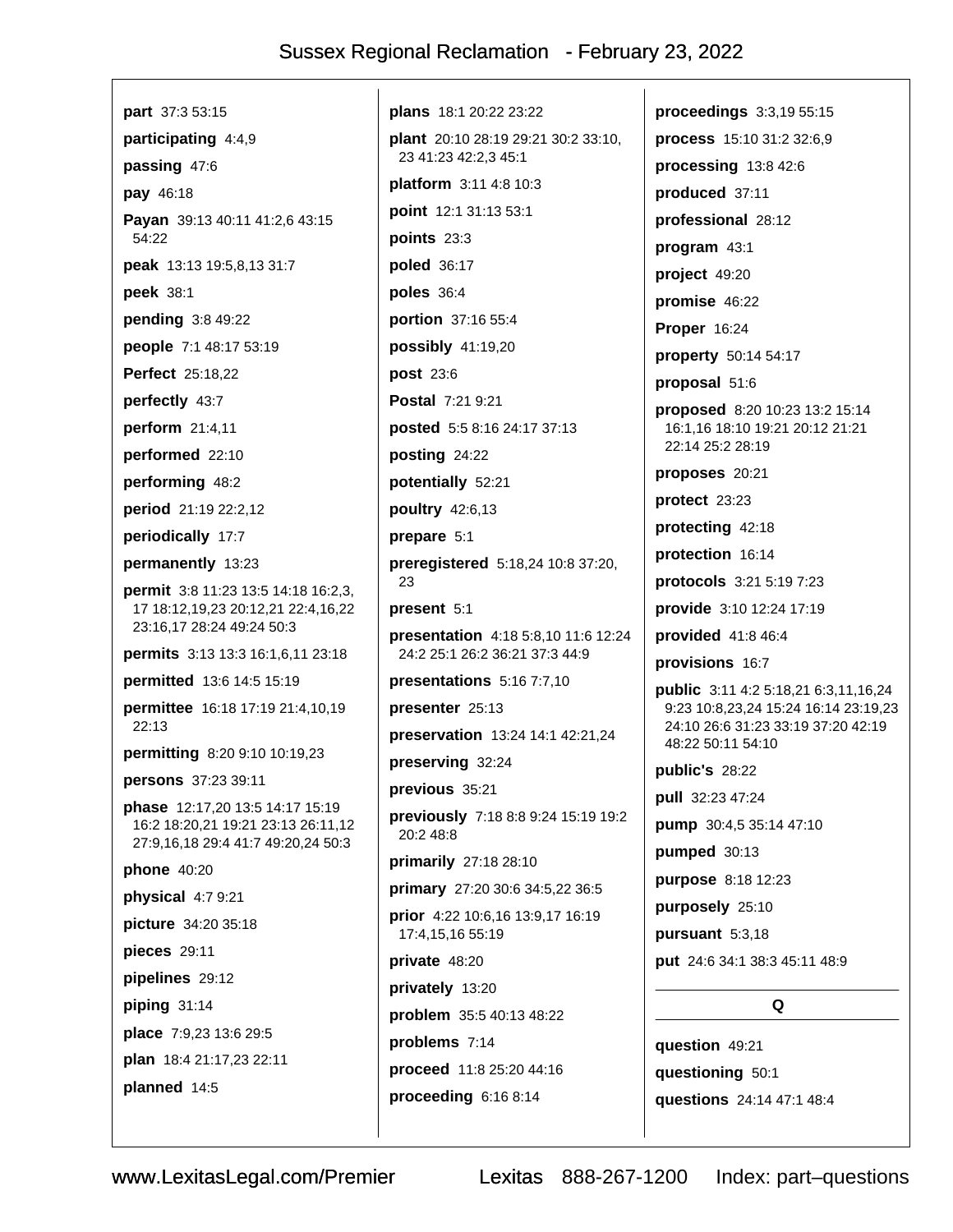**part** 37:3 53:15

**participating** 4:4,9

**passing** 47:6

**pay** 46:18

**Payan** 39:13 40:11 41:2,6 43:15 54:22

**peak** 13:13 19:5,8,13 31:7

**peek** 38:1

**pending** 3:8 49:22

**people** 7:1 48:17 53:19

**Perfect** 25:18,22

**perfectly** 43:7

**perform** 21:4,11

**performed** 22:10

**performing** 48:2

**period** 21:19 22:2,12

**periodically** 17:7

**permanently** 13:23

**permit** 3:8 11:23 13:5 14:18 16:2,3, 17 18:12,19,23 20:12,21 22:4,16,22 23:16,17 28:24 49:24 50:3

**permits** 3:13 13:3 16:1,6,11 23:18

**permitted** 13:6 14:5 15:19

**permittee** 16:18 17:19 21:4,10,19 22:13

**permitting** 8:20 9:10 10:19,23

**persons** 37:23 39:11

**phase** 12:17,20 13:5 14:17 15:19 16:2 18:20,21 19:21 23:13 26:11,12 27:9,16,18 29:4 41:7 49:20,24 50:3

**phone** 40:20

**physical** 4:7 9:21

**picture** 34:20 35:18

**pieces** 29:11

**pipelines** 29:12

**piping** 31:14

**place** 7:9,23 13:6 29:5

**plan** 18:4 21:17,23 22:11

**planned** 14:5

**plans** 18:1 20:22 23:22

**plant** 20:10 28:19 29:21 30:2 33:10, 23 41:23 42:2,3 45:1

**platform** 3:11 4:8 10:3

**point** 12:1 31:13 53:1

**points** 23:3

**poled** 36:17

**poles** 36:4

**portion** 37:16 55:4

**possibly** 41:19,20

**post** 23:6

**Postal** 7:21 9:21

**posted** 5:5 8:16 24:17 37:13

**posting** 24:22

**potentially** 52:21

**poultry** 42:6,13

**prepare** 5:1

**preregistered** 5:18,24 10:8 37:20, 23

**present** 5:1

**presentation** 4:18 5:8,10 11:6 12:24 24:2 25:1 26:2 36:21 37:3 44:9

**presentations** 5:16 7:7,10

**presenter** 25:13

**preservation** 13:24 14:1 42:21,24

**preserving** 32:24

**previous** 35:21

**previously** 7:18 8:8 9:24 15:19 19:2 20:2 48:8

**primarily** 27:18 28:10

**primary** 27:20 30:6 34:5,22 36:5

**prior** 4:22 10:6,16 13:9,17 16:19 17:4,15,16 55:19

**private** 48:20

**privately** 13:20

**problem** 35:5 40:13 48:22

**problems** 7:14

**proceed** 11:8 25:20 44:16

**proceeding** 6:16 8:14

**proceedings** 3:3,19 55:15

**process** 15:10 31:2 32:6,9

**processing** 13:8 42:6

**produced** 37:11

**professional** 28:12

**program** 43:1

**project** 49:20

**promise** 46:22

**Proper** 16:24

**property** 50:14 54:17

**proposal** 51:6

**proposed** 8:20 10:23 13:2 15:14 16:1,16 18:10 19:21 20:12 21:21 22:14 25:2 28:19

**proposes** 20:21

**protect** 23:23

**protecting** 42:18

**protection** 16:14

**protocols** 3:21 5:19 7:23

**provide** 3:10 12:24 17:19

**provided** 41:8 46:4

**provisions** 16:7

**public** 3:11 4:2 5:18,21 6:3,11,16,24 9:23 10:8,23,24 15:24 16:14 23:19,23 24:10 26:6 31:23 33:19 37:20 42:19 48:22 50:11 54:10

**public's** 28:22

**pull** 32:23 47:24

**pump** 30:4,5 35:14 47:10

**pumped** 30:13

**purpose** 8:18 12:23

**purposely** 25:10

**pursuant** 5:3,18

**put** 24:6 34:1 38:3 45:11 48:9

## Q

**question** 49:21

**questioning** 50:1

**questions** 24:14 47:1 48:4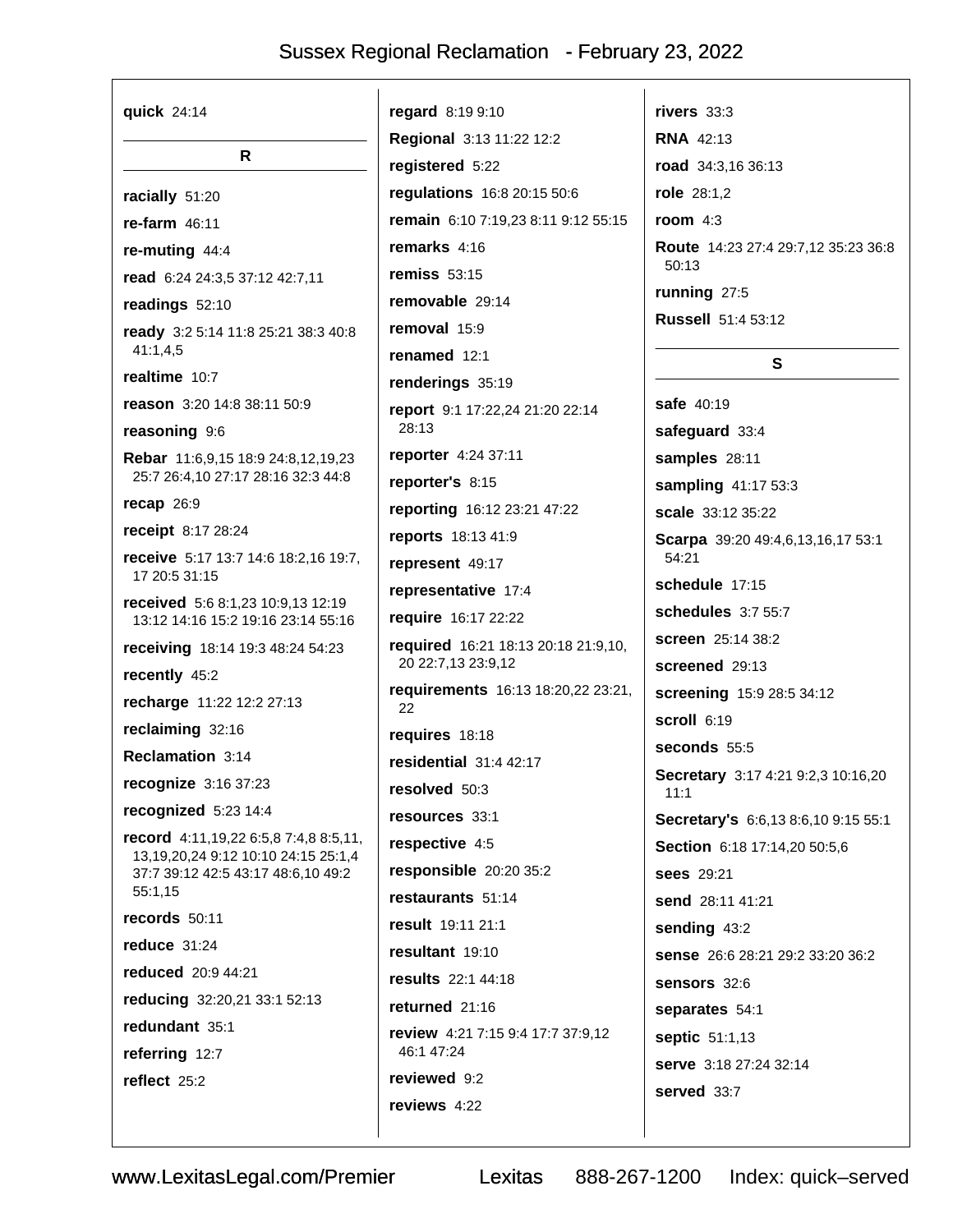**quick** 24:14

## R

**racially** 51:20

**re-farm** 46:11

**re-muting** 44:4

**read** 6:24 24:3,5 37:12 42:7,11

**readings** 52:10

**ready** 3:2 5:14 11:8 25:21 38:3 40:8 41:1,4,5

**realtime** 10:7

**reason** 3:20 14:8 38:11 50:9

**reasoning** 9:6

**Rebar** 11:6,9,15 18:9 24:8,12,19,23 25:7 26:4,10 27:17 28:16 32:3 44:8

**recap** 26:9

**receipt** 8:17 28:24

**receive** 5:17 13:7 14:6 18:2,16 19:7, 17 20:5 31:15

**received** 5:6 8:1,23 10:9,13 12:19 13:12 14:16 15:2 19:16 23:14 55:16

**receiving** 18:14 19:3 48:24 54:23

**recently** 45:2

**recharge** 11:22 12:2 27:13

**reclaiming** 32:16

**Reclamation** 3:14

**recognize** 3:16 37:23

**recognized** 5:23 14:4

**record** 4:11,19,22 6:5,8 7:4,8 8:5,11, 13,19,20,24 9:12 10:10 24:15 25:1,4 37:7 39:12 42:5 43:17 48:6,10 49:2 55:1,15

**records** 50:11

**reduce** 31:24

**reduced** 20:9 44:21

**reducing** 32:20,21 33:1 52:13

**redundant** 35:1

**referring** 12:7

**reflect** 25:2

**regard** 8:19 9:10

**Regional** 3:13 11:22 12:2

**registered** 5:22

**regulations** 16:8 20:15 50:6

**remain** 6:10 7:19,23 8:11 9:12 55:15

**remarks** 4:16

**remiss** 53:15

**removable** 29:14

**removal** 15:9

**renamed** 12:1

**renderings** 35:19

**report** 9:1 17:22,24 21:20 22:14 28:13

**reporter** 4:24 37:11

**reporter's** 8:15

**reporting** 16:12 23:21 47:22

**reports** 18:13 41:9

**represent** 49:17

**representative** 17:4

**require** 16:17 22:22

**required** 16:21 18:13 20:18 21:9,10, 20 22:7,13 23:9,12

**requirements** 16:13 18:20,22 23:21, 22

**requires** 18:18

**residential** 31:4 42:17

**resolved** 50:3

**resources** 33:1

**respective** 4:5

**responsible** 20:20 35:2

**restaurants** 51:14

**result** 19:11 21:1

**resultant** 19:10

**results** 22:1 44:18

**returned** 21:16

**review** 4:21 7:15 9:4 17:7 37:9,12 46:1 47:24

**reviewed** 9:2

**reviews** 4:22

**rivers** 33:3

**RNA** 42:13

**road** 34:3,16 36:13

**role** 28:1,2

**room** 4:3

**Route** 14:23 27:4 29:7,12 35:23 36:8 50:13

**running** 27:5

**Russell** 51:4 53:12

## S

**safe** 40:19

**safeguard** 33:4

**samples** 28:11

**sampling** 41:17 53:3

**scale** 33:12 35:22

**Scarpa** 39:20 49:4,6,13,16,17 53:1 54:21

**schedule** 17:15

**schedules** 3:7 55:7

**screen** 25:14 38:2

**screened** 29:13

**screening** 15:9 28:5 34:12

**scroll** 6:19

**seconds** 55:5

**Secretary** 3:17 4:21 9:2,3 10:16,20 11:1

**Secretary's** 6:6,13 8:6,10 9:15 55:1

**Section** 6:18 17:14,20 50:5,6

**sees** 29:21

**send** 28:11 41:21

**sending** 43:2

**sense** 26:6 28:21 29:2 33:20 36:2

**sensors** 32:6

**separates** 54:1

**septic** 51:1,13

**serve** 3:18 27:24 32:14

**served** 33:7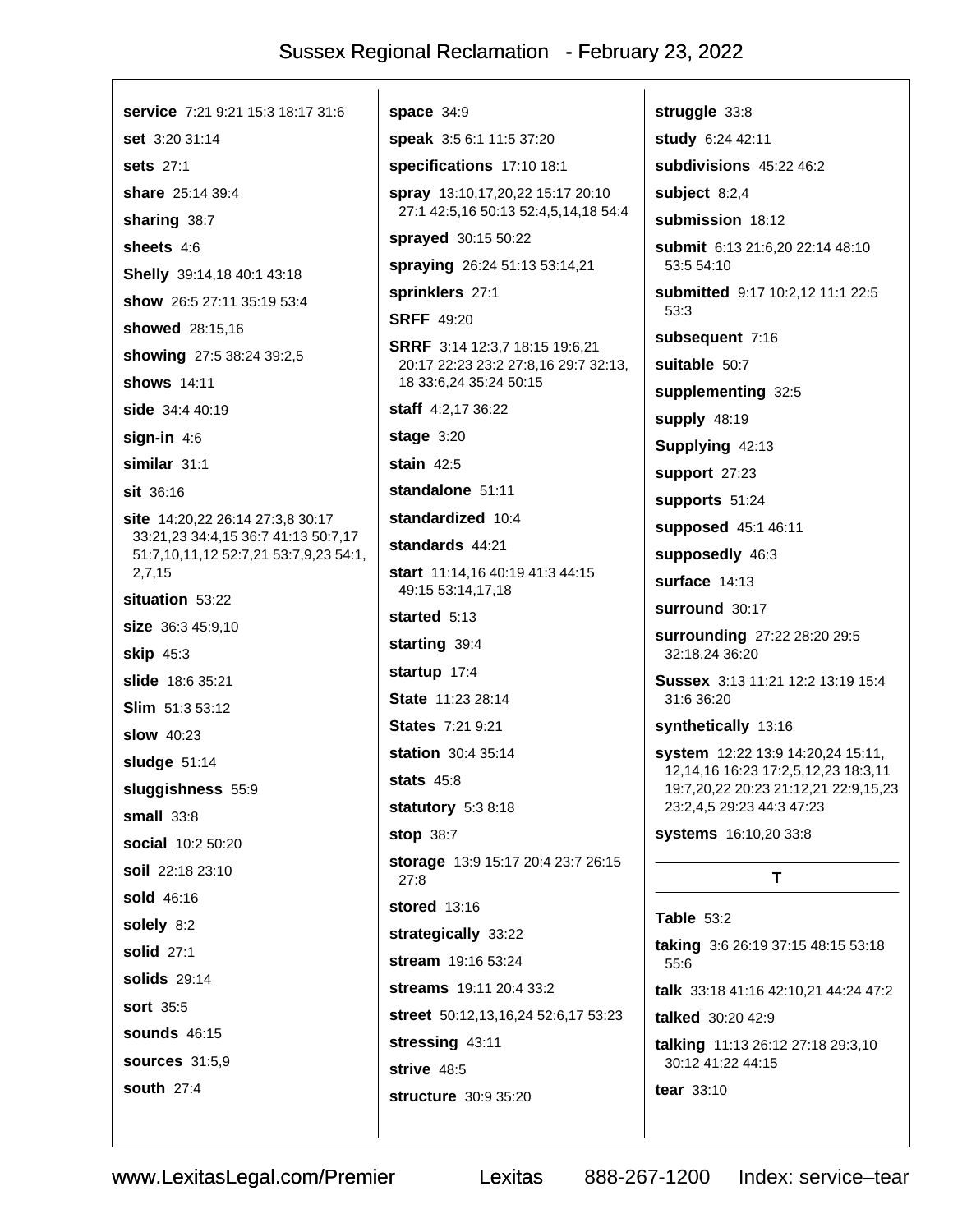**service** 7:21 9:21 15:3 18:17 31:6

**set** 3:20 31:14

**sets** 27:1

**share** 25:14 39:4

**sharing** 38:7

**sheets** 4:6

**Shelly** 39:14,18 40:1 43:18

**show** 26:5 27:11 35:19 53:4

**showed** 28:15,16

**showing** 27:5 38:24 39:2,5

**shows** 14:11

**side** 34:4 40:19

**sign-in** 4:6

**similar** 31:1

**sit** 36:16

**site** 14:20,22 26:14 27:3,8 30:17 33:21,23 34:4,15 36:7 41:13 50:7,17 51:7,10,11,12 52:7,21 53:7,9,23 54:1, 2,7,15

**situation** 53:22

**size** 36:3 45:9,10

**skip** 45:3

**slide** 18:6 35:21

**Slim** 51:3 53:12

**slow** 40:23

**sludge** 51:14

**sluggishness** 55:9

**small** 33:8

**social** 10:2 50:20

**soil** 22:18 23:10

**sold** 46:16

**solely** 8:2

**solid** 27:1

**solids** 29:14

**sort** 35:5

**sounds** 46:15

**sources** 31:5,9

**south** 27:4

**space** 34:9

**speak** 3:5 6:1 11:5 37:20

**specifications** 17:10 18:1

**spray** 13:10,17,20,22 15:17 20:10 27:1 42:5,16 50:13 52:4,5,14,18 54:4

**sprayed** 30:15 50:22

**spraying** 26:24 51:13 53:14,21

**sprinklers** 27:1

**SRFF** 49:20

**SRRF** 3:14 12:3,7 18:15 19:6,21 20:17 22:23 23:2 27:8,16 29:7 32:13, 18 33:6,24 35:24 50:15

**staff** 4:2,17 36:22

**stage** 3:20

**stain** 42:5

**standalone** 51:11

**standardized** 10:4

**standards** 44:21

**start** 11:14,16 40:19 41:3 44:15 49:15 53:14,17,18

**started** 5:13

**starting** 39:4

**startup** 17:4

**State** 11:23 28:14

**States** 7:21 9:21

**station** 30:4 35:14

**stats** 45:8

**statutory** 5:3 8:18

**stop** 38:7

**storage** 13:9 15:17 20:4 23:7 26:15 27:8

**stored** 13:16

**strategically** 33:22

**stream** 19:16 53:24

**streams** 19:11 20:4 33:2

**street** 50:12,13,16,24 52:6,17 53:23

**stressing** 43:11

**strive** 48:5

**structure** 30:9 35:20

**struggle** 33:8

**study** 6:24 42:11

**subdivisions** 45:22 46:2

**subject** 8:2,4

**submission** 18:12

**submit** 6:13 21:6,20 22:14 48:10 53:5 54:10

**submitted** 9:17 10:2,12 11:1 22:5 53:3

**subsequent** 7:16

**suitable** 50:7

**supplementing** 32:5

**supply** 48:19

**Supplying** 42:13

**support** 27:23

**supports** 51:24

**supposed** 45:1 46:11

**supposedly** 46:3

**surface** 14:13

**surround** 30:17

**surrounding** 27:22 28:20 29:5 32:18,24 36:20

**Sussex** 3:13 11:21 12:2 13:19 15:4 31:6 36:20

**synthetically** 13:16

**system** 12:22 13:9 14:20,24 15:11, 12,14,16 16:23 17:2,5,12,23 18:3,11 19:7,20,22 20:23 21:12,21 22:9,15,23 23:2,4,5 29:23 44:3 47:23

**systems** 16:10,20 33:8

## T

**Table** 53:2

**taking** 3:6 26:19 37:15 48:15 53:18 55:6

**talk** 33:18 41:16 42:10,21 44:24 47:2

**talked** 30:20 42:9

**talking** 11:13 26:12 27:18 29:3,10 30:12 41:22 44:15

**tear** 33:10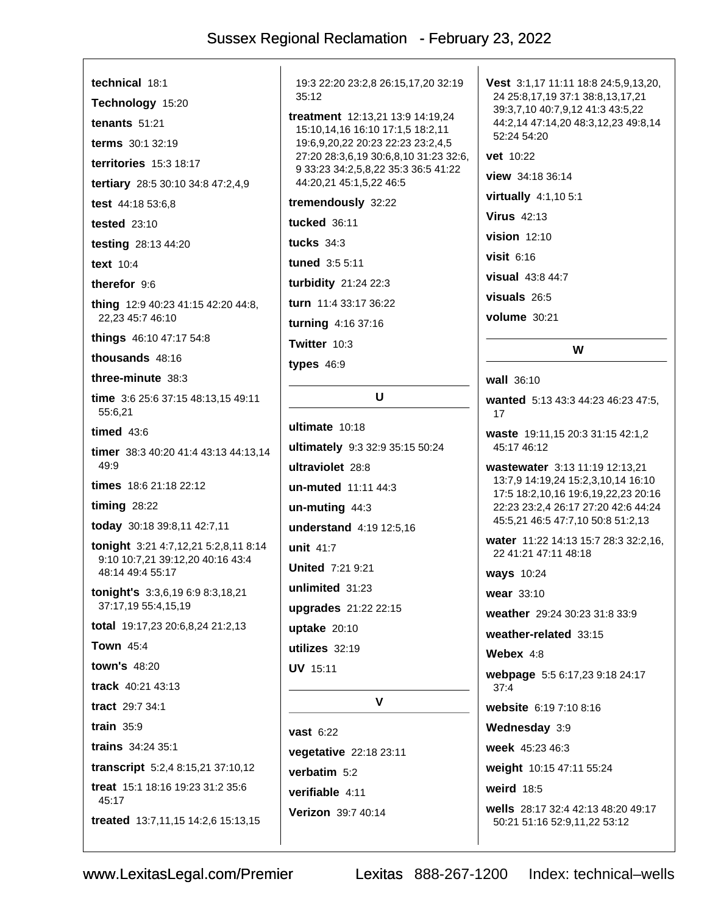**technical** 18:1

**Technology** 15:20

**tenants** 51:21

**terms** 30:1 32:19

**territories** 15:3 18:17

**tertiary** 28:5 30:10 34:8 47:2,4,9

**test** 44:18 53:6,8

**tested** 23:10

**testing** 28:13 44:20

**text** 10:4

**therefor** 9:6

**thing** 12:9 40:23 41:15 42:20 44:8, 22,23 45:7 46:10

**things** 46:10 47:17 54:8

**thousands** 48:16

**three-minute** 38:3

**time** 3:6 25:6 37:15 48:13,15 49:11 55:6,21

**timed** 43:6

**timer** 38:3 40:20 41:4 43:13 44:13,14 49:9

**times** 18:6 21:18 22:12

**timing** 28:22

**today** 30:18 39:8,11 42:7,11

**tonight** 3:21 4:7,12,21 5:2,8,11 8:14 9:10 10:7,21 39:12,20 40:16 43:4 48:14 49:4 55:17

**tonight's** 3:3,6,19 6:9 8:3,18,21 37:17,19 55:4,15,19

**total** 19:17,23 20:6,8,24 21:2,13

**Town** 45:4

**town's** 48:20

**track** 40:21 43:13

**tract** 29:7 34:1

**train** 35:9

**trains** 34:24 35:1

**transcript** 5:2,4 8:15,21 37:10,12

**treat** 15:1 18:16 19:23 31:2 35:6 45:17

**treated** 13:7,11,15 14:2,6 15:13,15 19:3 22:20 23:2,8 26:15,17,20 32:19 35:12

**treatment** 12:13,21 13:9 14:19,24 15:10,14,16 16:10 17:1,5 18:2,11 19:6,9,20,22 20:23 22:23 23:2,4,5 27:20 28:3,6,19 30:6,8,10 31:23 32:6, 9 33:23 34:2,5,8,22 35:3 36:5 41:22 44:20,21 45:1,5,22 46:5

**tremendously** 32:22

**tucked** 36:11

**tucks** 34:3

**tuned** 3:5 5:11

**turbidity** 21:24 22:3

**turn** 11:4 33:17 36:22

**turning** 4:16 37:16

**Twitter** 10:3

**types** 46:9

## U

**ultimate** 10:18

**ultimately** 9:3 32:9 35:15 50:24

**ultraviolet** 28:8

**un-muted** 11:11 44:3

**un-muting** 44:3

**understand** 4:19 12:5,16

**unit** 41:7

**United** 7:21 9:21

**unlimited** 31:23

**upgrades** 21:22 22:15

**uptake** 20:10

**utilizes** 32:19

**UV** 15:11

## V

**vast** 6:22

**vegetative** 22:18 23:11

**verbatim** 5:2

**verifiable** 4:11

**Verizon** 39:7 40:14

**Vest** 3:1,17 11:11 18:8 24:5,9,13,20, 24 25:8,17,19 37:1 38:8,13,17,21 39:3,7,10 40:7,9,12 41:3 43:5,22 44:2,14 47:14,20 48:3,12,23 49:8,14 52:24 54:20

**vet** 10:22

**view** 34:18 36:14

**virtually** 4:1,10 5:1

**Virus** 42:13

**vision** 12:10

**visit** 6:16

**visual** 43:8 44:7

**visuals** 26:5

**volume** 30:21

## W

**wall** 36:10

**wanted** 5:13 43:3 44:23 46:23 47:5, 17

**waste** 19:11,15 20:3 31:15 42:1,2 45:17 46:12

**wastewater** 3:13 11:19 12:13,21 13:7,9 14:19,24 15:2,3,10,14 16:10 17:5 18:2,10,16 19:6,19,22,23 20:16 22:23 23:2,4 26:17 27:20 42:6 44:24 45:5,21 46:5 47:7,10 50:8 51:2,13

**water** 11:22 14:13 15:7 28:3 32:2,16, 22 41:21 47:11 48:18

**ways** 10:24

**wear** 33:10

**weather** 29:24 30:23 31:8 33:9

**weather-related** 33:15

**Webex** 4:8

**webpage** 5:5 6:17,23 9:18 24:17 37:4

**website** 6:19 7:10 8:16

**Wednesday** 3:9

**week** 45:23 46:3

**weight** 10:15 47:11 55:24

**weird** 18:5

**wells** 28:17 32:4 42:13 48:20 49:17 50:21 51:16 52:9,11,22 53:12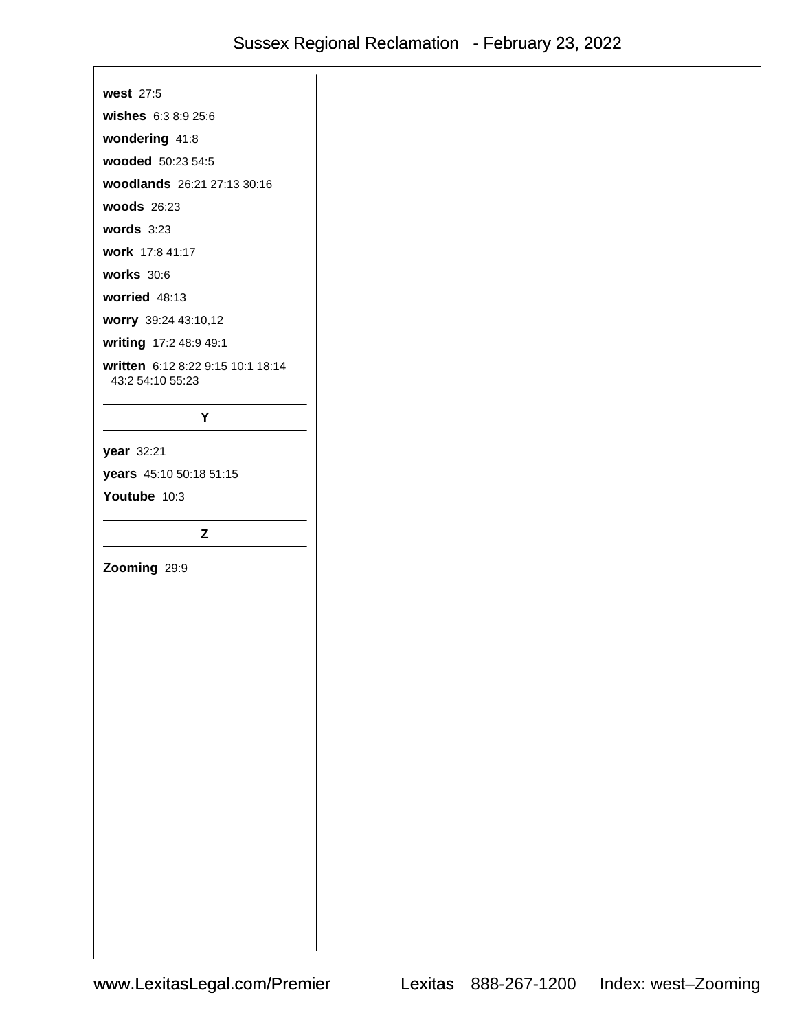**west** 27:5

**wishes** 6:3 8:9 25:6

**wondering** 41:8

**wooded** 50:23 54:5

**woodlands** 26:21 27:13 30:16

**woods** 26:23

**words** 3:23

**work** 17:8 41:17

**works** 30:6

**worried** 48:13

**worry** 39:24 43:10,12

**writing** 17:2 48:9 49:1

**written** 6:12 8:22 9:15 10:1 18:14 43:2 54:10 55:23

## Y

**year** 32:21

**years** 45:10 50:18 51:15

**Youtube** 10:3

## Z

**Zooming** 29:9